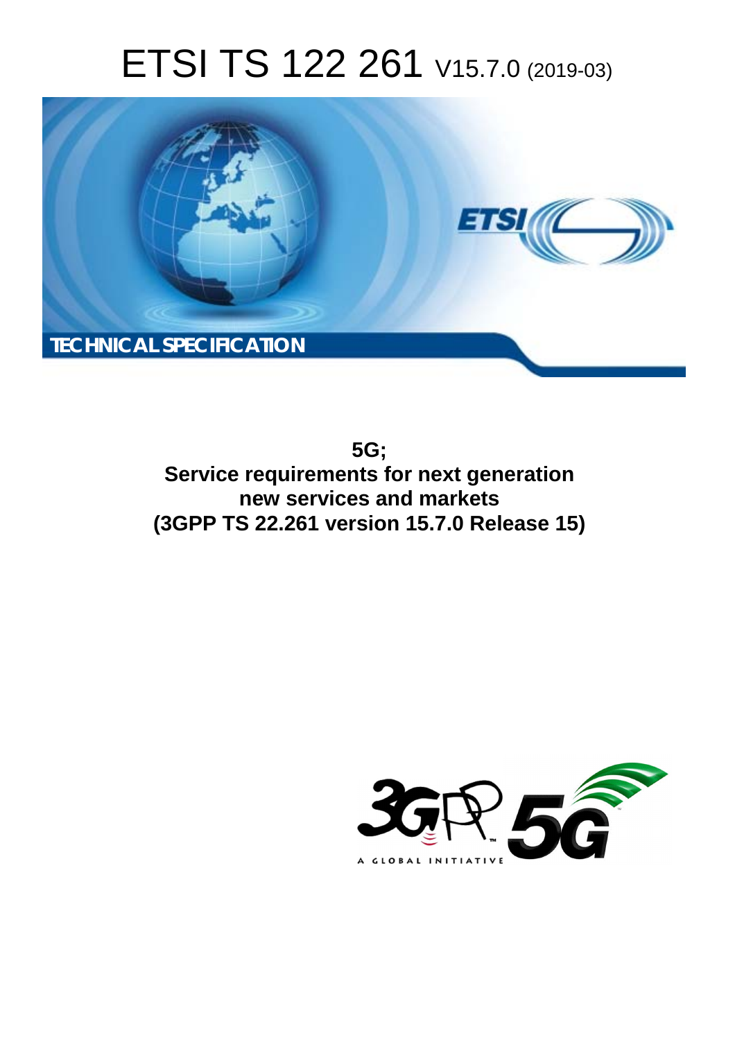# ETSI TS 122 261 V15.7.0 (2019-03)

TECHNICAL SPECIFICATION

**5G;**
**Service requirements for next generation new services and markets**
**(3GPP TS 22.261 version 15.7.0 Release 15)**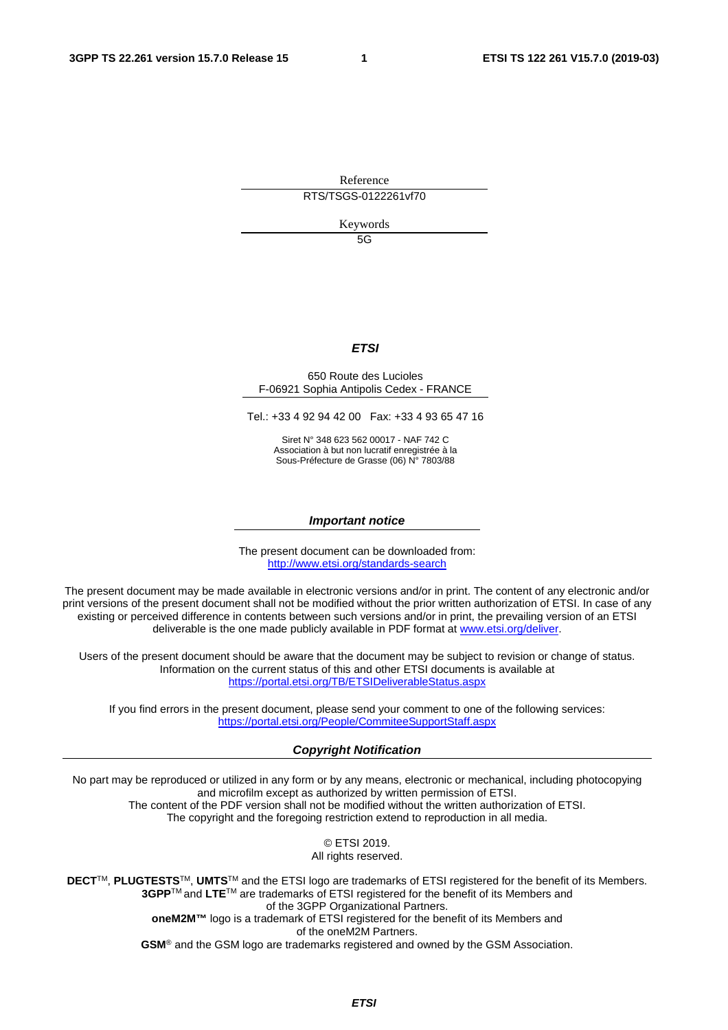Reference

RTS/TSGS-0122261vf70

Keywords

5G

***ETSI***

650 Route des Lucioles
F-06921 Sophia Antipolis Cedex - FRANCE

Tel.: +33 4 92 94 42 00   Fax: +33 4 93 65 47 16

Siret N° 348 623 562 00017 - NAF 742 C
Association à but non lucratif enregistrée à la
Sous-Préfecture de Grasse (06) N° 7803/88

***Important notice***

The present document can be downloaded from:
http://www.etsi.org/standards-search

The present document may be made available in electronic versions and/or in print. The content of any electronic and/or print versions of the present document shall not be modified without the prior written authorization of ETSI. In case of any existing or perceived difference in contents between such versions and/or in print, the prevailing version of an ETSI deliverable is the one made publicly available in PDF format at www.etsi.org/deliver.

Users of the present document should be aware that the document may be subject to revision or change of status. Information on the current status of this and other ETSI documents is available at https://portal.etsi.org/TB/ETSIDeliverableStatus.aspx

If you find errors in the present document, please send your comment to one of the following services:
https://portal.etsi.org/People/CommiteeSupportStaff.aspx

***Copyright Notification***

No part may be reproduced or utilized in any form or by any means, electronic or mechanical, including photocopying and microfilm except as authorized by written permission of ETSI.
The content of the PDF version shall not be modified without the written authorization of ETSI.
The copyright and the foregoing restriction extend to reproduction in all media.

© ETSI 2019.
All rights reserved.

**DECT**™, **PLUGTESTS**™, **UMTS**™ and the ETSI logo are trademarks of ETSI registered for the benefit of its Members.
**3GPP**™ and **LTE**™ are trademarks of ETSI registered for the benefit of its Members and of the 3GPP Organizational Partners.
**oneM2M™** logo is a trademark of ETSI registered for the benefit of its Members and of the oneM2M Partners.
**GSM**® and the GSM logo are trademarks registered and owned by the GSM Association.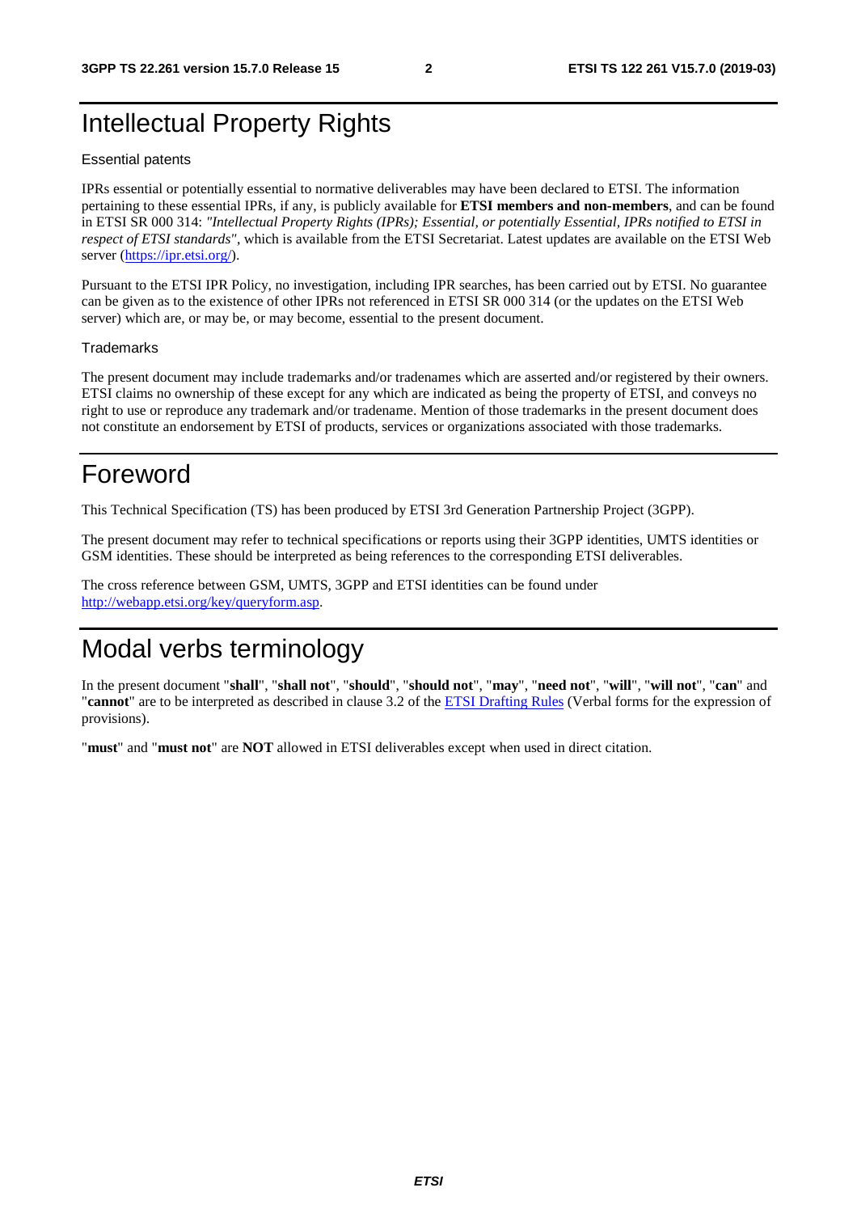# Intellectual Property Rights

Essential patents

IPRs essential or potentially essential to normative deliverables may have been declared to ETSI. The information pertaining to these essential IPRs, if any, is publicly available for **ETSI members and non-members**, and can be found in ETSI SR 000 314: *"Intellectual Property Rights (IPRs); Essential, or potentially Essential, IPRs notified to ETSI in respect of ETSI standards"*, which is available from the ETSI Secretariat. Latest updates are available on the ETSI Web server (https://ipr.etsi.org/).

Pursuant to the ETSI IPR Policy, no investigation, including IPR searches, has been carried out by ETSI. No guarantee can be given as to the existence of other IPRs not referenced in ETSI SR 000 314 (or the updates on the ETSI Web server) which are, or may be, or may become, essential to the present document.

Trademarks

The present document may include trademarks and/or tradenames which are asserted and/or registered by their owners. ETSI claims no ownership of these except for any which are indicated as being the property of ETSI, and conveys no right to use or reproduce any trademark and/or tradename. Mention of those trademarks in the present document does not constitute an endorsement by ETSI of products, services or organizations associated with those trademarks.

# Foreword

This Technical Specification (TS) has been produced by ETSI 3rd Generation Partnership Project (3GPP).

The present document may refer to technical specifications or reports using their 3GPP identities, UMTS identities or GSM identities. These should be interpreted as being references to the corresponding ETSI deliverables.

The cross reference between GSM, UMTS, 3GPP and ETSI identities can be found under http://webapp.etsi.org/key/queryform.asp.

# Modal verbs terminology

In the present document "**shall**", "**shall not**", "**should**", "**should not**", "**may**", "**need not**", "**will**", "**will not**", "**can**" and "**cannot**" are to be interpreted as described in clause 3.2 of the ETSI Drafting Rules (Verbal forms for the expression of provisions).

"**must**" and "**must not**" are **NOT** allowed in ETSI deliverables except when used in direct citation.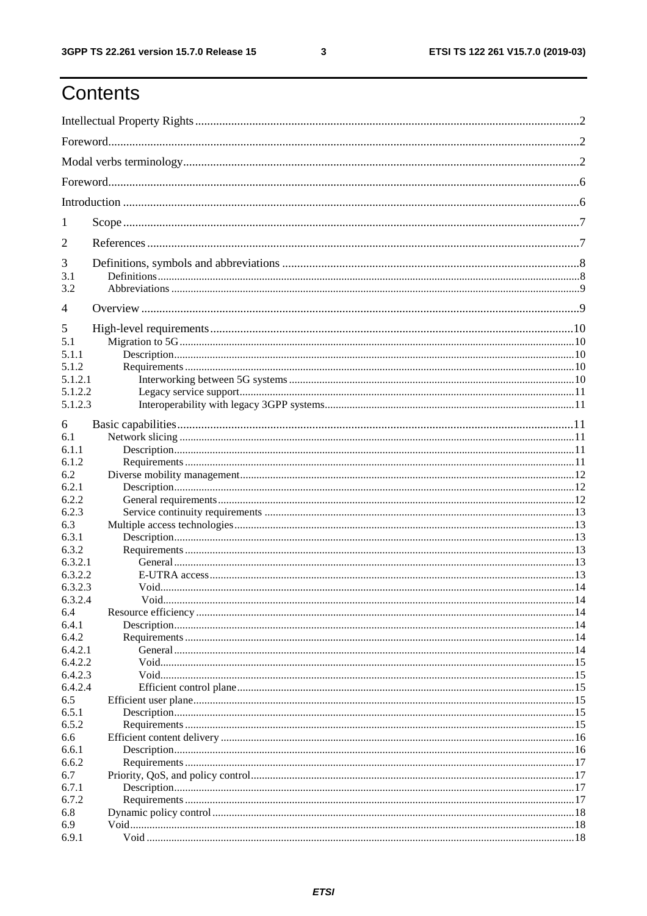# Contents

Intellectual Property Rights ..... 2

Foreword ..... 2

Modal verbs terminology ..... 2

Foreword ..... 6

Introduction ..... 6

1 Scope ..... 7

2 References ..... 7

3 Definitions, symbols and abbreviations ..... 8

3.1 Definitions ..... 8

3.2 Abbreviations ..... 9

4 Overview ..... 9

5 High-level requirements ..... 10

5.1 Migration to 5G ..... 10

5.1.1 Description ..... 10

5.1.2 Requirements ..... 10

5.1.2.1 Interworking between 5G systems ..... 10

5.1.2.2 Legacy service support ..... 11

5.1.2.3 Interoperability with legacy 3GPP systems ..... 11

6 Basic capabilities ..... 11

6.1 Network slicing ..... 11

6.1.1 Description ..... 11

6.1.2 Requirements ..... 11

6.2 Diverse mobility management ..... 12

6.2.1 Description ..... 12

6.2.2 General requirements ..... 12

6.2.3 Service continuity requirements ..... 13

6.3 Multiple access technologies ..... 13

6.3.1 Description ..... 13

6.3.2 Requirements ..... 13

6.3.2.1 General ..... 13

6.3.2.2 E-UTRA access ..... 13

6.3.2.3 Void ..... 14

6.3.2.4 Void ..... 14

6.4 Resource efficiency ..... 14

6.4.1 Description ..... 14

6.4.2 Requirements ..... 14

6.4.2.1 General ..... 14

6.4.2.2 Void ..... 15

6.4.2.3 Void ..... 15

6.4.2.4 Efficient control plane ..... 15

6.5 Efficient user plane ..... 15

6.5.1 Description ..... 15

6.5.2 Requirements ..... 15

6.6 Efficient content delivery ..... 16

6.6.1 Description ..... 16

6.6.2 Requirements ..... 17

6.7 Priority, QoS, and policy control ..... 17

6.7.1 Description ..... 17

6.7.2 Requirements ..... 17

6.8 Dynamic policy control ..... 18

6.9 Void ..... 18

6.9.1 Void ..... 18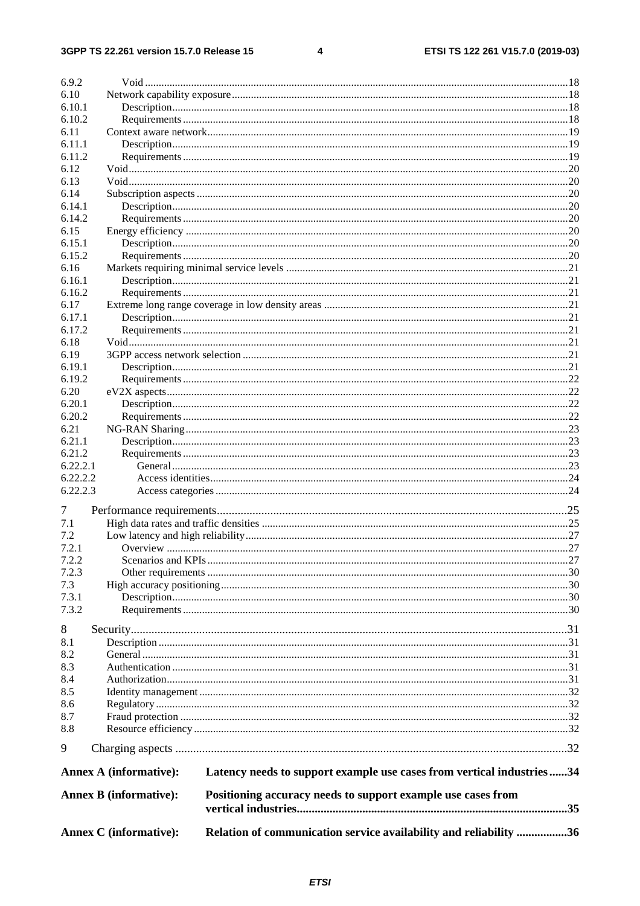6.9.2 Void ....18
6.10 Network capability exposure ....18
6.10.1 Description ....18
6.10.2 Requirements ....18
6.11 Context aware network ....19
6.11.1 Description ....19
6.11.2 Requirements ....19
6.12 Void ....20
6.13 Void ....20
6.14 Subscription aspects ....20
6.14.1 Description ....20
6.14.2 Requirements ....20
6.15 Energy efficiency ....20
6.15.1 Description ....20
6.15.2 Requirements ....20
6.16 Markets requiring minimal service levels ....21
6.16.1 Description ....21
6.16.2 Requirements ....21
6.17 Extreme long range coverage in low density areas ....21
6.17.1 Description ....21
6.17.2 Requirements ....21
6.18 Void ....21
6.19 3GPP access network selection ....21
6.19.1 Description ....21
6.19.2 Requirements ....22
6.20 eV2X aspects ....22
6.20.1 Description ....22
6.20.2 Requirements ....22
6.21 NG-RAN Sharing ....23
6.21.1 Description ....23
6.21.2 Requirements ....23
6.22.2.1 General ....23
6.22.2.2 Access identities ....24
6.22.2.3 Access categories ....24

7 Performance requirements ....25
7.1 High data rates and traffic densities ....25
7.2 Low latency and high reliability ....27
7.2.1 Overview ....27
7.2.2 Scenarios and KPIs ....27
7.2.3 Other requirements ....30
7.3 High accuracy positioning ....30
7.3.1 Description ....30
7.3.2 Requirements ....30

8 Security ....31
8.1 Description ....31
8.2 General ....31
8.3 Authentication ....31
8.4 Authorization ....31
8.5 Identity management ....32
8.6 Regulatory ....32
8.7 Fraud protection ....32
8.8 Resource efficiency ....32

9 Charging aspects ....32

**Annex A (informative): Latency needs to support example use cases from vertical industries ....34**

**Annex B (informative): Positioning accuracy needs to support example use cases from vertical industries ....35**

**Annex C (informative): Relation of communication service availability and reliability ....36**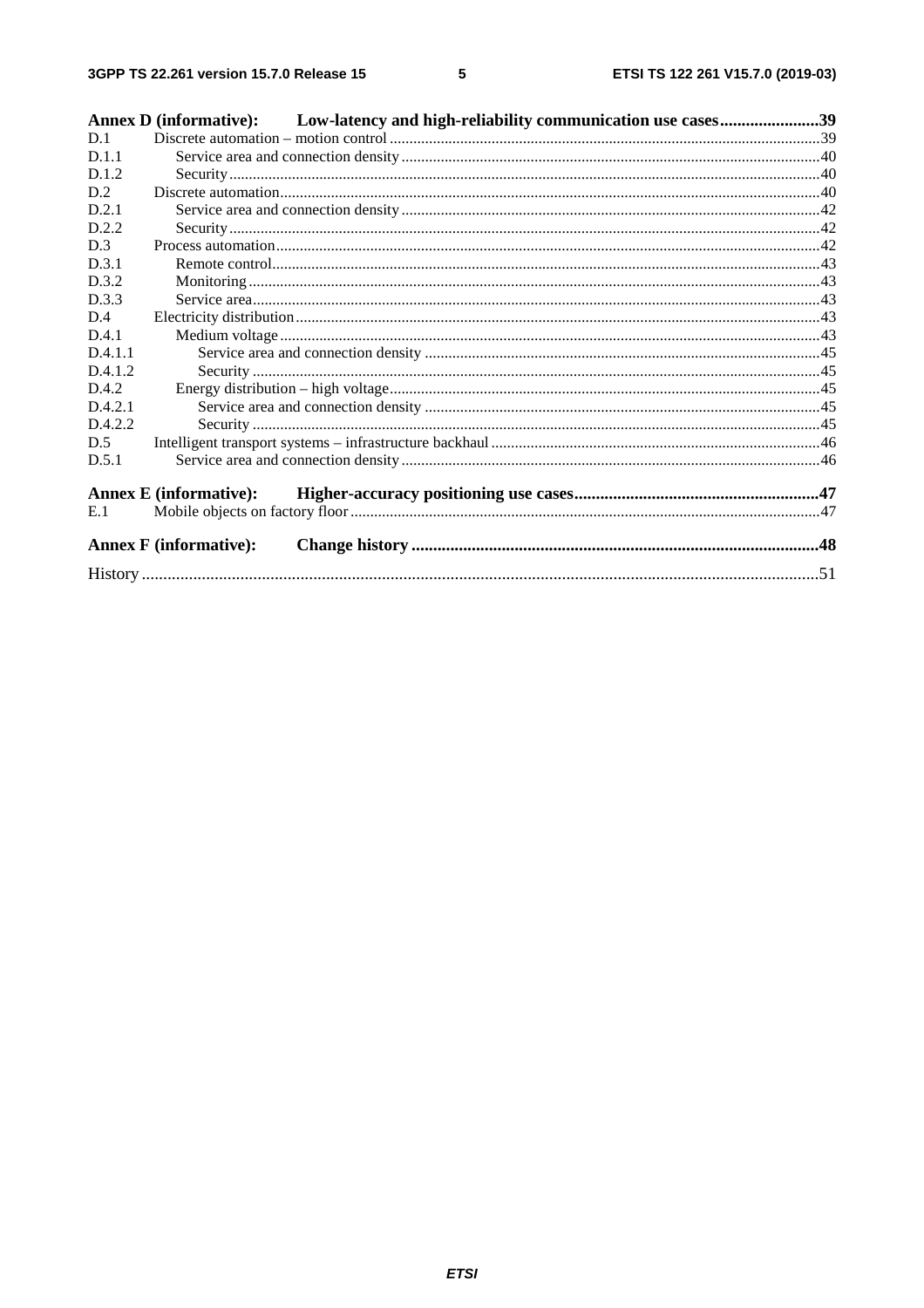**Annex D (informative): Low-latency and high-reliability communication use cases** ....................... 39

D.1 Discrete automation – motion control ............................................................ 39

D.1.1 Service area and connection density ............................................................ 40

D.1.2 Security ............................................................ 40

D.2 Discrete automation ............................................................ 40

D.2.1 Service area and connection density ............................................................ 42

D.2.2 Security ............................................................ 42

D.3 Process automation ............................................................ 42

D.3.1 Remote control ............................................................ 43

D.3.2 Monitoring ............................................................ 43

D.3.3 Service area ............................................................ 43

D.4 Electricity distribution ............................................................ 43

D.4.1 Medium voltage ............................................................ 43

D.4.1.1 Service area and connection density ............................................................ 45

D.4.1.2 Security ............................................................ 45

D.4.2 Energy distribution – high voltage ............................................................ 45

D.4.2.1 Service area and connection density ............................................................ 45

D.4.2.2 Security ............................................................ 45

D.5 Intelligent transport systems – infrastructure backhaul ............................................................ 46

D.5.1 Service area and connection density ............................................................ 46

**Annex E (informative): Higher-accuracy positioning use cases** ............................................................ 47

E.1 Mobile objects on factory floor ............................................................ 47

**Annex F (informative): Change history** ............................................................ 48

History ............................................................ 51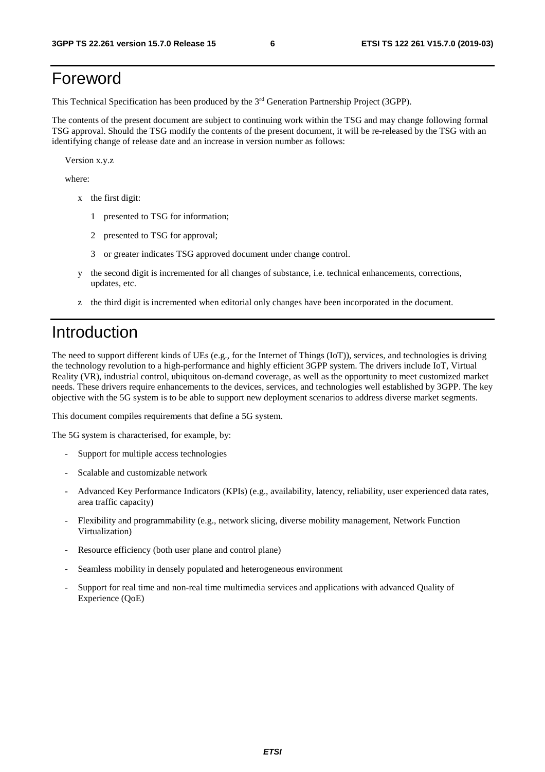# Foreword

This Technical Specification has been produced by the 3rd Generation Partnership Project (3GPP).

The contents of the present document are subject to continuing work within the TSG and may change following formal TSG approval. Should the TSG modify the contents of the present document, it will be re-released by the TSG with an identifying change of release date and an increase in version number as follows:

Version x.y.z

where:

- x the first digit:
  - 1 presented to TSG for information;
  - 2 presented to TSG for approval;
  - 3 or greater indicates TSG approved document under change control.
- y the second digit is incremented for all changes of substance, i.e. technical enhancements, corrections, updates, etc.
- z the third digit is incremented when editorial only changes have been incorporated in the document.

# Introduction

The need to support different kinds of UEs (e.g., for the Internet of Things (IoT)), services, and technologies is driving the technology revolution to a high-performance and highly efficient 3GPP system. The drivers include IoT, Virtual Reality (VR), industrial control, ubiquitous on-demand coverage, as well as the opportunity to meet customized market needs. These drivers require enhancements to the devices, services, and technologies well established by 3GPP. The key objective with the 5G system is to be able to support new deployment scenarios to address diverse market segments.

This document compiles requirements that define a 5G system.

The 5G system is characterised, for example, by:

- Support for multiple access technologies
- Scalable and customizable network
- Advanced Key Performance Indicators (KPIs) (e.g., availability, latency, reliability, user experienced data rates, area traffic capacity)
- Flexibility and programmability (e.g., network slicing, diverse mobility management, Network Function Virtualization)
- Resource efficiency (both user plane and control plane)
- Seamless mobility in densely populated and heterogeneous environment
- Support for real time and non-real time multimedia services and applications with advanced Quality of Experience (QoE)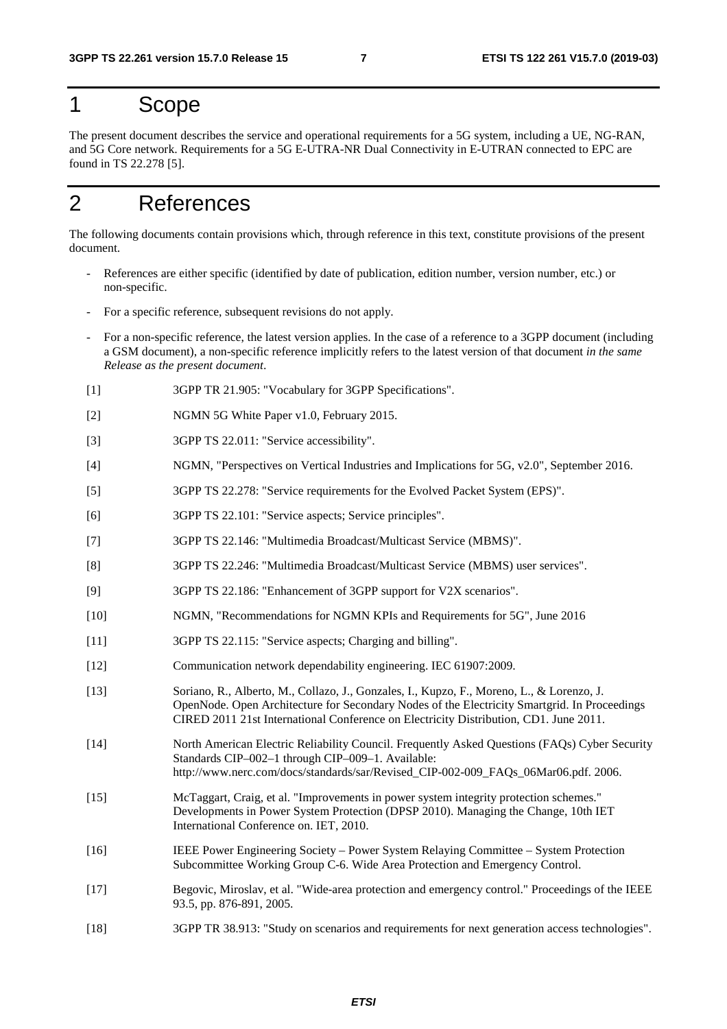# 1 Scope

The present document describes the service and operational requirements for a 5G system, including a UE, NG-RAN, and 5G Core network. Requirements for a 5G E-UTRA-NR Dual Connectivity in E-UTRAN connected to EPC are found in TS 22.278 [5].

# 2 References

The following documents contain provisions which, through reference in this text, constitute provisions of the present document.

- References are either specific (identified by date of publication, edition number, version number, etc.) or non-specific.
- For a specific reference, subsequent revisions do not apply.
- For a non-specific reference, the latest version applies. In the case of a reference to a 3GPP document (including a GSM document), a non-specific reference implicitly refers to the latest version of that document *in the same Release as the present document*.

[1] 3GPP TR 21.905: "Vocabulary for 3GPP Specifications".

[2] NGMN 5G White Paper v1.0, February 2015.

[3] 3GPP TS 22.011: "Service accessibility".

[4] NGMN, "Perspectives on Vertical Industries and Implications for 5G, v2.0", September 2016.

[5] 3GPP TS 22.278: "Service requirements for the Evolved Packet System (EPS)".

[6] 3GPP TS 22.101: "Service aspects; Service principles".

[7] 3GPP TS 22.146: "Multimedia Broadcast/Multicast Service (MBMS)".

[8] 3GPP TS 22.246: "Multimedia Broadcast/Multicast Service (MBMS) user services".

[9] 3GPP TS 22.186: "Enhancement of 3GPP support for V2X scenarios".

[10] NGMN, "Recommendations for NGMN KPIs and Requirements for 5G", June 2016

[11] 3GPP TS 22.115: "Service aspects; Charging and billing".

[12] Communication network dependability engineering. IEC 61907:2009.

[13] Soriano, R., Alberto, M., Collazo, J., Gonzales, I., Kupzo, F., Moreno, L., & Lorenzo, J. OpenNode. Open Architecture for Secondary Nodes of the Electricity Smartgrid. In Proceedings CIRED 2011 21st International Conference on Electricity Distribution, CD1. June 2011.

[14] North American Electric Reliability Council. Frequently Asked Questions (FAQs) Cyber Security Standards CIP–002–1 through CIP–009–1. Available: http://www.nerc.com/docs/standards/sar/Revised_CIP-002-009_FAQs_06Mar06.pdf. 2006.

[15] McTaggart, Craig, et al. "Improvements in power system integrity protection schemes." Developments in Power System Protection (DPSP 2010). Managing the Change, 10th IET International Conference on. IET, 2010.

[16] IEEE Power Engineering Society – Power System Relaying Committee – System Protection Subcommittee Working Group C-6. Wide Area Protection and Emergency Control.

[17] Begovic, Miroslav, et al. "Wide-area protection and emergency control." Proceedings of the IEEE 93.5, pp. 876-891, 2005.

[18] 3GPP TR 38.913: "Study on scenarios and requirements for next generation access technologies".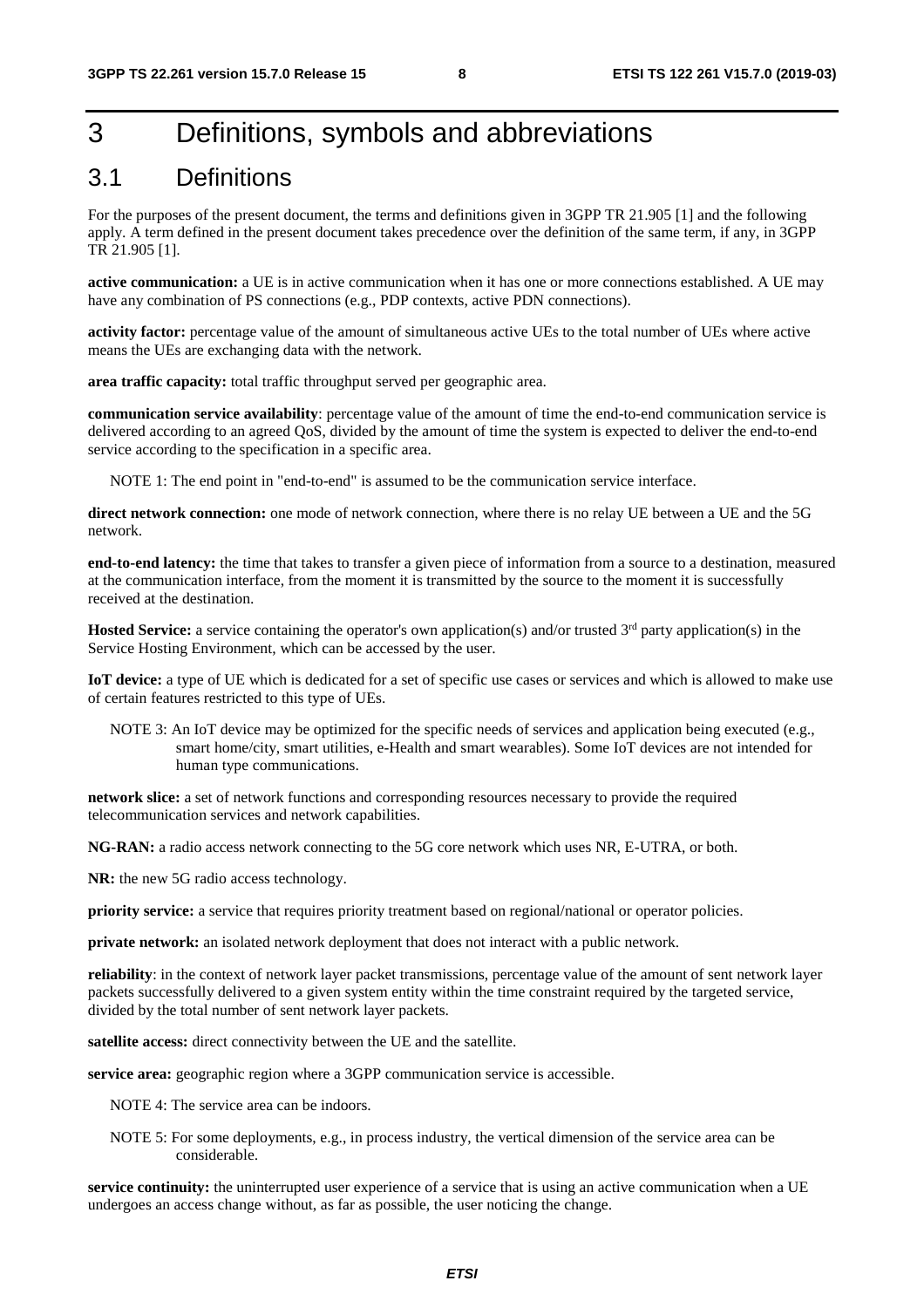# 3 Definitions, symbols and abbreviations

## 3.1 Definitions

For the purposes of the present document, the terms and definitions given in 3GPP TR 21.905 [1] and the following apply. A term defined in the present document takes precedence over the definition of the same term, if any, in 3GPP TR 21.905 [1].

**active communication:** a UE is in active communication when it has one or more connections established. A UE may have any combination of PS connections (e.g., PDP contexts, active PDN connections).

**activity factor:** percentage value of the amount of simultaneous active UEs to the total number of UEs where active means the UEs are exchanging data with the network.

**area traffic capacity:** total traffic throughput served per geographic area.

**communication service availability**: percentage value of the amount of time the end-to-end communication service is delivered according to an agreed QoS, divided by the amount of time the system is expected to deliver the end-to-end service according to the specification in a specific area.

NOTE 1: The end point in "end-to-end" is assumed to be the communication service interface.

**direct network connection:** one mode of network connection, where there is no relay UE between a UE and the 5G network.

**end-to-end latency:** the time that takes to transfer a given piece of information from a source to a destination, measured at the communication interface, from the moment it is transmitted by the source to the moment it is successfully received at the destination.

**Hosted Service:** a service containing the operator's own application(s) and/or trusted 3rd party application(s) in the Service Hosting Environment, which can be accessed by the user.

**IoT device:** a type of UE which is dedicated for a set of specific use cases or services and which is allowed to make use of certain features restricted to this type of UEs.

NOTE 3: An IoT device may be optimized for the specific needs of services and application being executed (e.g., smart home/city, smart utilities, e-Health and smart wearables). Some IoT devices are not intended for human type communications.

**network slice:** a set of network functions and corresponding resources necessary to provide the required telecommunication services and network capabilities.

**NG-RAN:** a radio access network connecting to the 5G core network which uses NR, E-UTRA, or both.

**NR:** the new 5G radio access technology.

**priority service:** a service that requires priority treatment based on regional/national or operator policies.

**private network:** an isolated network deployment that does not interact with a public network.

**reliability**: in the context of network layer packet transmissions, percentage value of the amount of sent network layer packets successfully delivered to a given system entity within the time constraint required by the targeted service, divided by the total number of sent network layer packets.

**satellite access:** direct connectivity between the UE and the satellite.

**service area:** geographic region where a 3GPP communication service is accessible.

NOTE 4: The service area can be indoors.

NOTE 5: For some deployments, e.g., in process industry, the vertical dimension of the service area can be considerable.

**service continuity:** the uninterrupted user experience of a service that is using an active communication when a UE undergoes an access change without, as far as possible, the user noticing the change.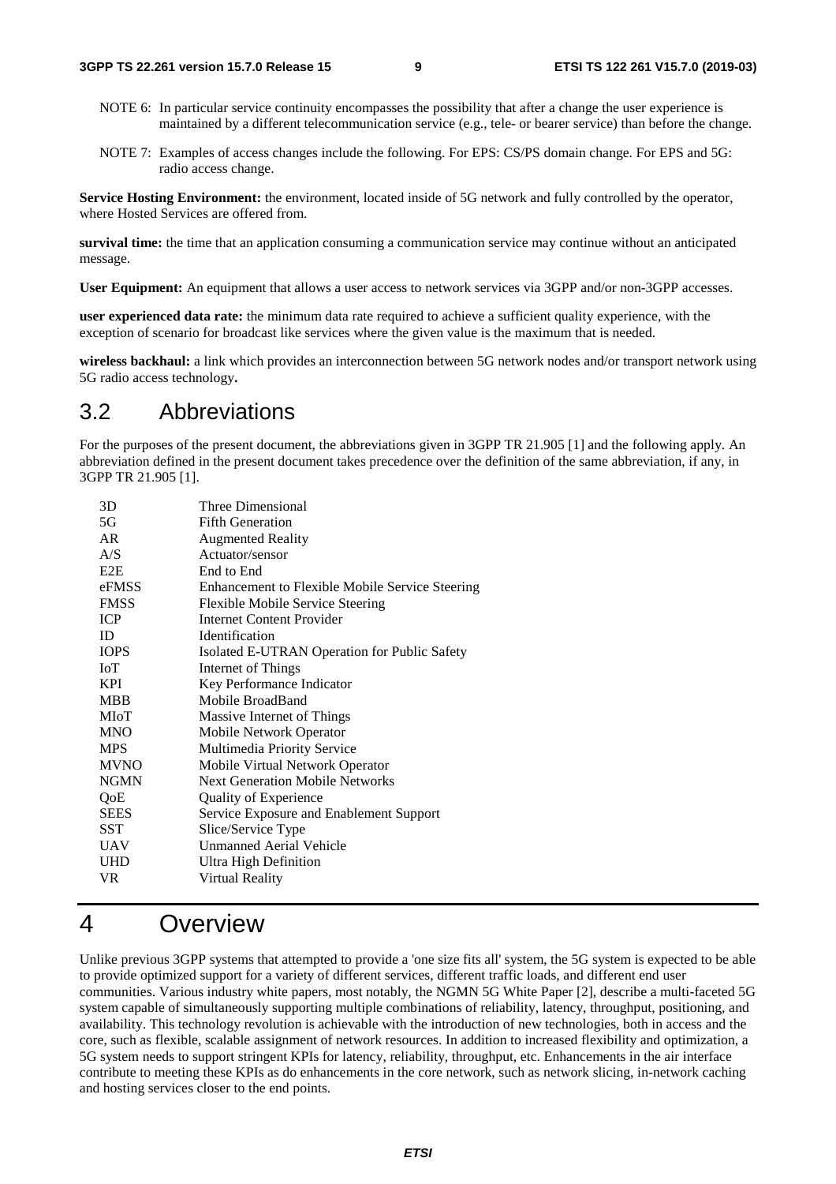NOTE 6: In particular service continuity encompasses the possibility that after a change the user experience is maintained by a different telecommunication service (e.g., tele- or bearer service) than before the change.

NOTE 7: Examples of access changes include the following. For EPS: CS/PS domain change. For EPS and 5G: radio access change.

**Service Hosting Environment:** the environment, located inside of 5G network and fully controlled by the operator, where Hosted Services are offered from.

**survival time:** the time that an application consuming a communication service may continue without an anticipated message.

**User Equipment:** An equipment that allows a user access to network services via 3GPP and/or non-3GPP accesses.

**user experienced data rate:** the minimum data rate required to achieve a sufficient quality experience, with the exception of scenario for broadcast like services where the given value is the maximum that is needed.

**wireless backhaul:** a link which provides an interconnection between 5G network nodes and/or transport network using 5G radio access technology**.**

## 3.2 Abbreviations

For the purposes of the present document, the abbreviations given in 3GPP TR 21.905 [1] and the following apply. An abbreviation defined in the present document takes precedence over the definition of the same abbreviation, if any, in 3GPP TR 21.905 [1].

| | |
|---|---|
| 3D | Three Dimensional |
| 5G | Fifth Generation |
| AR | Augmented Reality |
| A/S | Actuator/sensor |
| E2E | End to End |
| eFMSS | Enhancement to Flexible Mobile Service Steering |
| FMSS | Flexible Mobile Service Steering |
| ICP | Internet Content Provider |
| ID | Identification |
| IOPS | Isolated E-UTRAN Operation for Public Safety |
| IoT | Internet of Things |
| KPI | Key Performance Indicator |
| MBB | Mobile BroadBand |
| MIoT | Massive Internet of Things |
| MNO | Mobile Network Operator |
| MPS | Multimedia Priority Service |
| MVNO | Mobile Virtual Network Operator |
| NGMN | Next Generation Mobile Networks |
| QoE | Quality of Experience |
| SEES | Service Exposure and Enablement Support |
| SST | Slice/Service Type |
| UAV | Unmanned Aerial Vehicle |
| UHD | Ultra High Definition |
| VR | Virtual Reality |

# 4 Overview

Unlike previous 3GPP systems that attempted to provide a 'one size fits all' system, the 5G system is expected to be able to provide optimized support for a variety of different services, different traffic loads, and different end user communities. Various industry white papers, most notably, the NGMN 5G White Paper [2], describe a multi-faceted 5G system capable of simultaneously supporting multiple combinations of reliability, latency, throughput, positioning, and availability. This technology revolution is achievable with the introduction of new technologies, both in access and the core, such as flexible, scalable assignment of network resources. In addition to increased flexibility and optimization, a 5G system needs to support stringent KPIs for latency, reliability, throughput, etc. Enhancements in the air interface contribute to meeting these KPIs as do enhancements in the core network, such as network slicing, in-network caching and hosting services closer to the end points.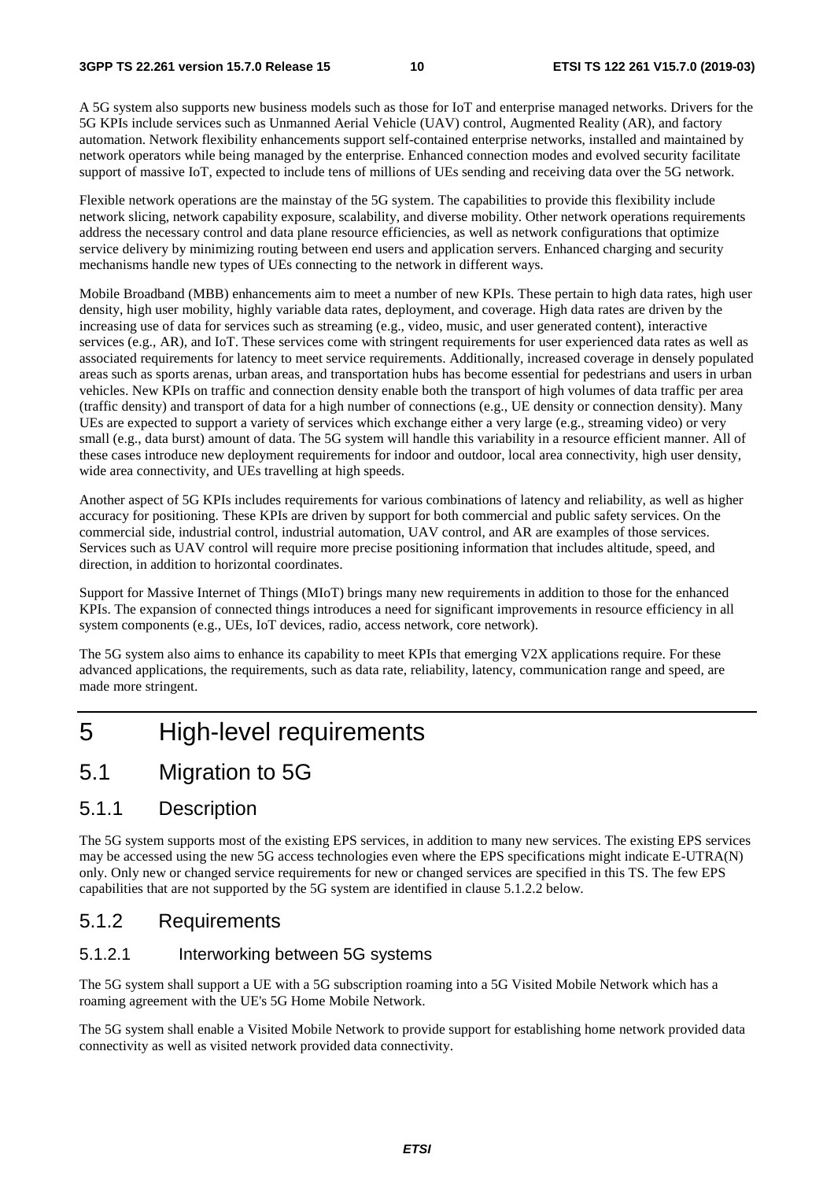A 5G system also supports new business models such as those for IoT and enterprise managed networks. Drivers for the 5G KPIs include services such as Unmanned Aerial Vehicle (UAV) control, Augmented Reality (AR), and factory automation. Network flexibility enhancements support self-contained enterprise networks, installed and maintained by network operators while being managed by the enterprise. Enhanced connection modes and evolved security facilitate support of massive IoT, expected to include tens of millions of UEs sending and receiving data over the 5G network.

Flexible network operations are the mainstay of the 5G system. The capabilities to provide this flexibility include network slicing, network capability exposure, scalability, and diverse mobility. Other network operations requirements address the necessary control and data plane resource efficiencies, as well as network configurations that optimize service delivery by minimizing routing between end users and application servers. Enhanced charging and security mechanisms handle new types of UEs connecting to the network in different ways.

Mobile Broadband (MBB) enhancements aim to meet a number of new KPIs. These pertain to high data rates, high user density, high user mobility, highly variable data rates, deployment, and coverage. High data rates are driven by the increasing use of data for services such as streaming (e.g., video, music, and user generated content), interactive services (e.g., AR), and IoT. These services come with stringent requirements for user experienced data rates as well as associated requirements for latency to meet service requirements. Additionally, increased coverage in densely populated areas such as sports arenas, urban areas, and transportation hubs has become essential for pedestrians and users in urban vehicles. New KPIs on traffic and connection density enable both the transport of high volumes of data traffic per area (traffic density) and transport of data for a high number of connections (e.g., UE density or connection density). Many UEs are expected to support a variety of services which exchange either a very large (e.g., streaming video) or very small (e.g., data burst) amount of data. The 5G system will handle this variability in a resource efficient manner. All of these cases introduce new deployment requirements for indoor and outdoor, local area connectivity, high user density, wide area connectivity, and UEs travelling at high speeds.

Another aspect of 5G KPIs includes requirements for various combinations of latency and reliability, as well as higher accuracy for positioning. These KPIs are driven by support for both commercial and public safety services. On the commercial side, industrial control, industrial automation, UAV control, and AR are examples of those services. Services such as UAV control will require more precise positioning information that includes altitude, speed, and direction, in addition to horizontal coordinates.

Support for Massive Internet of Things (MIoT) brings many new requirements in addition to those for the enhanced KPIs. The expansion of connected things introduces a need for significant improvements in resource efficiency in all system components (e.g., UEs, IoT devices, radio, access network, core network).

The 5G system also aims to enhance its capability to meet KPIs that emerging V2X applications require. For these advanced applications, the requirements, such as data rate, reliability, latency, communication range and speed, are made more stringent.

# 5 High-level requirements

## 5.1 Migration to 5G

### 5.1.1 Description

The 5G system supports most of the existing EPS services, in addition to many new services. The existing EPS services may be accessed using the new 5G access technologies even where the EPS specifications might indicate E-UTRA(N) only. Only new or changed service requirements for new or changed services are specified in this TS. The few EPS capabilities that are not supported by the 5G system are identified in clause 5.1.2.2 below.

### 5.1.2 Requirements

#### 5.1.2.1 Interworking between 5G systems

The 5G system shall support a UE with a 5G subscription roaming into a 5G Visited Mobile Network which has a roaming agreement with the UE's 5G Home Mobile Network.

The 5G system shall enable a Visited Mobile Network to provide support for establishing home network provided data connectivity as well as visited network provided data connectivity.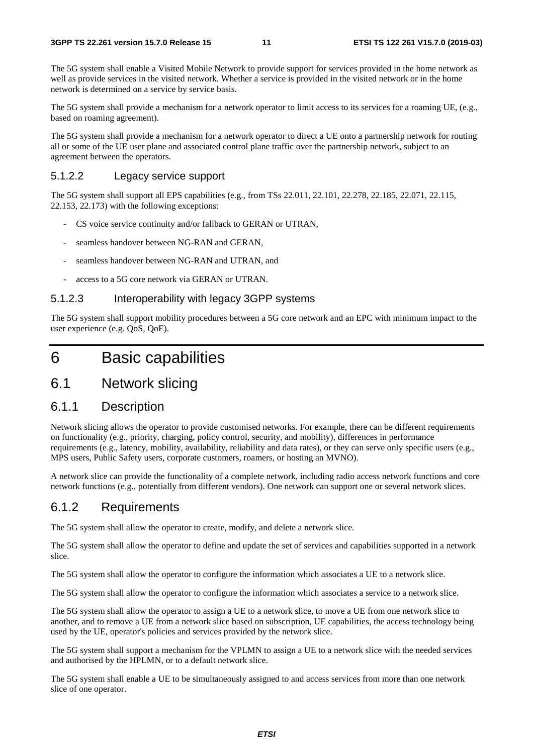The 5G system shall enable a Visited Mobile Network to provide support for services provided in the home network as well as provide services in the visited network. Whether a service is provided in the visited network or in the home network is determined on a service by service basis.

The 5G system shall provide a mechanism for a network operator to limit access to its services for a roaming UE, (e.g., based on roaming agreement).

The 5G system shall provide a mechanism for a network operator to direct a UE onto a partnership network for routing all or some of the UE user plane and associated control plane traffic over the partnership network, subject to an agreement between the operators.

#### 5.1.2.2 Legacy service support

The 5G system shall support all EPS capabilities (e.g., from TSs 22.011, 22.101, 22.278, 22.185, 22.071, 22.115, 22.153, 22.173) with the following exceptions:

- CS voice service continuity and/or fallback to GERAN or UTRAN,
- seamless handover between NG-RAN and GERAN,
- seamless handover between NG-RAN and UTRAN, and
- access to a 5G core network via GERAN or UTRAN.

#### 5.1.2.3 Interoperability with legacy 3GPP systems

The 5G system shall support mobility procedures between a 5G core network and an EPC with minimum impact to the user experience (e.g. QoS, QoE).

# 6 Basic capabilities

## 6.1 Network slicing

### 6.1.1 Description

Network slicing allows the operator to provide customised networks. For example, there can be different requirements on functionality (e.g., priority, charging, policy control, security, and mobility), differences in performance requirements (e.g., latency, mobility, availability, reliability and data rates), or they can serve only specific users (e.g., MPS users, Public Safety users, corporate customers, roamers, or hosting an MVNO).

A network slice can provide the functionality of a complete network, including radio access network functions and core network functions (e.g., potentially from different vendors). One network can support one or several network slices.

### 6.1.2 Requirements

The 5G system shall allow the operator to create, modify, and delete a network slice.

The 5G system shall allow the operator to define and update the set of services and capabilities supported in a network slice.

The 5G system shall allow the operator to configure the information which associates a UE to a network slice.

The 5G system shall allow the operator to configure the information which associates a service to a network slice.

The 5G system shall allow the operator to assign a UE to a network slice, to move a UE from one network slice to another, and to remove a UE from a network slice based on subscription, UE capabilities, the access technology being used by the UE, operator's policies and services provided by the network slice.

The 5G system shall support a mechanism for the VPLMN to assign a UE to a network slice with the needed services and authorised by the HPLMN, or to a default network slice.

The 5G system shall enable a UE to be simultaneously assigned to and access services from more than one network slice of one operator.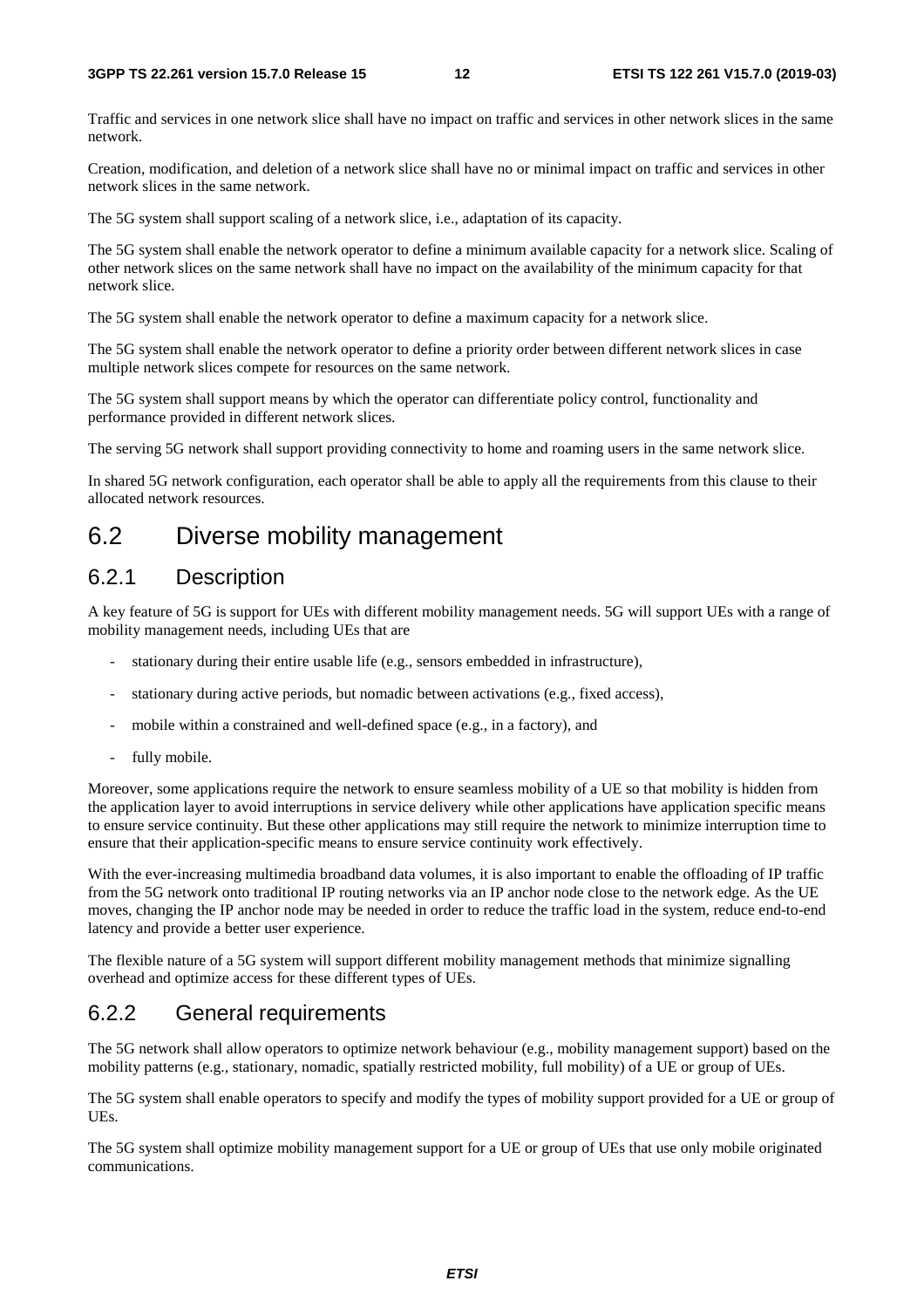Traffic and services in one network slice shall have no impact on traffic and services in other network slices in the same network.

Creation, modification, and deletion of a network slice shall have no or minimal impact on traffic and services in other network slices in the same network.

The 5G system shall support scaling of a network slice, i.e., adaptation of its capacity.

The 5G system shall enable the network operator to define a minimum available capacity for a network slice. Scaling of other network slices on the same network shall have no impact on the availability of the minimum capacity for that network slice.

The 5G system shall enable the network operator to define a maximum capacity for a network slice.

The 5G system shall enable the network operator to define a priority order between different network slices in case multiple network slices compete for resources on the same network.

The 5G system shall support means by which the operator can differentiate policy control, functionality and performance provided in different network slices.

The serving 5G network shall support providing connectivity to home and roaming users in the same network slice.

In shared 5G network configuration, each operator shall be able to apply all the requirements from this clause to their allocated network resources.

## 6.2 Diverse mobility management

### 6.2.1 Description

A key feature of 5G is support for UEs with different mobility management needs. 5G will support UEs with a range of mobility management needs, including UEs that are

- stationary during their entire usable life (e.g., sensors embedded in infrastructure),
- stationary during active periods, but nomadic between activations (e.g., fixed access),
- mobile within a constrained and well-defined space (e.g., in a factory), and
- fully mobile.

Moreover, some applications require the network to ensure seamless mobility of a UE so that mobility is hidden from the application layer to avoid interruptions in service delivery while other applications have application specific means to ensure service continuity. But these other applications may still require the network to minimize interruption time to ensure that their application-specific means to ensure service continuity work effectively.

With the ever-increasing multimedia broadband data volumes, it is also important to enable the offloading of IP traffic from the 5G network onto traditional IP routing networks via an IP anchor node close to the network edge. As the UE moves, changing the IP anchor node may be needed in order to reduce the traffic load in the system, reduce end-to-end latency and provide a better user experience.

The flexible nature of a 5G system will support different mobility management methods that minimize signalling overhead and optimize access for these different types of UEs.

### 6.2.2 General requirements

The 5G network shall allow operators to optimize network behaviour (e.g., mobility management support) based on the mobility patterns (e.g., stationary, nomadic, spatially restricted mobility, full mobility) of a UE or group of UEs.

The 5G system shall enable operators to specify and modify the types of mobility support provided for a UE or group of UEs.

The 5G system shall optimize mobility management support for a UE or group of UEs that use only mobile originated communications.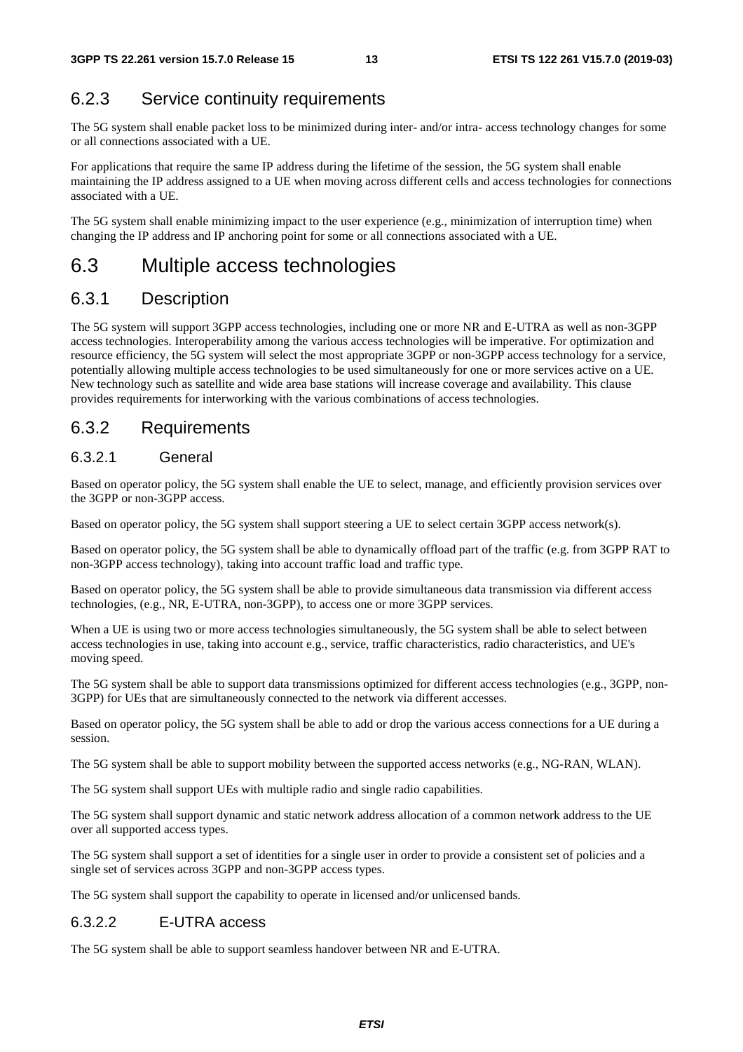### 6.2.3 Service continuity requirements

The 5G system shall enable packet loss to be minimized during inter- and/or intra- access technology changes for some or all connections associated with a UE.

For applications that require the same IP address during the lifetime of the session, the 5G system shall enable maintaining the IP address assigned to a UE when moving across different cells and access technologies for connections associated with a UE.

The 5G system shall enable minimizing impact to the user experience (e.g., minimization of interruption time) when changing the IP address and IP anchoring point for some or all connections associated with a UE.

## 6.3 Multiple access technologies

### 6.3.1 Description

The 5G system will support 3GPP access technologies, including one or more NR and E-UTRA as well as non-3GPP access technologies. Interoperability among the various access technologies will be imperative. For optimization and resource efficiency, the 5G system will select the most appropriate 3GPP or non-3GPP access technology for a service, potentially allowing multiple access technologies to be used simultaneously for one or more services active on a UE. New technology such as satellite and wide area base stations will increase coverage and availability. This clause provides requirements for interworking with the various combinations of access technologies.

### 6.3.2 Requirements

#### 6.3.2.1 General

Based on operator policy, the 5G system shall enable the UE to select, manage, and efficiently provision services over the 3GPP or non-3GPP access.

Based on operator policy, the 5G system shall support steering a UE to select certain 3GPP access network(s).

Based on operator policy, the 5G system shall be able to dynamically offload part of the traffic (e.g. from 3GPP RAT to non-3GPP access technology), taking into account traffic load and traffic type.

Based on operator policy, the 5G system shall be able to provide simultaneous data transmission via different access technologies, (e.g., NR, E-UTRA, non-3GPP), to access one or more 3GPP services.

When a UE is using two or more access technologies simultaneously, the 5G system shall be able to select between access technologies in use, taking into account e.g., service, traffic characteristics, radio characteristics, and UE's moving speed.

The 5G system shall be able to support data transmissions optimized for different access technologies (e.g., 3GPP, non-3GPP) for UEs that are simultaneously connected to the network via different accesses.

Based on operator policy, the 5G system shall be able to add or drop the various access connections for a UE during a session.

The 5G system shall be able to support mobility between the supported access networks (e.g., NG-RAN, WLAN).

The 5G system shall support UEs with multiple radio and single radio capabilities.

The 5G system shall support dynamic and static network address allocation of a common network address to the UE over all supported access types.

The 5G system shall support a set of identities for a single user in order to provide a consistent set of policies and a single set of services across 3GPP and non-3GPP access types.

The 5G system shall support the capability to operate in licensed and/or unlicensed bands.

#### 6.3.2.2 E-UTRA access

The 5G system shall be able to support seamless handover between NR and E-UTRA.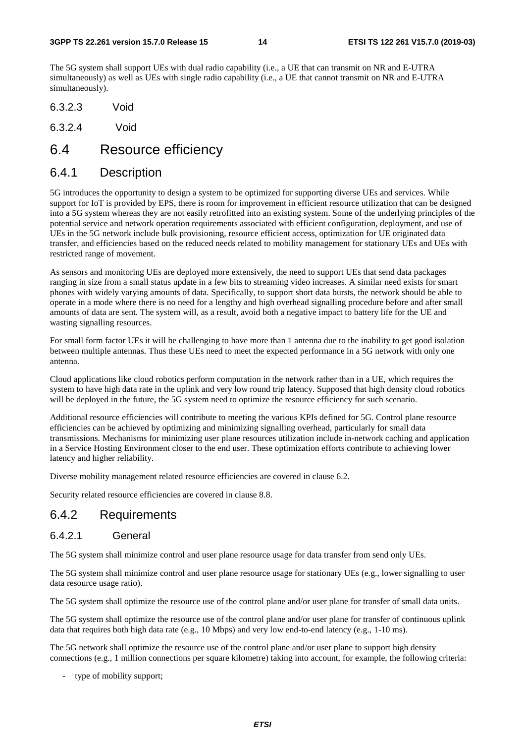The 5G system shall support UEs with dual radio capability (i.e., a UE that can transmit on NR and E-UTRA simultaneously) as well as UEs with single radio capability (i.e., a UE that cannot transmit on NR and E-UTRA simultaneously).

#### 6.3.2.3 Void

#### 6.3.2.4 Void

## 6.4 Resource efficiency

### 6.4.1 Description

5G introduces the opportunity to design a system to be optimized for supporting diverse UEs and services. While support for IoT is provided by EPS, there is room for improvement in efficient resource utilization that can be designed into a 5G system whereas they are not easily retrofitted into an existing system. Some of the underlying principles of the potential service and network operation requirements associated with efficient configuration, deployment, and use of UEs in the 5G network include bulk provisioning, resource efficient access, optimization for UE originated data transfer, and efficiencies based on the reduced needs related to mobility management for stationary UEs and UEs with restricted range of movement.

As sensors and monitoring UEs are deployed more extensively, the need to support UEs that send data packages ranging in size from a small status update in a few bits to streaming video increases. A similar need exists for smart phones with widely varying amounts of data. Specifically, to support short data bursts, the network should be able to operate in a mode where there is no need for a lengthy and high overhead signalling procedure before and after small amounts of data are sent. The system will, as a result, avoid both a negative impact to battery life for the UE and wasting signalling resources.

For small form factor UEs it will be challenging to have more than 1 antenna due to the inability to get good isolation between multiple antennas. Thus these UEs need to meet the expected performance in a 5G network with only one antenna.

Cloud applications like cloud robotics perform computation in the network rather than in a UE, which requires the system to have high data rate in the uplink and very low round trip latency. Supposed that high density cloud robotics will be deployed in the future, the 5G system need to optimize the resource efficiency for such scenario.

Additional resource efficiencies will contribute to meeting the various KPIs defined for 5G. Control plane resource efficiencies can be achieved by optimizing and minimizing signalling overhead, particularly for small data transmissions. Mechanisms for minimizing user plane resources utilization include in-network caching and application in a Service Hosting Environment closer to the end user. These optimization efforts contribute to achieving lower latency and higher reliability.

Diverse mobility management related resource efficiencies are covered in clause 6.2.

Security related resource efficiencies are covered in clause 8.8.

### 6.4.2 Requirements

#### 6.4.2.1 General

The 5G system shall minimize control and user plane resource usage for data transfer from send only UEs.

The 5G system shall minimize control and user plane resource usage for stationary UEs (e.g., lower signalling to user data resource usage ratio).

The 5G system shall optimize the resource use of the control plane and/or user plane for transfer of small data units.

The 5G system shall optimize the resource use of the control plane and/or user plane for transfer of continuous uplink data that requires both high data rate (e.g., 10 Mbps) and very low end-to-end latency (e.g., 1-10 ms).

The 5G network shall optimize the resource use of the control plane and/or user plane to support high density connections (e.g., 1 million connections per square kilometre) taking into account, for example, the following criteria:

- type of mobility support;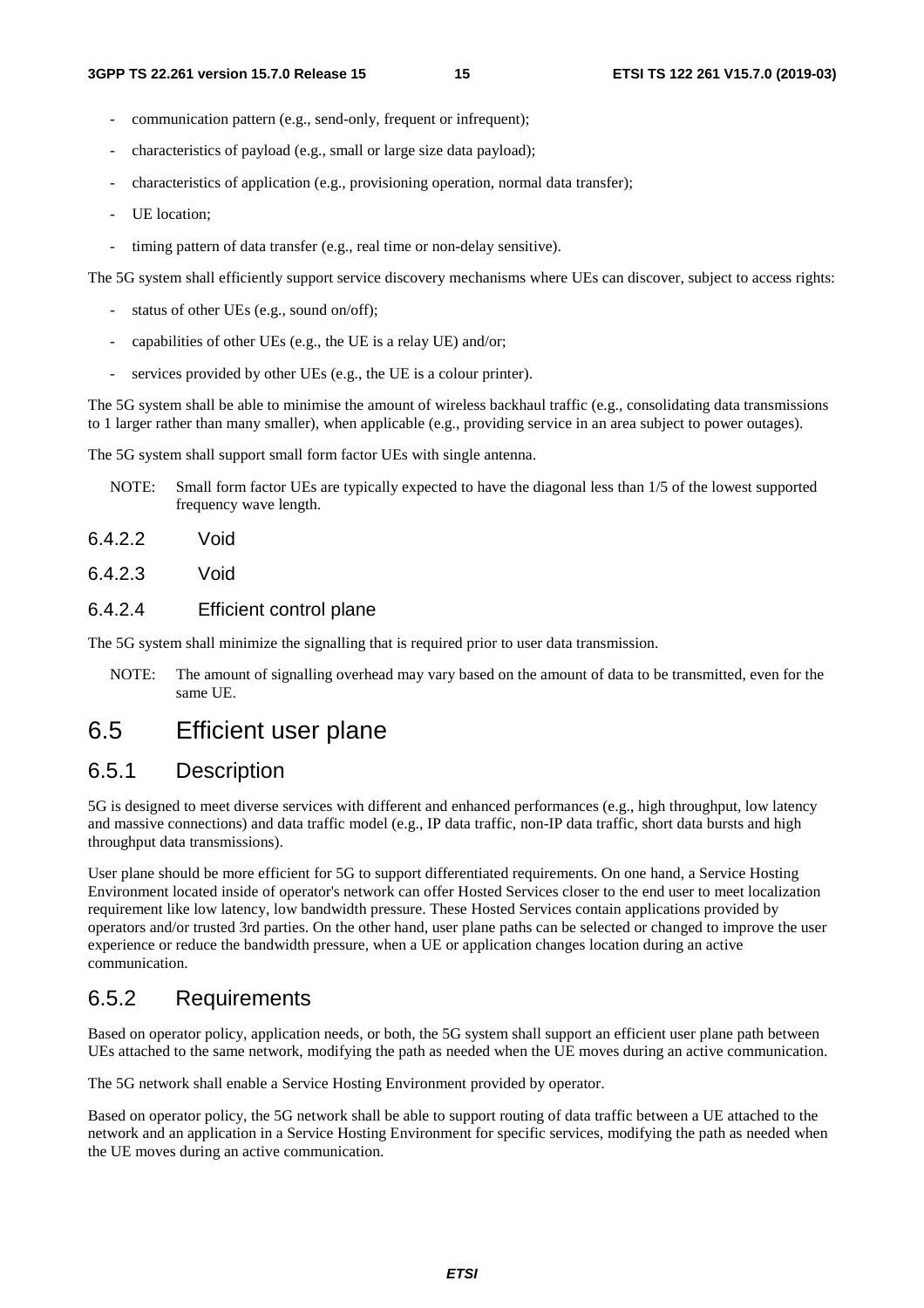- communication pattern (e.g., send-only, frequent or infrequent);
- characteristics of payload (e.g., small or large size data payload);
- characteristics of application (e.g., provisioning operation, normal data transfer);
- UE location;
- timing pattern of data transfer (e.g., real time or non-delay sensitive).

The 5G system shall efficiently support service discovery mechanisms where UEs can discover, subject to access rights:

- status of other UEs (e.g., sound on/off);
- capabilities of other UEs (e.g., the UE is a relay UE) and/or;
- services provided by other UEs (e.g., the UE is a colour printer).

The 5G system shall be able to minimise the amount of wireless backhaul traffic (e.g., consolidating data transmissions to 1 larger rather than many smaller), when applicable (e.g., providing service in an area subject to power outages).

The 5G system shall support small form factor UEs with single antenna.

NOTE: Small form factor UEs are typically expected to have the diagonal less than 1/5 of the lowest supported frequency wave length.

#### 6.4.2.2 Void

#### 6.4.2.3 Void

#### 6.4.2.4 Efficient control plane

The 5G system shall minimize the signalling that is required prior to user data transmission.

NOTE: The amount of signalling overhead may vary based on the amount of data to be transmitted, even for the same UE.

## 6.5 Efficient user plane

### 6.5.1 Description

5G is designed to meet diverse services with different and enhanced performances (e.g., high throughput, low latency and massive connections) and data traffic model (e.g., IP data traffic, non-IP data traffic, short data bursts and high throughput data transmissions).

User plane should be more efficient for 5G to support differentiated requirements. On one hand, a Service Hosting Environment located inside of operator's network can offer Hosted Services closer to the end user to meet localization requirement like low latency, low bandwidth pressure. These Hosted Services contain applications provided by operators and/or trusted 3rd parties. On the other hand, user plane paths can be selected or changed to improve the user experience or reduce the bandwidth pressure, when a UE or application changes location during an active communication.

### 6.5.2 Requirements

Based on operator policy, application needs, or both, the 5G system shall support an efficient user plane path between UEs attached to the same network, modifying the path as needed when the UE moves during an active communication.

The 5G network shall enable a Service Hosting Environment provided by operator.

Based on operator policy, the 5G network shall be able to support routing of data traffic between a UE attached to the network and an application in a Service Hosting Environment for specific services, modifying the path as needed when the UE moves during an active communication.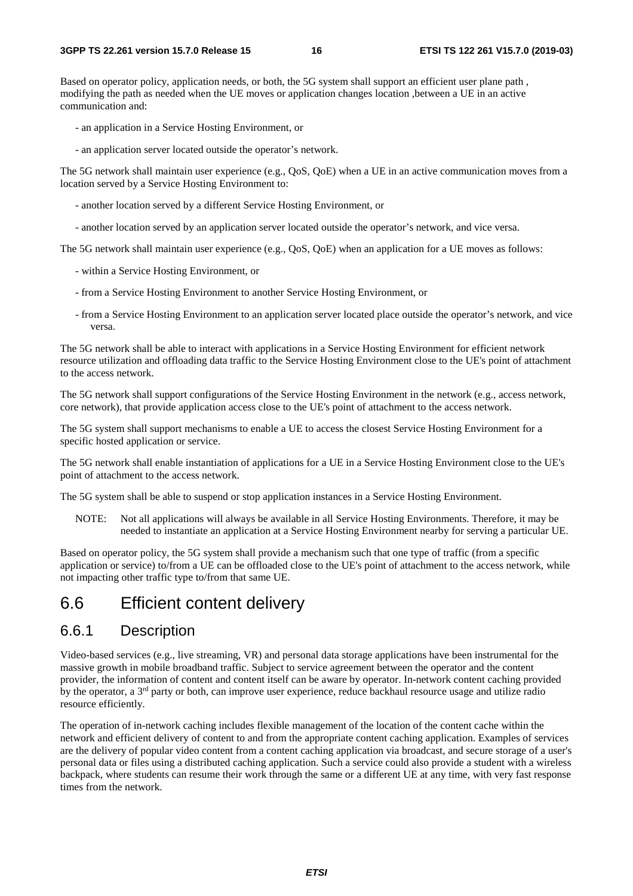Based on operator policy, application needs, or both, the 5G system shall support an efficient user plane path , modifying the path as needed when the UE moves or application changes location ,between a UE in an active communication and:

- an application in a Service Hosting Environment, or
- an application server located outside the operator's network.

The 5G network shall maintain user experience (e.g., QoS, QoE) when a UE in an active communication moves from a location served by a Service Hosting Environment to:

- another location served by a different Service Hosting Environment, or
- another location served by an application server located outside the operator's network, and vice versa.

The 5G network shall maintain user experience (e.g., QoS, QoE) when an application for a UE moves as follows:

- within a Service Hosting Environment, or
- from a Service Hosting Environment to another Service Hosting Environment, or
- from a Service Hosting Environment to an application server located place outside the operator's network, and vice versa.

The 5G network shall be able to interact with applications in a Service Hosting Environment for efficient network resource utilization and offloading data traffic to the Service Hosting Environment close to the UE's point of attachment to the access network.

The 5G network shall support configurations of the Service Hosting Environment in the network (e.g., access network, core network), that provide application access close to the UE's point of attachment to the access network.

The 5G system shall support mechanisms to enable a UE to access the closest Service Hosting Environment for a specific hosted application or service.

The 5G network shall enable instantiation of applications for a UE in a Service Hosting Environment close to the UE's point of attachment to the access network.

The 5G system shall be able to suspend or stop application instances in a Service Hosting Environment.

NOTE: Not all applications will always be available in all Service Hosting Environments. Therefore, it may be needed to instantiate an application at a Service Hosting Environment nearby for serving a particular UE.

Based on operator policy, the 5G system shall provide a mechanism such that one type of traffic (from a specific application or service) to/from a UE can be offloaded close to the UE's point of attachment to the access network, while not impacting other traffic type to/from that same UE.

## 6.6 Efficient content delivery

### 6.6.1 Description

Video-based services (e.g., live streaming, VR) and personal data storage applications have been instrumental for the massive growth in mobile broadband traffic. Subject to service agreement between the operator and the content provider, the information of content and content itself can be aware by operator. In-network content caching provided by the operator, a 3rd party or both, can improve user experience, reduce backhaul resource usage and utilize radio resource efficiently.

The operation of in-network caching includes flexible management of the location of the content cache within the network and efficient delivery of content to and from the appropriate content caching application. Examples of services are the delivery of popular video content from a content caching application via broadcast, and secure storage of a user's personal data or files using a distributed caching application. Such a service could also provide a student with a wireless backpack, where students can resume their work through the same or a different UE at any time, with very fast response times from the network.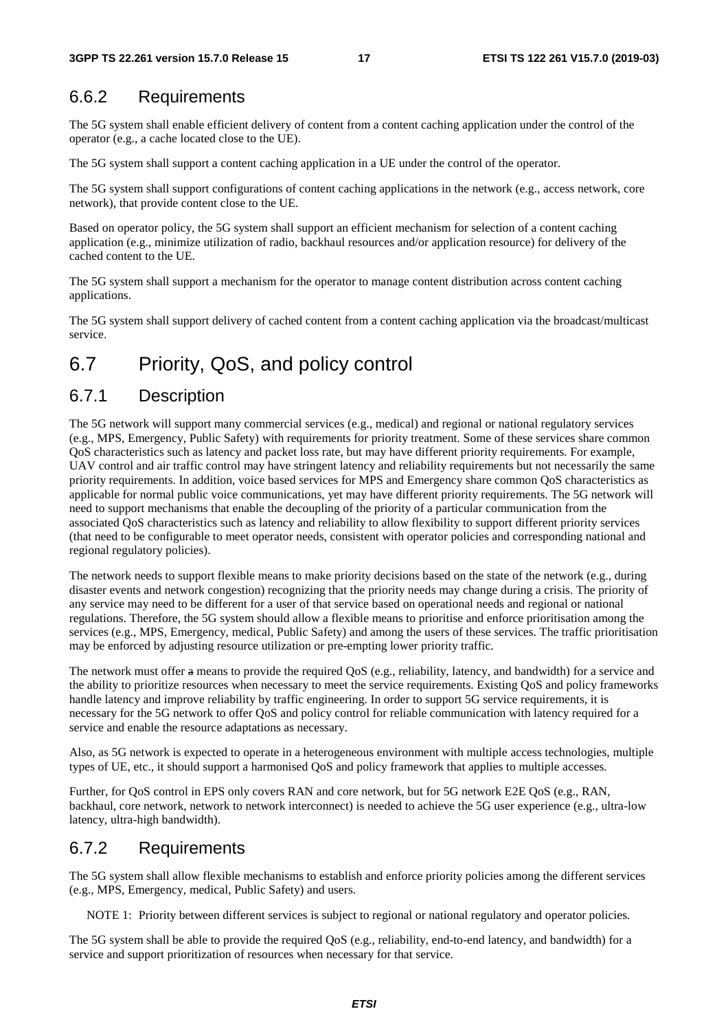### 6.6.2 Requirements

The 5G system shall enable efficient delivery of content from a content caching application under the control of the operator (e.g., a cache located close to the UE).

The 5G system shall support a content caching application in a UE under the control of the operator.

The 5G system shall support configurations of content caching applications in the network (e.g., access network, core network), that provide content close to the UE.

Based on operator policy, the 5G system shall support an efficient mechanism for selection of a content caching application (e.g., minimize utilization of radio, backhaul resources and/or application resource) for delivery of the cached content to the UE.

The 5G system shall support a mechanism for the operator to manage content distribution across content caching applications.

The 5G system shall support delivery of cached content from a content caching application via the broadcast/multicast service.

## 6.7 Priority, QoS, and policy control

### 6.7.1 Description

The 5G network will support many commercial services (e.g., medical) and regional or national regulatory services (e.g., MPS, Emergency, Public Safety) with requirements for priority treatment. Some of these services share common QoS characteristics such as latency and packet loss rate, but may have different priority requirements. For example, UAV control and air traffic control may have stringent latency and reliability requirements but not necessarily the same priority requirements. In addition, voice based services for MPS and Emergency share common QoS characteristics as applicable for normal public voice communications, yet may have different priority requirements. The 5G network will need to support mechanisms that enable the decoupling of the priority of a particular communication from the associated QoS characteristics such as latency and reliability to allow flexibility to support different priority services (that need to be configurable to meet operator needs, consistent with operator policies and corresponding national and regional regulatory policies).

The network needs to support flexible means to make priority decisions based on the state of the network (e.g., during disaster events and network congestion) recognizing that the priority needs may change during a crisis. The priority of any service may need to be different for a user of that service based on operational needs and regional or national regulations. Therefore, the 5G system should allow a flexible means to prioritise and enforce prioritisation among the services (e.g., MPS, Emergency, medical, Public Safety) and among the users of these services. The traffic prioritisation may be enforced by adjusting resource utilization or pre-empting lower priority traffic.

The network must offer a means to provide the required QoS (e.g., reliability, latency, and bandwidth) for a service and the ability to prioritize resources when necessary to meet the service requirements. Existing QoS and policy frameworks handle latency and improve reliability by traffic engineering. In order to support 5G service requirements, it is necessary for the 5G network to offer QoS and policy control for reliable communication with latency required for a service and enable the resource adaptations as necessary.

Also, as 5G network is expected to operate in a heterogeneous environment with multiple access technologies, multiple types of UE, etc., it should support a harmonised QoS and policy framework that applies to multiple accesses.

Further, for QoS control in EPS only covers RAN and core network, but for 5G network E2E QoS (e.g., RAN, backhaul, core network, network to network interconnect) is needed to achieve the 5G user experience (e.g., ultra-low latency, ultra-high bandwidth).

### 6.7.2 Requirements

The 5G system shall allow flexible mechanisms to establish and enforce priority policies among the different services (e.g., MPS, Emergency, medical, Public Safety) and users.

NOTE 1: Priority between different services is subject to regional or national regulatory and operator policies.

The 5G system shall be able to provide the required QoS (e.g., reliability, end-to-end latency, and bandwidth) for a service and support prioritization of resources when necessary for that service.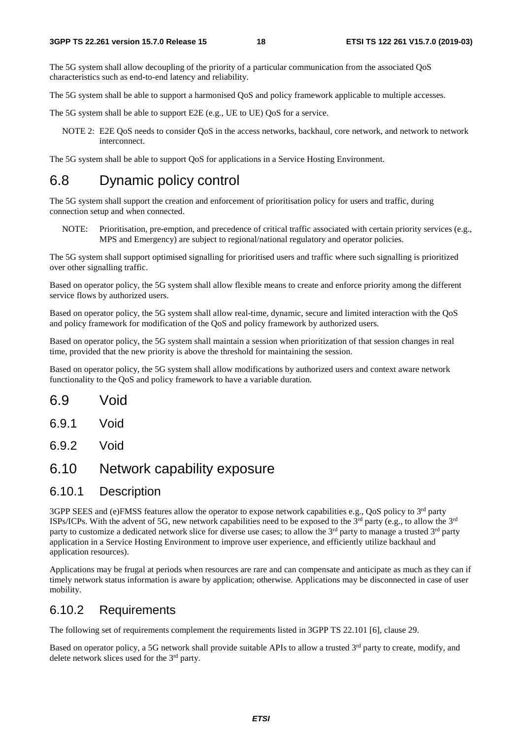The 5G system shall allow decoupling of the priority of a particular communication from the associated QoS characteristics such as end-to-end latency and reliability.

The 5G system shall be able to support a harmonised QoS and policy framework applicable to multiple accesses.

The 5G system shall be able to support E2E (e.g., UE to UE) QoS for a service.

NOTE 2: E2E QoS needs to consider QoS in the access networks, backhaul, core network, and network to network interconnect.

The 5G system shall be able to support QoS for applications in a Service Hosting Environment.

## 6.8 Dynamic policy control

The 5G system shall support the creation and enforcement of prioritisation policy for users and traffic, during connection setup and when connected.

NOTE: Prioritisation, pre-emption, and precedence of critical traffic associated with certain priority services (e.g., MPS and Emergency) are subject to regional/national regulatory and operator policies.

The 5G system shall support optimised signalling for prioritised users and traffic where such signalling is prioritized over other signalling traffic.

Based on operator policy, the 5G system shall allow flexible means to create and enforce priority among the different service flows by authorized users.

Based on operator policy, the 5G system shall allow real-time, dynamic, secure and limited interaction with the QoS and policy framework for modification of the QoS and policy framework by authorized users.

Based on operator policy, the 5G system shall maintain a session when prioritization of that session changes in real time, provided that the new priority is above the threshold for maintaining the session.

Based on operator policy, the 5G system shall allow modifications by authorized users and context aware network functionality to the QoS and policy framework to have a variable duration.

## 6.9 Void

### 6.9.1 Void

### 6.9.2 Void

## 6.10 Network capability exposure

### 6.10.1 Description

3GPP SEES and (e)FMSS features allow the operator to expose network capabilities e.g., QoS policy to 3rd party ISPs/ICPs. With the advent of 5G, new network capabilities need to be exposed to the 3rd party (e.g., to allow the 3rd party to customize a dedicated network slice for diverse use cases; to allow the 3rd party to manage a trusted 3rd party application in a Service Hosting Environment to improve user experience, and efficiently utilize backhaul and application resources).

Applications may be frugal at periods when resources are rare and can compensate and anticipate as much as they can if timely network status information is aware by application; otherwise. Applications may be disconnected in case of user mobility.

### 6.10.2 Requirements

The following set of requirements complement the requirements listed in 3GPP TS 22.101 [6], clause 29.

Based on operator policy, a 5G network shall provide suitable APIs to allow a trusted 3rd party to create, modify, and delete network slices used for the 3rd party.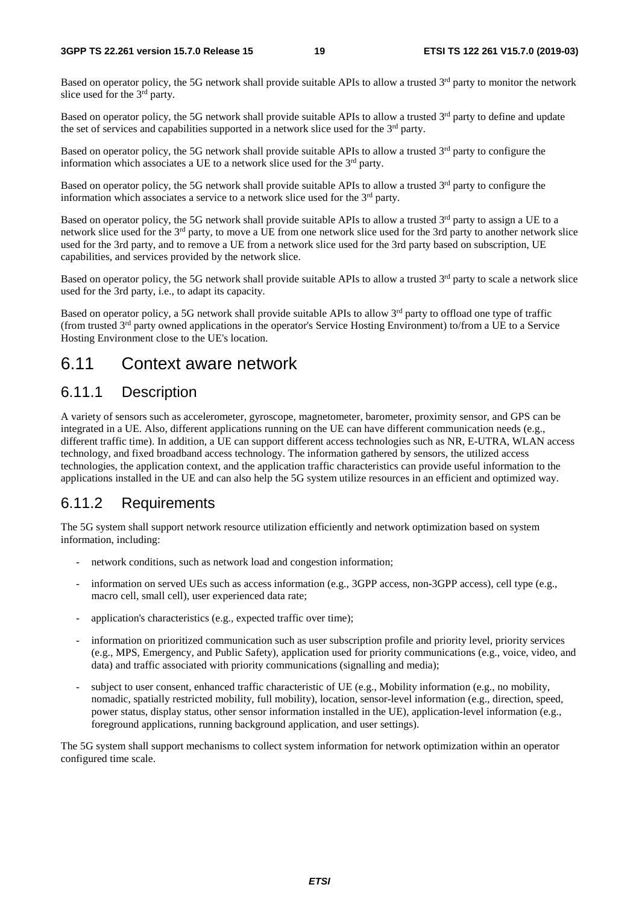Based on operator policy, the 5G network shall provide suitable APIs to allow a trusted 3rd party to monitor the network slice used for the 3rd party.

Based on operator policy, the 5G network shall provide suitable APIs to allow a trusted 3rd party to define and update the set of services and capabilities supported in a network slice used for the 3rd party.

Based on operator policy, the 5G network shall provide suitable APIs to allow a trusted 3rd party to configure the information which associates a UE to a network slice used for the 3rd party.

Based on operator policy, the 5G network shall provide suitable APIs to allow a trusted 3rd party to configure the information which associates a service to a network slice used for the 3rd party.

Based on operator policy, the 5G network shall provide suitable APIs to allow a trusted 3rd party to assign a UE to a network slice used for the 3rd party, to move a UE from one network slice used for the 3rd party to another network slice used for the 3rd party, and to remove a UE from a network slice used for the 3rd party based on subscription, UE capabilities, and services provided by the network slice.

Based on operator policy, the 5G network shall provide suitable APIs to allow a trusted 3rd party to scale a network slice used for the 3rd party, i.e., to adapt its capacity.

Based on operator policy, a 5G network shall provide suitable APIs to allow 3rd party to offload one type of traffic (from trusted 3rd party owned applications in the operator's Service Hosting Environment) to/from a UE to a Service Hosting Environment close to the UE's location.

# 6.11 Context aware network

## 6.11.1 Description

A variety of sensors such as accelerometer, gyroscope, magnetometer, barometer, proximity sensor, and GPS can be integrated in a UE. Also, different applications running on the UE can have different communication needs (e.g., different traffic time). In addition, a UE can support different access technologies such as NR, E-UTRA, WLAN access technology, and fixed broadband access technology. The information gathered by sensors, the utilized access technologies, the application context, and the application traffic characteristics can provide useful information to the applications installed in the UE and can also help the 5G system utilize resources in an efficient and optimized way.

## 6.11.2 Requirements

The 5G system shall support network resource utilization efficiently and network optimization based on system information, including:

- network conditions, such as network load and congestion information;
- information on served UEs such as access information (e.g., 3GPP access, non-3GPP access), cell type (e.g., macro cell, small cell), user experienced data rate;
- application's characteristics (e.g., expected traffic over time);
- information on prioritized communication such as user subscription profile and priority level, priority services (e.g., MPS, Emergency, and Public Safety), application used for priority communications (e.g., voice, video, and data) and traffic associated with priority communications (signalling and media);
- subject to user consent, enhanced traffic characteristic of UE (e.g., Mobility information (e.g., no mobility, nomadic, spatially restricted mobility, full mobility), location, sensor-level information (e.g., direction, speed, power status, display status, other sensor information installed in the UE), application-level information (e.g., foreground applications, running background application, and user settings).

The 5G system shall support mechanisms to collect system information for network optimization within an operator configured time scale.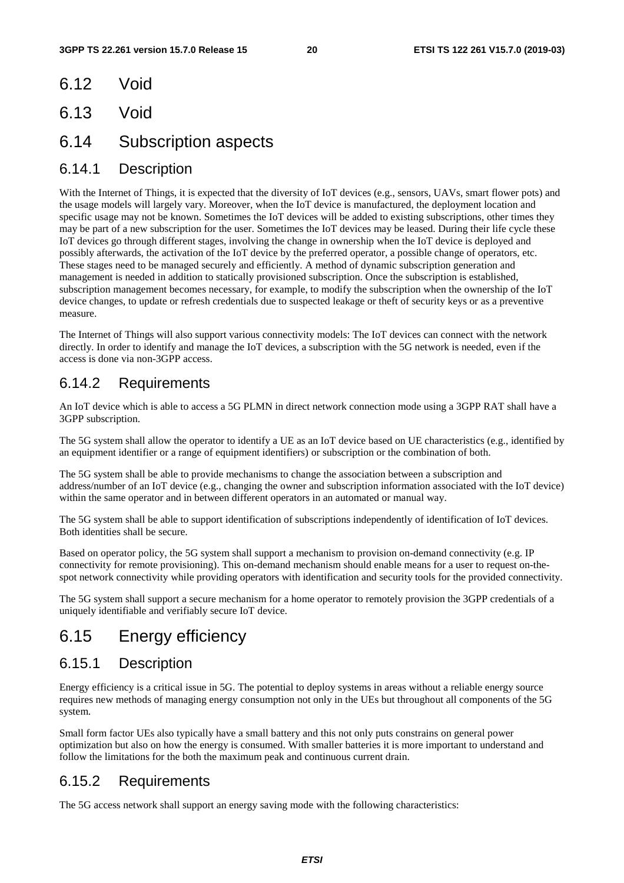## 6.12 Void

## 6.13 Void

## 6.14 Subscription aspects

### 6.14.1 Description

With the Internet of Things, it is expected that the diversity of IoT devices (e.g., sensors, UAVs, smart flower pots) and the usage models will largely vary. Moreover, when the IoT device is manufactured, the deployment location and specific usage may not be known. Sometimes the IoT devices will be added to existing subscriptions, other times they may be part of a new subscription for the user. Sometimes the IoT devices may be leased. During their life cycle these IoT devices go through different stages, involving the change in ownership when the IoT device is deployed and possibly afterwards, the activation of the IoT device by the preferred operator, a possible change of operators, etc. These stages need to be managed securely and efficiently. A method of dynamic subscription generation and management is needed in addition to statically provisioned subscription. Once the subscription is established, subscription management becomes necessary, for example, to modify the subscription when the ownership of the IoT device changes, to update or refresh credentials due to suspected leakage or theft of security keys or as a preventive measure.

The Internet of Things will also support various connectivity models: The IoT devices can connect with the network directly. In order to identify and manage the IoT devices, a subscription with the 5G network is needed, even if the access is done via non-3GPP access.

### 6.14.2 Requirements

An IoT device which is able to access a 5G PLMN in direct network connection mode using a 3GPP RAT shall have a 3GPP subscription.

The 5G system shall allow the operator to identify a UE as an IoT device based on UE characteristics (e.g., identified by an equipment identifier or a range of equipment identifiers) or subscription or the combination of both.

The 5G system shall be able to provide mechanisms to change the association between a subscription and address/number of an IoT device (e.g., changing the owner and subscription information associated with the IoT device) within the same operator and in between different operators in an automated or manual way.

The 5G system shall be able to support identification of subscriptions independently of identification of IoT devices. Both identities shall be secure.

Based on operator policy, the 5G system shall support a mechanism to provision on-demand connectivity (e.g. IP connectivity for remote provisioning). This on-demand mechanism should enable means for a user to request on-the-spot network connectivity while providing operators with identification and security tools for the provided connectivity.

The 5G system shall support a secure mechanism for a home operator to remotely provision the 3GPP credentials of a uniquely identifiable and verifiably secure IoT device.

## 6.15 Energy efficiency

### 6.15.1 Description

Energy efficiency is a critical issue in 5G. The potential to deploy systems in areas without a reliable energy source requires new methods of managing energy consumption not only in the UEs but throughout all components of the 5G system.

Small form factor UEs also typically have a small battery and this not only puts constrains on general power optimization but also on how the energy is consumed. With smaller batteries it is more important to understand and follow the limitations for the both the maximum peak and continuous current drain.

### 6.15.2 Requirements

The 5G access network shall support an energy saving mode with the following characteristics: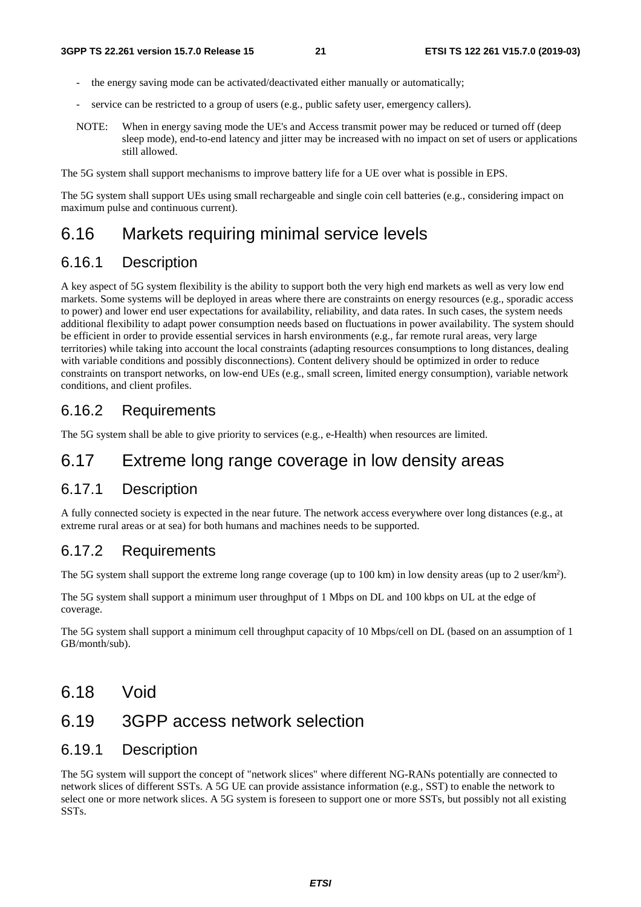- the energy saving mode can be activated/deactivated either manually or automatically;
- service can be restricted to a group of users (e.g., public safety user, emergency callers).

NOTE: When in energy saving mode the UE's and Access transmit power may be reduced or turned off (deep sleep mode), end-to-end latency and jitter may be increased with no impact on set of users or applications still allowed.

The 5G system shall support mechanisms to improve battery life for a UE over what is possible in EPS.

The 5G system shall support UEs using small rechargeable and single coin cell batteries (e.g., considering impact on maximum pulse and continuous current).

## 6.16 Markets requiring minimal service levels

### 6.16.1 Description

A key aspect of 5G system flexibility is the ability to support both the very high end markets as well as very low end markets. Some systems will be deployed in areas where there are constraints on energy resources (e.g., sporadic access to power) and lower end user expectations for availability, reliability, and data rates. In such cases, the system needs additional flexibility to adapt power consumption needs based on fluctuations in power availability. The system should be efficient in order to provide essential services in harsh environments (e.g., far remote rural areas, very large territories) while taking into account the local constraints (adapting resources consumptions to long distances, dealing with variable conditions and possibly disconnections). Content delivery should be optimized in order to reduce constraints on transport networks, on low-end UEs (e.g., small screen, limited energy consumption), variable network conditions, and client profiles.

### 6.16.2 Requirements

The 5G system shall be able to give priority to services (e.g., e-Health) when resources are limited.

## 6.17 Extreme long range coverage in low density areas

### 6.17.1 Description

A fully connected society is expected in the near future. The network access everywhere over long distances (e.g., at extreme rural areas or at sea) for both humans and machines needs to be supported.

### 6.17.2 Requirements

The 5G system shall support the extreme long range coverage (up to 100 km) in low density areas (up to 2 user/km$^2$).

The 5G system shall support a minimum user throughput of 1 Mbps on DL and 100 kbps on UL at the edge of coverage.

The 5G system shall support a minimum cell throughput capacity of 10 Mbps/cell on DL (based on an assumption of 1 GB/month/sub).

## 6.18 Void

## 6.19 3GPP access network selection

### 6.19.1 Description

The 5G system will support the concept of "network slices" where different NG-RANs potentially are connected to network slices of different SSTs. A 5G UE can provide assistance information (e.g., SST) to enable the network to select one or more network slices. A 5G system is foreseen to support one or more SSTs, but possibly not all existing SSTs.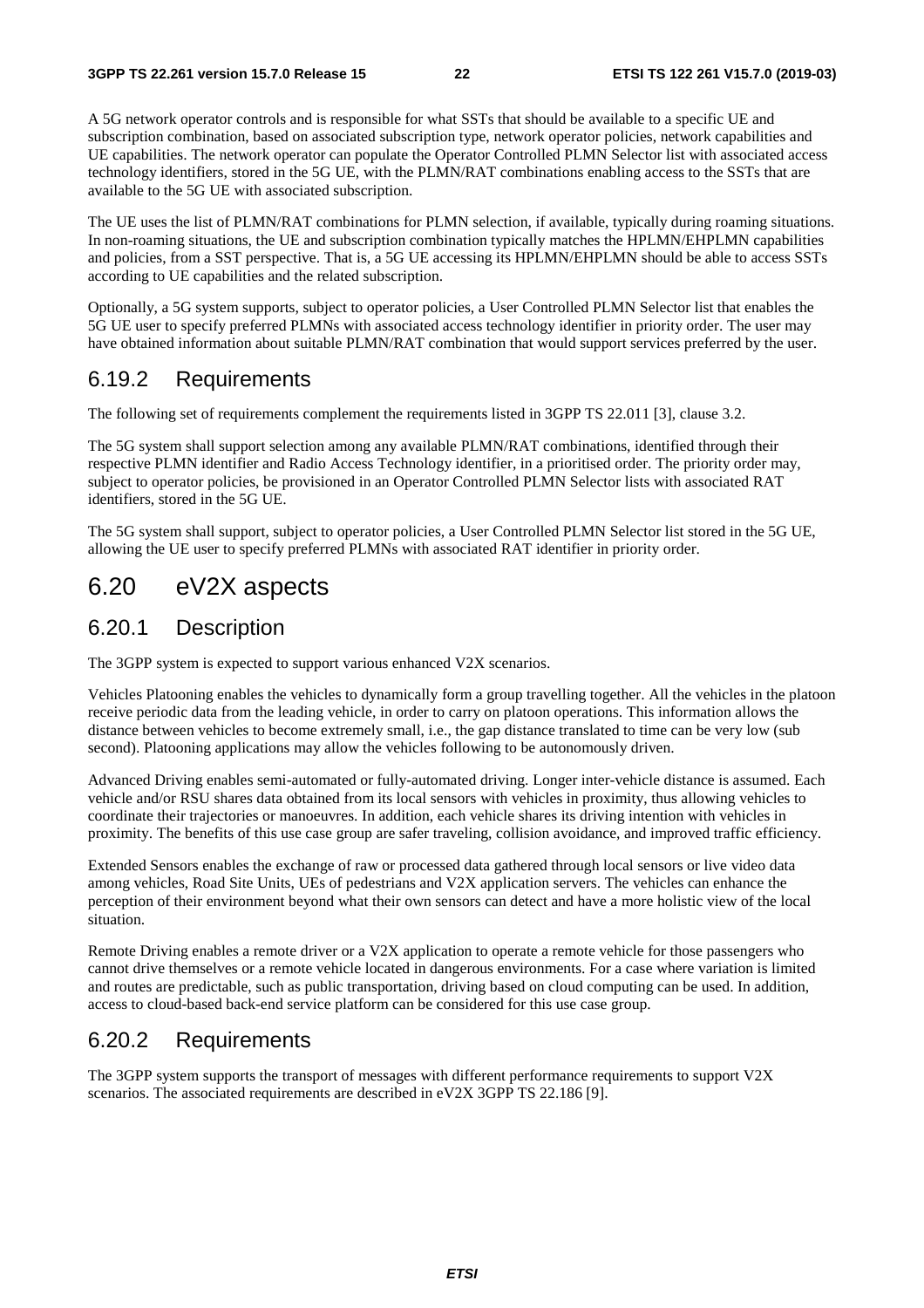A 5G network operator controls and is responsible for what SSTs that should be available to a specific UE and subscription combination, based on associated subscription type, network operator policies, network capabilities and UE capabilities. The network operator can populate the Operator Controlled PLMN Selector list with associated access technology identifiers, stored in the 5G UE, with the PLMN/RAT combinations enabling access to the SSTs that are available to the 5G UE with associated subscription.

The UE uses the list of PLMN/RAT combinations for PLMN selection, if available, typically during roaming situations. In non-roaming situations, the UE and subscription combination typically matches the HPLMN/EHPLMN capabilities and policies, from a SST perspective. That is, a 5G UE accessing its HPLMN/EHPLMN should be able to access SSTs according to UE capabilities and the related subscription.

Optionally, a 5G system supports, subject to operator policies, a User Controlled PLMN Selector list that enables the 5G UE user to specify preferred PLMNs with associated access technology identifier in priority order. The user may have obtained information about suitable PLMN/RAT combination that would support services preferred by the user.

### 6.19.2 Requirements

The following set of requirements complement the requirements listed in 3GPP TS 22.011 [3], clause 3.2.

The 5G system shall support selection among any available PLMN/RAT combinations, identified through their respective PLMN identifier and Radio Access Technology identifier, in a prioritised order. The priority order may, subject to operator policies, be provisioned in an Operator Controlled PLMN Selector lists with associated RAT identifiers, stored in the 5G UE.

The 5G system shall support, subject to operator policies, a User Controlled PLMN Selector list stored in the 5G UE, allowing the UE user to specify preferred PLMNs with associated RAT identifier in priority order.

## 6.20 eV2X aspects

### 6.20.1 Description

The 3GPP system is expected to support various enhanced V2X scenarios.

Vehicles Platooning enables the vehicles to dynamically form a group travelling together. All the vehicles in the platoon receive periodic data from the leading vehicle, in order to carry on platoon operations. This information allows the distance between vehicles to become extremely small, i.e., the gap distance translated to time can be very low (sub second). Platooning applications may allow the vehicles following to be autonomously driven.

Advanced Driving enables semi-automated or fully-automated driving. Longer inter-vehicle distance is assumed. Each vehicle and/or RSU shares data obtained from its local sensors with vehicles in proximity, thus allowing vehicles to coordinate their trajectories or manoeuvres. In addition, each vehicle shares its driving intention with vehicles in proximity. The benefits of this use case group are safer traveling, collision avoidance, and improved traffic efficiency.

Extended Sensors enables the exchange of raw or processed data gathered through local sensors or live video data among vehicles, Road Site Units, UEs of pedestrians and V2X application servers. The vehicles can enhance the perception of their environment beyond what their own sensors can detect and have a more holistic view of the local situation.

Remote Driving enables a remote driver or a V2X application to operate a remote vehicle for those passengers who cannot drive themselves or a remote vehicle located in dangerous environments. For a case where variation is limited and routes are predictable, such as public transportation, driving based on cloud computing can be used. In addition, access to cloud-based back-end service platform can be considered for this use case group.

### 6.20.2 Requirements

The 3GPP system supports the transport of messages with different performance requirements to support V2X scenarios. The associated requirements are described in eV2X 3GPP TS 22.186 [9].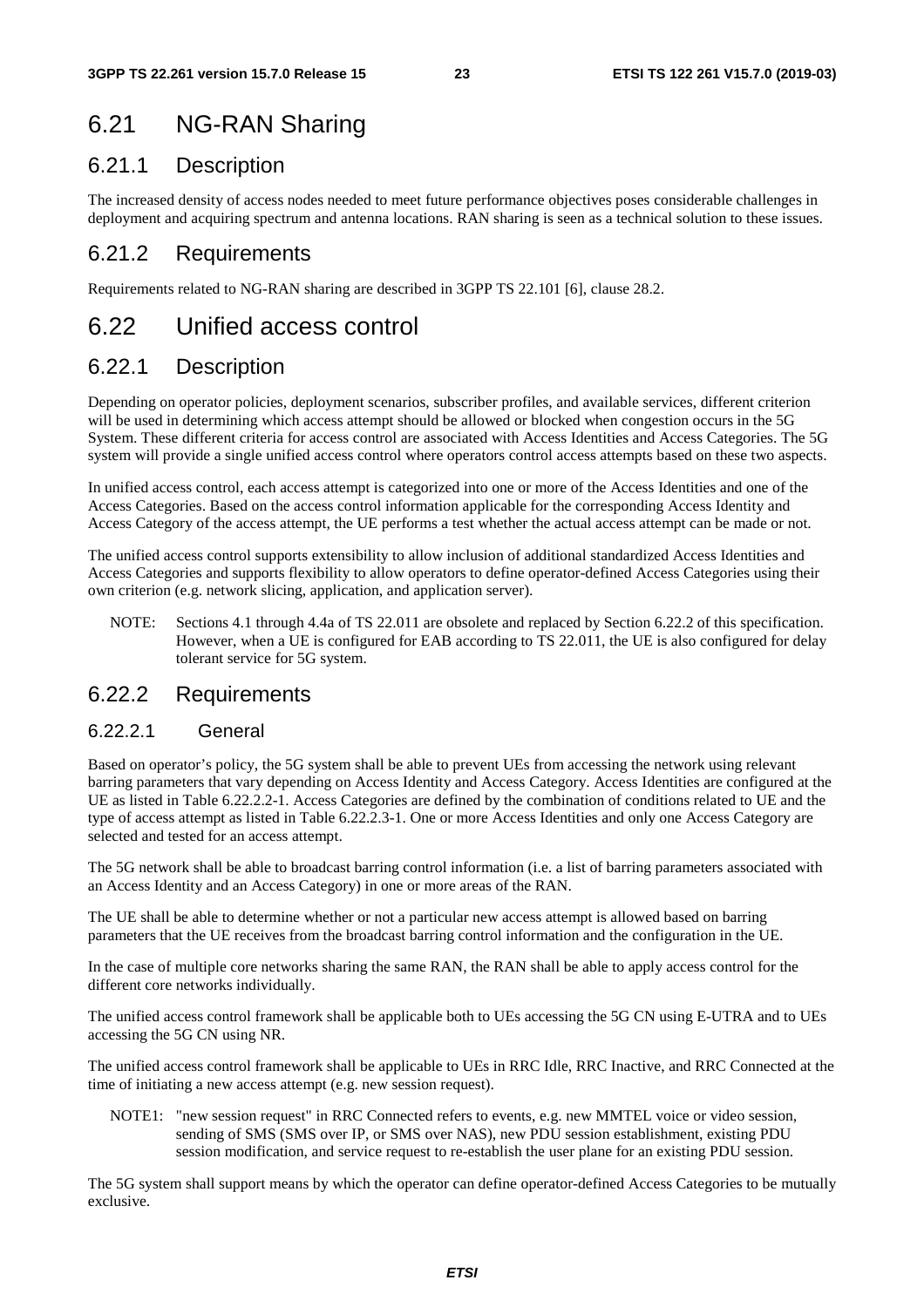## 6.21 NG-RAN Sharing

### 6.21.1 Description

The increased density of access nodes needed to meet future performance objectives poses considerable challenges in deployment and acquiring spectrum and antenna locations. RAN sharing is seen as a technical solution to these issues.

### 6.21.2 Requirements

Requirements related to NG-RAN sharing are described in 3GPP TS 22.101 [6], clause 28.2.

## 6.22 Unified access control

### 6.22.1 Description

Depending on operator policies, deployment scenarios, subscriber profiles, and available services, different criterion will be used in determining which access attempt should be allowed or blocked when congestion occurs in the 5G System. These different criteria for access control are associated with Access Identities and Access Categories. The 5G system will provide a single unified access control where operators control access attempts based on these two aspects.

In unified access control, each access attempt is categorized into one or more of the Access Identities and one of the Access Categories. Based on the access control information applicable for the corresponding Access Identity and Access Category of the access attempt, the UE performs a test whether the actual access attempt can be made or not.

The unified access control supports extensibility to allow inclusion of additional standardized Access Identities and Access Categories and supports flexibility to allow operators to define operator-defined Access Categories using their own criterion (e.g. network slicing, application, and application server).

NOTE: Sections 4.1 through 4.4a of TS 22.011 are obsolete and replaced by Section 6.22.2 of this specification. However, when a UE is configured for EAB according to TS 22.011, the UE is also configured for delay tolerant service for 5G system.

### 6.22.2 Requirements

#### 6.22.2.1 General

Based on operator's policy, the 5G system shall be able to prevent UEs from accessing the network using relevant barring parameters that vary depending on Access Identity and Access Category. Access Identities are configured at the UE as listed in Table 6.22.2.2-1. Access Categories are defined by the combination of conditions related to UE and the type of access attempt as listed in Table 6.22.2.3-1. One or more Access Identities and only one Access Category are selected and tested for an access attempt.

The 5G network shall be able to broadcast barring control information (i.e. a list of barring parameters associated with an Access Identity and an Access Category) in one or more areas of the RAN.

The UE shall be able to determine whether or not a particular new access attempt is allowed based on barring parameters that the UE receives from the broadcast barring control information and the configuration in the UE.

In the case of multiple core networks sharing the same RAN, the RAN shall be able to apply access control for the different core networks individually.

The unified access control framework shall be applicable both to UEs accessing the 5G CN using E-UTRA and to UEs accessing the 5G CN using NR.

The unified access control framework shall be applicable to UEs in RRC Idle, RRC Inactive, and RRC Connected at the time of initiating a new access attempt (e.g. new session request).

NOTE1: "new session request" in RRC Connected refers to events, e.g. new MMTEL voice or video session, sending of SMS (SMS over IP, or SMS over NAS), new PDU session establishment, existing PDU session modification, and service request to re-establish the user plane for an existing PDU session.

The 5G system shall support means by which the operator can define operator-defined Access Categories to be mutually exclusive.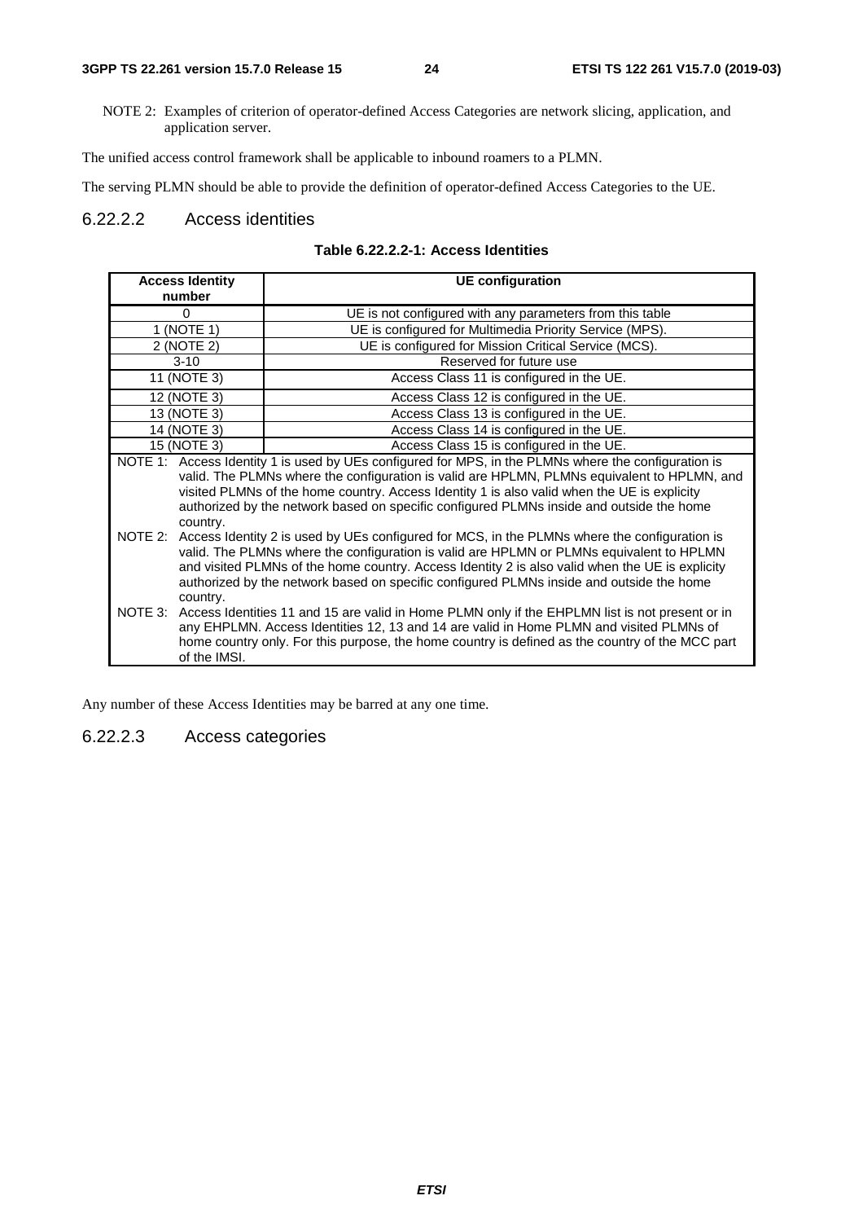NOTE 2: Examples of criterion of operator-defined Access Categories are network slicing, application, and application server.

The unified access control framework shall be applicable to inbound roamers to a PLMN.

The serving PLMN should be able to provide the definition of operator-defined Access Categories to the UE.

#### 6.22.2.2 Access identities

**Table 6.22.2.2-1: Access Identities**

| Access Identity number | UE configuration |
|---|---|
| 0 | UE is not configured with any parameters from this table |
| 1 (NOTE 1) | UE is configured for Multimedia Priority Service (MPS). |
| 2 (NOTE 2) | UE is configured for Mission Critical Service (MCS). |
| 3-10 | Reserved for future use |
| 11 (NOTE 3) | Access Class 11 is configured in the UE. |
| 12 (NOTE 3) | Access Class 12 is configured in the UE. |
| 13 (NOTE 3) | Access Class 13 is configured in the UE. |
| 14 (NOTE 3) | Access Class 14 is configured in the UE. |
| 15 (NOTE 3) | Access Class 15 is configured in the UE. |
| NOTE 1: Access Identity 1 is used by UEs configured for MPS, in the PLMNs where the configuration is valid. The PLMNs where the configuration is valid are HPLMN, PLMNs equivalent to HPLMN, and visited PLMNs of the home country. Access Identity 1 is also valid when the UE is explicity authorized by the network based on specific configured PLMNs inside and outside the home country.<br>NOTE 2: Access Identity 2 is used by UEs configured for MCS, in the PLMNs where the configuration is valid. The PLMNs where the configuration is valid are HPLMN or PLMNs equivalent to HPLMN and visited PLMNs of the home country. Access Identity 2 is also valid when the UE is explicity authorized by the network based on specific configured PLMNs inside and outside the home country.<br>NOTE 3: Access Identities 11 and 15 are valid in Home PLMN only if the EHPLMN list is not present or in any EHPLMN. Access Identities 12, 13 and 14 are valid in Home PLMN and visited PLMNs of home country only. For this purpose, the home country is defined as the country of the MCC part of the IMSI. | |

Any number of these Access Identities may be barred at any one time.

#### 6.22.2.3 Access categories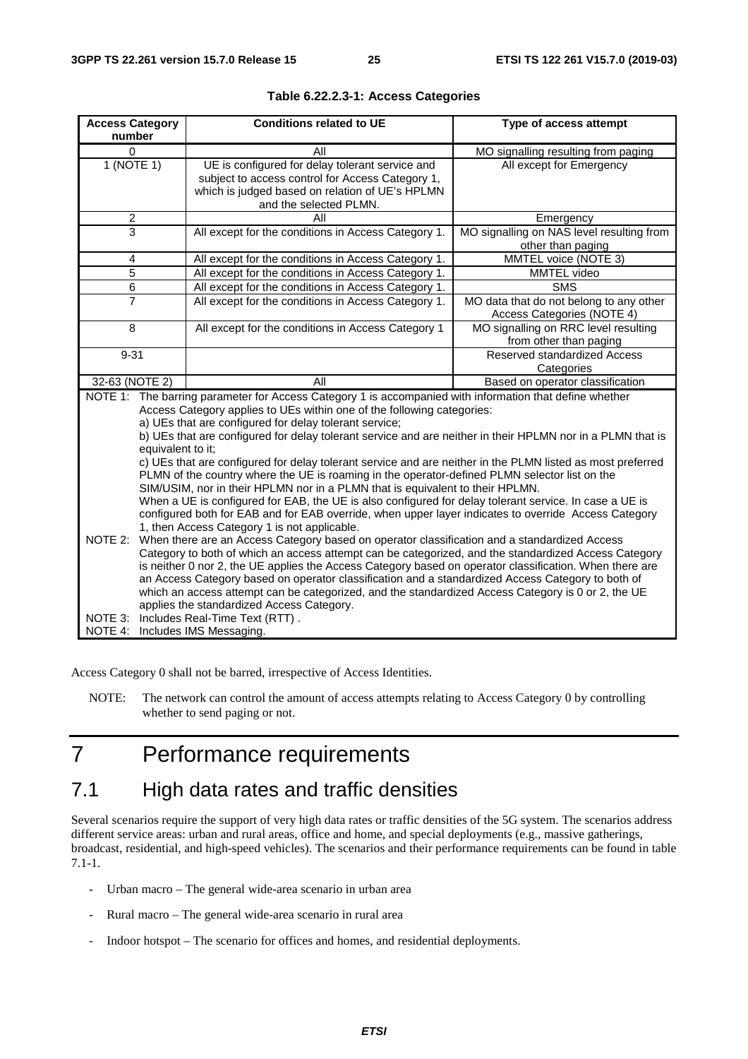**Table 6.22.2.3-1: Access Categories**

| Access Category number | Conditions related to UE | Type of access attempt |
|---|---|---|
| 0 | All | MO signalling resulting from paging |
| 1 (NOTE 1) | UE is configured for delay tolerant service and subject to access control for Access Category 1, which is judged based on relation of UE's HPLMN and the selected PLMN. | All except for Emergency |
| 2 | All | Emergency |
| 3 | All except for the conditions in Access Category 1. | MO signalling on NAS level resulting from other than paging |
| 4 | All except for the conditions in Access Category 1. | MMTEL voice (NOTE 3) |
| 5 | All except for the conditions in Access Category 1. | MMTEL video |
| 6 | All except for the conditions in Access Category 1. | SMS |
| 7 | All except for the conditions in Access Category 1. | MO data that do not belong to any other Access Categories (NOTE 4) |
| 8 | All except for the conditions in Access Category 1 | MO signalling on RRC level resulting from other than paging |
| 9-31 | | Reserved standardized Access Categories |
| 32-63 (NOTE 2) | All | Based on operator classification |

NOTE 1: The barring parameter for Access Category 1 is accompanied with information that define whether Access Category applies to UEs within one of the following categories:
a) UEs that are configured for delay tolerant service;
b) UEs that are configured for delay tolerant service and are neither in their HPLMN nor in a PLMN that is equivalent to it;
c) UEs that are configured for delay tolerant service and are neither in the PLMN listed as most preferred PLMN of the country where the UE is roaming in the operator-defined PLMN selector list on the SIM/USIM, nor in their HPLMN nor in a PLMN that is equivalent to their HPLMN.
When a UE is configured for EAB, the UE is also configured for delay tolerant service. In case a UE is configured both for EAB and for EAB override, when upper layer indicates to override Access Category 1, then Access Category 1 is not applicable.

NOTE 2: When there are an Access Category based on operator classification and a standardized Access Category to both of which an access attempt can be categorized, and the standardized Access Category is neither 0 nor 2, the UE applies the Access Category based on operator classification. When there are an Access Category based on operator classification and a standardized Access Category to both of which an access attempt can be categorized, and the standardized Access Category is 0 or 2, the UE applies the standardized Access Category.

NOTE 3: Includes Real-Time Text (RTT) .

NOTE 4: Includes IMS Messaging.

Access Category 0 shall not be barred, irrespective of Access Identities.

NOTE: The network can control the amount of access attempts relating to Access Category 0 by controlling whether to send paging or not.

# 7 Performance requirements

## 7.1 High data rates and traffic densities

Several scenarios require the support of very high data rates or traffic densities of the 5G system. The scenarios address different service areas: urban and rural areas, office and home, and special deployments (e.g., massive gatherings, broadcast, residential, and high-speed vehicles). The scenarios and their performance requirements can be found in table 7.1-1.

- Urban macro – The general wide-area scenario in urban area
- Rural macro – The general wide-area scenario in rural area
- Indoor hotspot – The scenario for offices and homes, and residential deployments.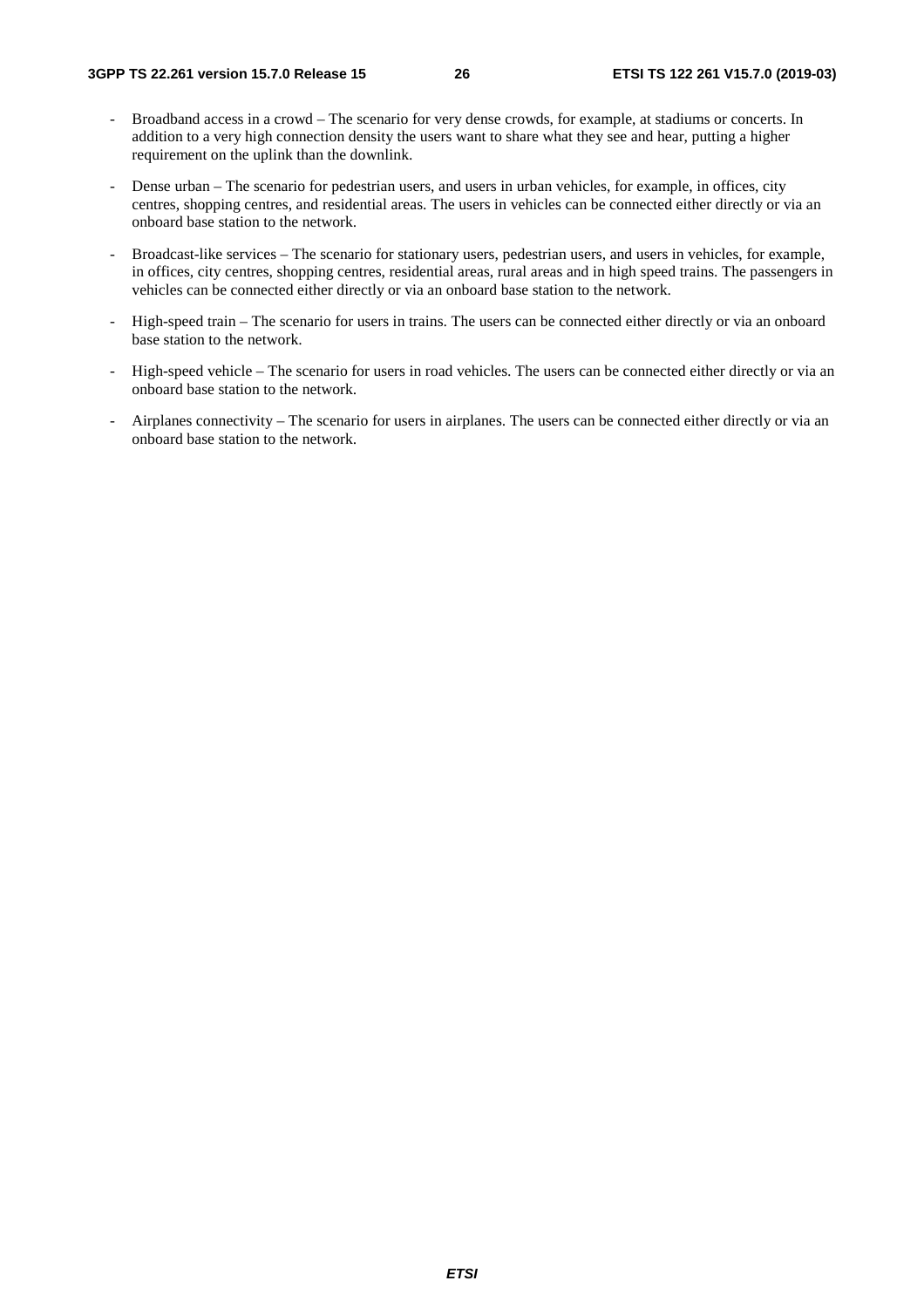- Broadband access in a crowd – The scenario for very dense crowds, for example, at stadiums or concerts. In addition to a very high connection density the users want to share what they see and hear, putting a higher requirement on the uplink than the downlink.
- Dense urban – The scenario for pedestrian users, and users in urban vehicles, for example, in offices, city centres, shopping centres, and residential areas. The users in vehicles can be connected either directly or via an onboard base station to the network.
- Broadcast-like services – The scenario for stationary users, pedestrian users, and users in vehicles, for example, in offices, city centres, shopping centres, residential areas, rural areas and in high speed trains. The passengers in vehicles can be connected either directly or via an onboard base station to the network.
- High-speed train – The scenario for users in trains. The users can be connected either directly or via an onboard base station to the network.
- High-speed vehicle – The scenario for users in road vehicles. The users can be connected either directly or via an onboard base station to the network.
- Airplanes connectivity – The scenario for users in airplanes. The users can be connected either directly or via an onboard base station to the network.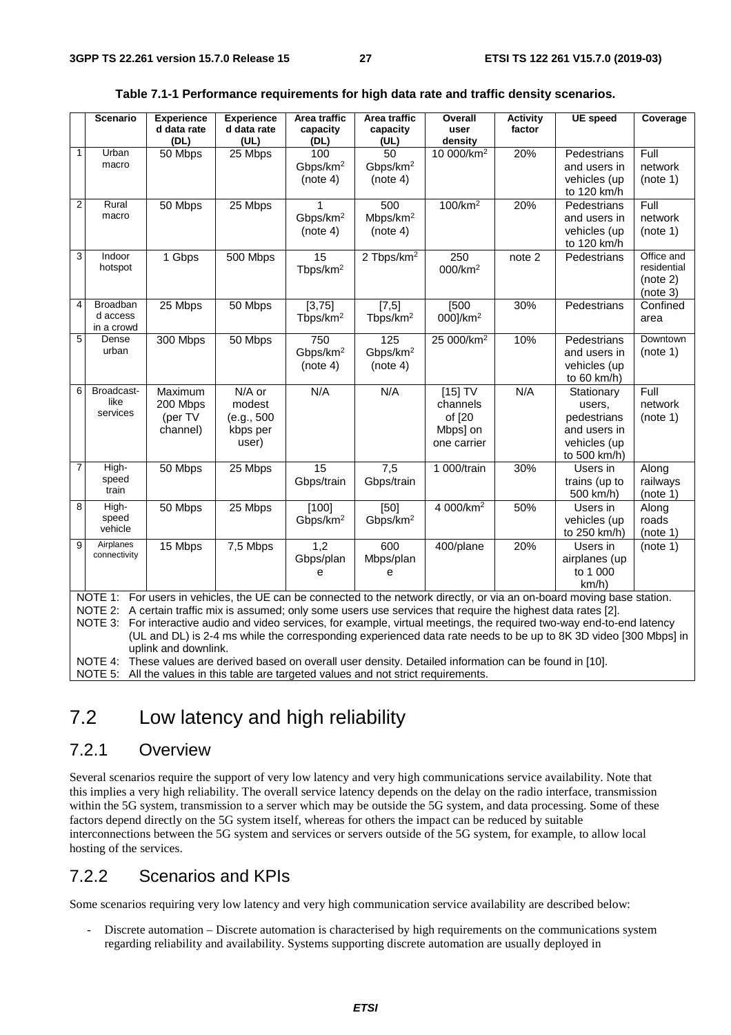**Table 7.1-1 Performance requirements for high data rate and traffic density scenarios.**

| | Scenario | Experienced data rate (DL) | Experienced data rate (UL) | Area traffic capacity (DL) | Area traffic capacity (UL) | Overall user density | Activity factor | UE speed | Coverage |
|---|---|---|---|---|---|---|---|---|---|
| 1 | Urban macro | 50 Mbps | 25 Mbps | 100 Gbps/km$^2$ (note 4) | 50 Gbps/km$^2$ (note 4) | 10 000/km$^2$ | 20% | Pedestrians and users in vehicles (up to 120 km/h | Full network (note 1) |
| 2 | Rural macro | 50 Mbps | 25 Mbps | 1 Gbps/km$^2$ (note 4) | 500 Mbps/km$^2$ (note 4) | 100/km$^2$ | 20% | Pedestrians and users in vehicles (up to 120 km/h | Full network (note 1) |
| 3 | Indoor hotspot | 1 Gbps | 500 Mbps | 15 Tbps/km$^2$ | 2 Tbps/km$^2$ | 250 000/km$^2$ | note 2 | Pedestrians | Office and residential (note 2) (note 3) |
| 4 | Broadband access in a crowd | 25 Mbps | 50 Mbps | [3,75] Tbps/km$^2$ | [7,5] Tbps/km$^2$ | [500 000]/km$^2$ | 30% | Pedestrians | Confined area |
| 5 | Dense urban | 300 Mbps | 50 Mbps | 750 Gbps/km$^2$ (note 4) | 125 Gbps/km$^2$ (note 4) | 25 000/km$^2$ | 10% | Pedestrians and users in vehicles (up to 60 km/h) | Downtown (note 1) |
| 6 | Broadcast-like services | Maximum 200 Mbps (per TV channel) | N/A or modest (e.g., 500 kbps per user) | N/A | N/A | [15] TV channels of [20 Mbps] on one carrier | N/A | Stationary users, pedestrians and users in vehicles (up to 500 km/h) | Full network (note 1) |
| 7 | High-speed train | 50 Mbps | 25 Mbps | 15 Gbps/train | 7,5 Gbps/train | 1 000/train | 30% | Users in trains (up to 500 km/h) | Along railways (note 1) |
| 8 | High-speed vehicle | 50 Mbps | 25 Mbps | [100] Gbps/km$^2$ | [50] Gbps/km$^2$ | 4 000/km$^2$ | 50% | Users in vehicles (up to 250 km/h) | Along roads (note 1) |
| 9 | Airplanes connectivity | 15 Mbps | 7,5 Mbps | 1,2 Gbps/plane | 600 Mbps/plane | 400/plane | 20% | Users in airplanes (up to 1 000 km/h) | (note 1) |

NOTE 1: For users in vehicles, the UE can be connected to the network directly, or via an on-board moving base station.
NOTE 2: A certain traffic mix is assumed; only some users use services that require the highest data rates [2].
NOTE 3: For interactive audio and video services, for example, virtual meetings, the required two-way end-to-end latency (UL and DL) is 2-4 ms while the corresponding experienced data rate needs to be up to 8K 3D video [300 Mbps] in uplink and downlink.
NOTE 4: These values are derived based on overall user density. Detailed information can be found in [10].
NOTE 5: All the values in this table are targeted values and not strict requirements.

## 7.2 Low latency and high reliability

### 7.2.1 Overview

Several scenarios require the support of very low latency and very high communications service availability. Note that this implies a very high reliability. The overall service latency depends on the delay on the radio interface, transmission within the 5G system, transmission to a server which may be outside the 5G system, and data processing. Some of these factors depend directly on the 5G system itself, whereas for others the impact can be reduced by suitable interconnections between the 5G system and services or servers outside of the 5G system, for example, to allow local hosting of the services.

### 7.2.2 Scenarios and KPIs

Some scenarios requiring very low latency and very high communication service availability are described below:

- Discrete automation – Discrete automation is characterised by high requirements on the communications system regarding reliability and availability. Systems supporting discrete automation are usually deployed in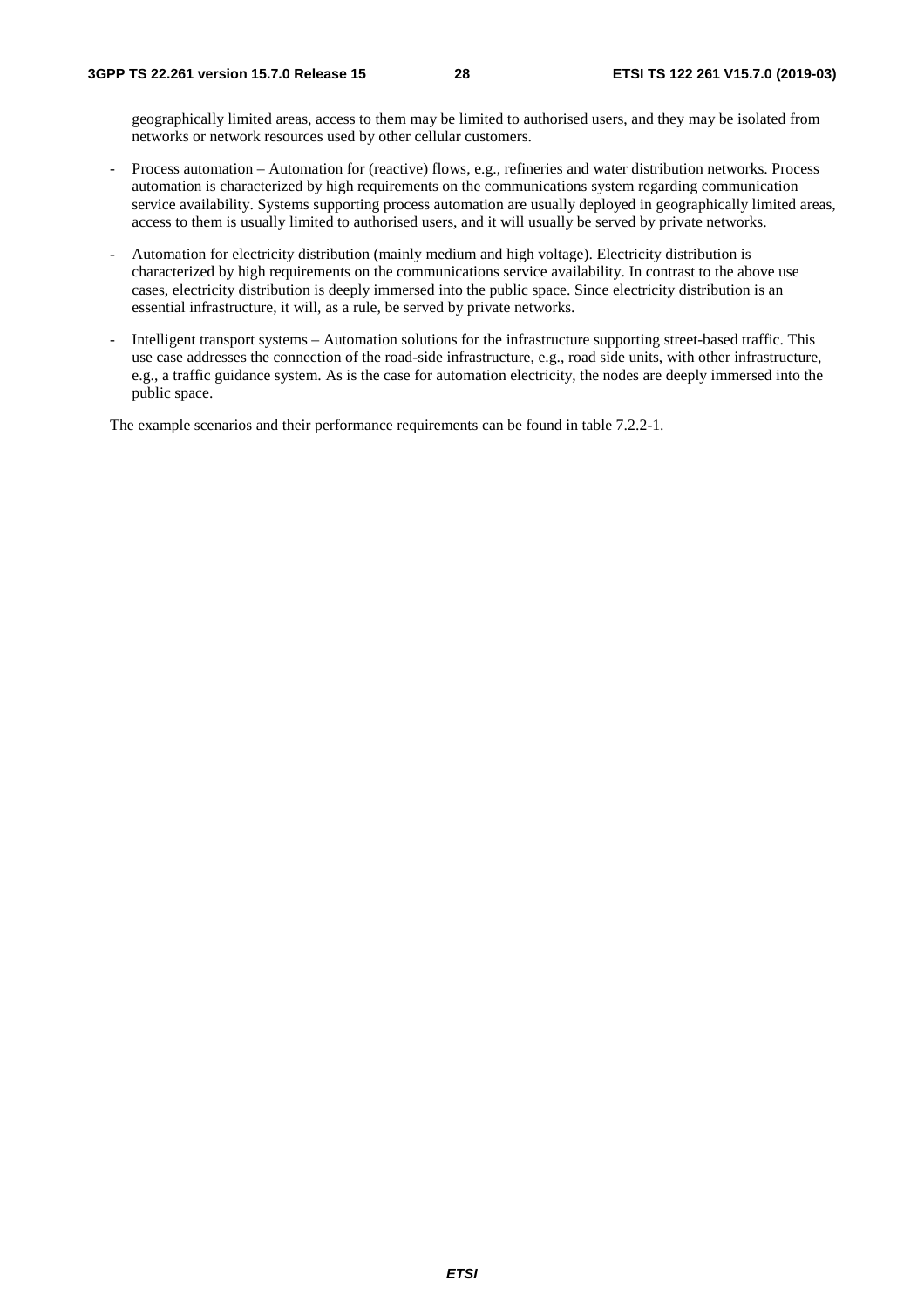geographically limited areas, access to them may be limited to authorised users, and they may be isolated from networks or network resources used by other cellular customers.

- Process automation – Automation for (reactive) flows, e.g., refineries and water distribution networks. Process automation is characterized by high requirements on the communications system regarding communication service availability. Systems supporting process automation are usually deployed in geographically limited areas, access to them is usually limited to authorised users, and it will usually be served by private networks.
- Automation for electricity distribution (mainly medium and high voltage). Electricity distribution is characterized by high requirements on the communications service availability. In contrast to the above use cases, electricity distribution is deeply immersed into the public space. Since electricity distribution is an essential infrastructure, it will, as a rule, be served by private networks.
- Intelligent transport systems – Automation solutions for the infrastructure supporting street-based traffic. This use case addresses the connection of the road-side infrastructure, e.g., road side units, with other infrastructure, e.g., a traffic guidance system. As is the case for automation electricity, the nodes are deeply immersed into the public space.

The example scenarios and their performance requirements can be found in table 7.2.2-1.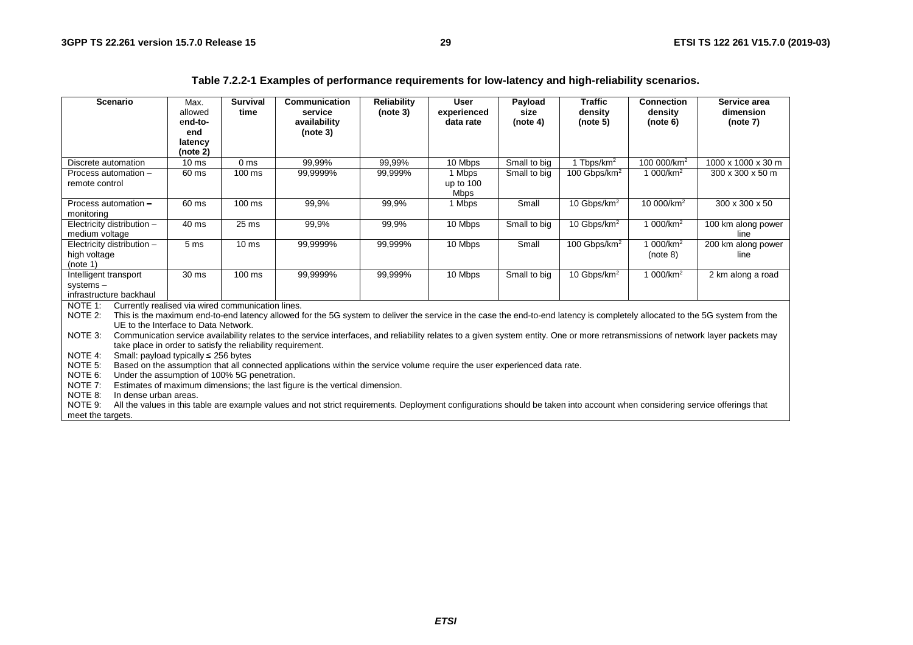**Table 7.2.2-1 Examples of performance requirements for low-latency and high-reliability scenarios.**

| Scenario | Max. allowed end-to-end latency (note 2) | Survival time | Communication service availability (note 3) | Reliability (note 3) | User experienced data rate | Payload size (note 4) | Traffic density (note 5) | Connection density (note 6) | Service area dimension (note 7) |
|---|---|---|---|---|---|---|---|---|---|
| Discrete automation | 10 ms | 0 ms | 99,99% | 99,99% | 10 Mbps | Small to big | 1 Tbps/km$^2$ | 100 000/km$^2$ | 1000 x 1000 x 30 m |
| Process automation – remote control | 60 ms | 100 ms | 99,9999% | 99,999% | 1 Mbps up to 100 Mbps | Small to big | 100 Gbps/km$^2$ | 1 000/km$^2$ | 300 x 300 x 50 m |
| Process automation – monitoring | 60 ms | 100 ms | 99,9% | 99,9% | 1 Mbps | Small | 10 Gbps/km$^2$ | 10 000/km$^2$ | 300 x 300 x 50 |
| Electricity distribution – medium voltage | 40 ms | 25 ms | 99,9% | 99,9% | 10 Mbps | Small to big | 10 Gbps/km$^2$ | 1 000/km$^2$ | 100 km along power line |
| Electricity distribution – high voltage (note 1) | 5 ms | 10 ms | 99,9999% | 99,999% | 10 Mbps | Small | 100 Gbps/km$^2$ | 1 000/km$^2$ (note 8) | 200 km along power line |
| Intelligent transport systems – infrastructure backhaul | 30 ms | 100 ms | 99,9999% | 99,999% | 10 Mbps | Small to big | 10 Gbps/km$^2$ | 1 000/km$^2$ | 2 km along a road |

NOTE 1: Currently realised via wired communication lines.

NOTE 2: This is the maximum end-to-end latency allowed for the 5G system to deliver the service in the case the end-to-end latency is completely allocated to the 5G system from the UE to the Interface to Data Network.

NOTE 3: Communication service availability relates to the service interfaces, and reliability relates to a given system entity. One or more retransmissions of network layer packets may take place in order to satisfy the reliability requirement.

NOTE 4: Small: payload typically ≤ 256 bytes

NOTE 5: Based on the assumption that all connected applications within the service volume require the user experienced data rate.

NOTE 6: Under the assumption of 100% 5G penetration.

NOTE 7: Estimates of maximum dimensions; the last figure is the vertical dimension.

NOTE 8: In dense urban areas.

NOTE 9: All the values in this table are example values and not strict requirements. Deployment configurations should be taken into account when considering service offerings that meet the targets.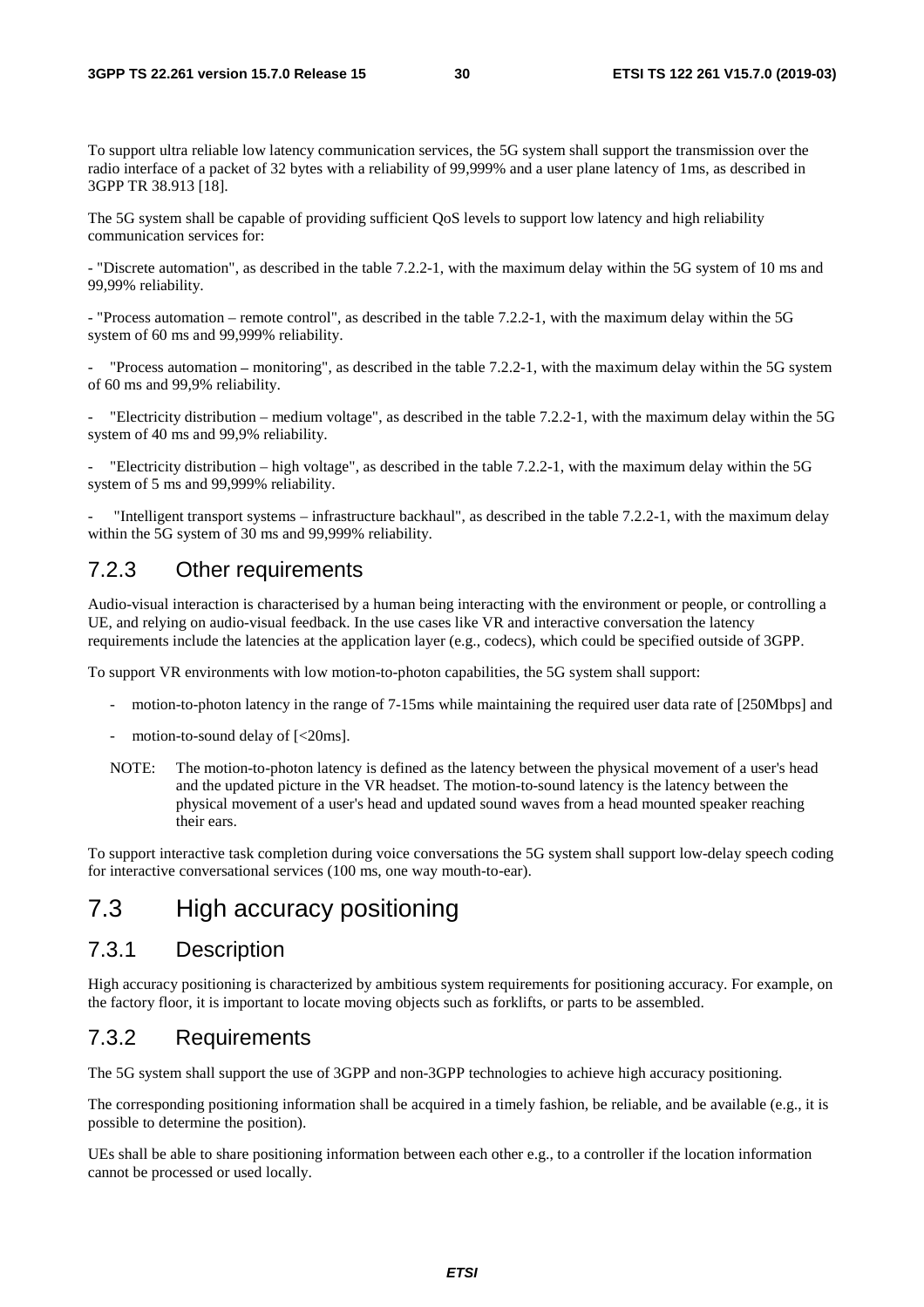To support ultra reliable low latency communication services, the 5G system shall support the transmission over the radio interface of a packet of 32 bytes with a reliability of 99,999% and a user plane latency of 1ms, as described in 3GPP TR 38.913 [18].

The 5G system shall be capable of providing sufficient QoS levels to support low latency and high reliability communication services for:

- "Discrete automation", as described in the table 7.2.2-1, with the maximum delay within the 5G system of 10 ms and 99,99% reliability.

- "Process automation – remote control", as described in the table 7.2.2-1, with the maximum delay within the 5G system of 60 ms and 99,999% reliability.

- "Process automation – monitoring", as described in the table 7.2.2-1, with the maximum delay within the 5G system of 60 ms and 99,9% reliability.

- "Electricity distribution – medium voltage", as described in the table 7.2.2-1, with the maximum delay within the 5G system of 40 ms and 99,9% reliability.

- "Electricity distribution – high voltage", as described in the table 7.2.2-1, with the maximum delay within the 5G system of 5 ms and 99,999% reliability.

- "Intelligent transport systems – infrastructure backhaul", as described in the table 7.2.2-1, with the maximum delay within the 5G system of 30 ms and 99,999% reliability.

### 7.2.3 Other requirements

Audio-visual interaction is characterised by a human being interacting with the environment or people, or controlling a UE, and relying on audio-visual feedback. In the use cases like VR and interactive conversation the latency requirements include the latencies at the application layer (e.g., codecs), which could be specified outside of 3GPP.

To support VR environments with low motion-to-photon capabilities, the 5G system shall support:

- motion-to-photon latency in the range of 7-15ms while maintaining the required user data rate of [250Mbps] and
- motion-to-sound delay of [<20ms].

NOTE: The motion-to-photon latency is defined as the latency between the physical movement of a user's head and the updated picture in the VR headset. The motion-to-sound latency is the latency between the physical movement of a user's head and updated sound waves from a head mounted speaker reaching their ears.

To support interactive task completion during voice conversations the 5G system shall support low-delay speech coding for interactive conversational services (100 ms, one way mouth-to-ear).

## 7.3 High accuracy positioning

### 7.3.1 Description

High accuracy positioning is characterized by ambitious system requirements for positioning accuracy. For example, on the factory floor, it is important to locate moving objects such as forklifts, or parts to be assembled.

### 7.3.2 Requirements

The 5G system shall support the use of 3GPP and non-3GPP technologies to achieve high accuracy positioning.

The corresponding positioning information shall be acquired in a timely fashion, be reliable, and be available (e.g., it is possible to determine the position).

UEs shall be able to share positioning information between each other e.g., to a controller if the location information cannot be processed or used locally.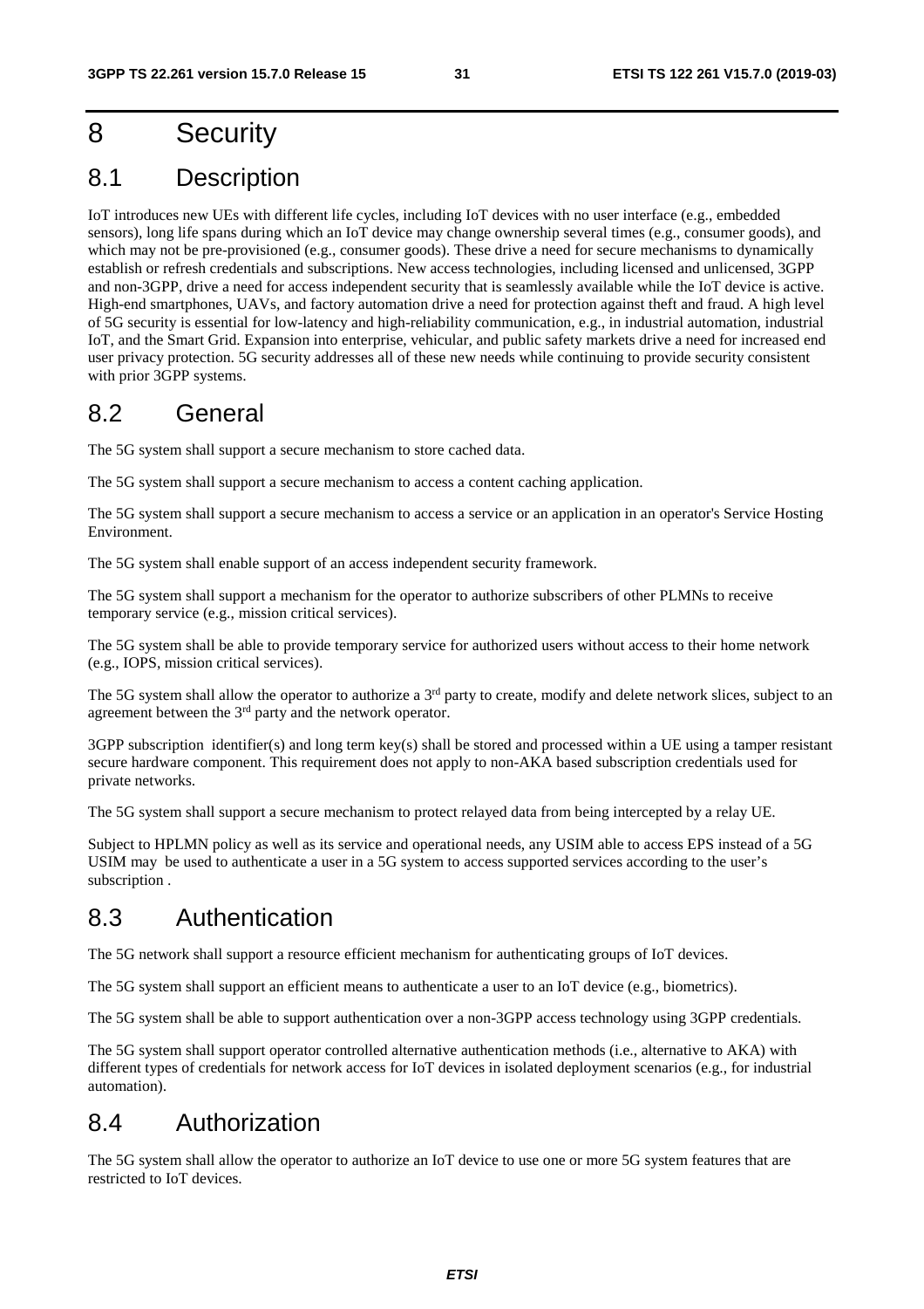# 8 Security

## 8.1 Description

IoT introduces new UEs with different life cycles, including IoT devices with no user interface (e.g., embedded sensors), long life spans during which an IoT device may change ownership several times (e.g., consumer goods), and which may not be pre-provisioned (e.g., consumer goods). These drive a need for secure mechanisms to dynamically establish or refresh credentials and subscriptions. New access technologies, including licensed and unlicensed, 3GPP and non-3GPP, drive a need for access independent security that is seamlessly available while the IoT device is active. High-end smartphones, UAVs, and factory automation drive a need for protection against theft and fraud. A high level of 5G security is essential for low-latency and high-reliability communication, e.g., in industrial automation, industrial IoT, and the Smart Grid. Expansion into enterprise, vehicular, and public safety markets drive a need for increased end user privacy protection. 5G security addresses all of these new needs while continuing to provide security consistent with prior 3GPP systems.

## 8.2 General

The 5G system shall support a secure mechanism to store cached data.

The 5G system shall support a secure mechanism to access a content caching application.

The 5G system shall support a secure mechanism to access a service or an application in an operator's Service Hosting Environment.

The 5G system shall enable support of an access independent security framework.

The 5G system shall support a mechanism for the operator to authorize subscribers of other PLMNs to receive temporary service (e.g., mission critical services).

The 5G system shall be able to provide temporary service for authorized users without access to their home network (e.g., IOPS, mission critical services).

The 5G system shall allow the operator to authorize a 3rd party to create, modify and delete network slices, subject to an agreement between the 3rd party and the network operator.

3GPP subscription identifier(s) and long term key(s) shall be stored and processed within a UE using a tamper resistant secure hardware component. This requirement does not apply to non-AKA based subscription credentials used for private networks.

The 5G system shall support a secure mechanism to protect relayed data from being intercepted by a relay UE.

Subject to HPLMN policy as well as its service and operational needs, any USIM able to access EPS instead of a 5G USIM may be used to authenticate a user in a 5G system to access supported services according to the user's subscription .

## 8.3 Authentication

The 5G network shall support a resource efficient mechanism for authenticating groups of IoT devices.

The 5G system shall support an efficient means to authenticate a user to an IoT device (e.g., biometrics).

The 5G system shall be able to support authentication over a non-3GPP access technology using 3GPP credentials.

The 5G system shall support operator controlled alternative authentication methods (i.e., alternative to AKA) with different types of credentials for network access for IoT devices in isolated deployment scenarios (e.g., for industrial automation).

## 8.4 Authorization

The 5G system shall allow the operator to authorize an IoT device to use one or more 5G system features that are restricted to IoT devices.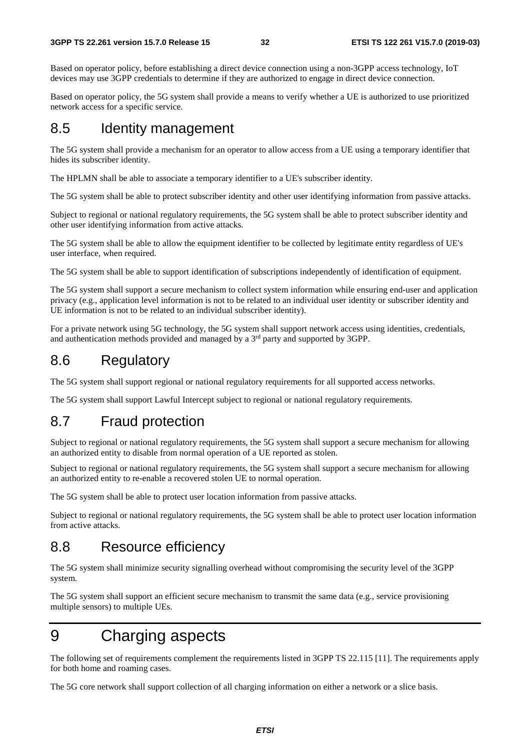Based on operator policy, before establishing a direct device connection using a non-3GPP access technology, IoT devices may use 3GPP credentials to determine if they are authorized to engage in direct device connection.

Based on operator policy, the 5G system shall provide a means to verify whether a UE is authorized to use prioritized network access for a specific service.

## 8.5 Identity management

The 5G system shall provide a mechanism for an operator to allow access from a UE using a temporary identifier that hides its subscriber identity.

The HPLMN shall be able to associate a temporary identifier to a UE's subscriber identity.

The 5G system shall be able to protect subscriber identity and other user identifying information from passive attacks.

Subject to regional or national regulatory requirements, the 5G system shall be able to protect subscriber identity and other user identifying information from active attacks.

The 5G system shall be able to allow the equipment identifier to be collected by legitimate entity regardless of UE's user interface, when required.

The 5G system shall be able to support identification of subscriptions independently of identification of equipment.

The 5G system shall support a secure mechanism to collect system information while ensuring end-user and application privacy (e.g., application level information is not to be related to an individual user identity or subscriber identity and UE information is not to be related to an individual subscriber identity).

For a private network using 5G technology, the 5G system shall support network access using identities, credentials, and authentication methods provided and managed by a 3rd party and supported by 3GPP.

## 8.6 Regulatory

The 5G system shall support regional or national regulatory requirements for all supported access networks.

The 5G system shall support Lawful Intercept subject to regional or national regulatory requirements.

## 8.7 Fraud protection

Subject to regional or national regulatory requirements, the 5G system shall support a secure mechanism for allowing an authorized entity to disable from normal operation of a UE reported as stolen.

Subject to regional or national regulatory requirements, the 5G system shall support a secure mechanism for allowing an authorized entity to re-enable a recovered stolen UE to normal operation.

The 5G system shall be able to protect user location information from passive attacks.

Subject to regional or national regulatory requirements, the 5G system shall be able to protect user location information from active attacks.

## 8.8 Resource efficiency

The 5G system shall minimize security signalling overhead without compromising the security level of the 3GPP system.

The 5G system shall support an efficient secure mechanism to transmit the same data (e.g., service provisioning multiple sensors) to multiple UEs.

# 9 Charging aspects

The following set of requirements complement the requirements listed in 3GPP TS 22.115 [11]. The requirements apply for both home and roaming cases.

The 5G core network shall support collection of all charging information on either a network or a slice basis.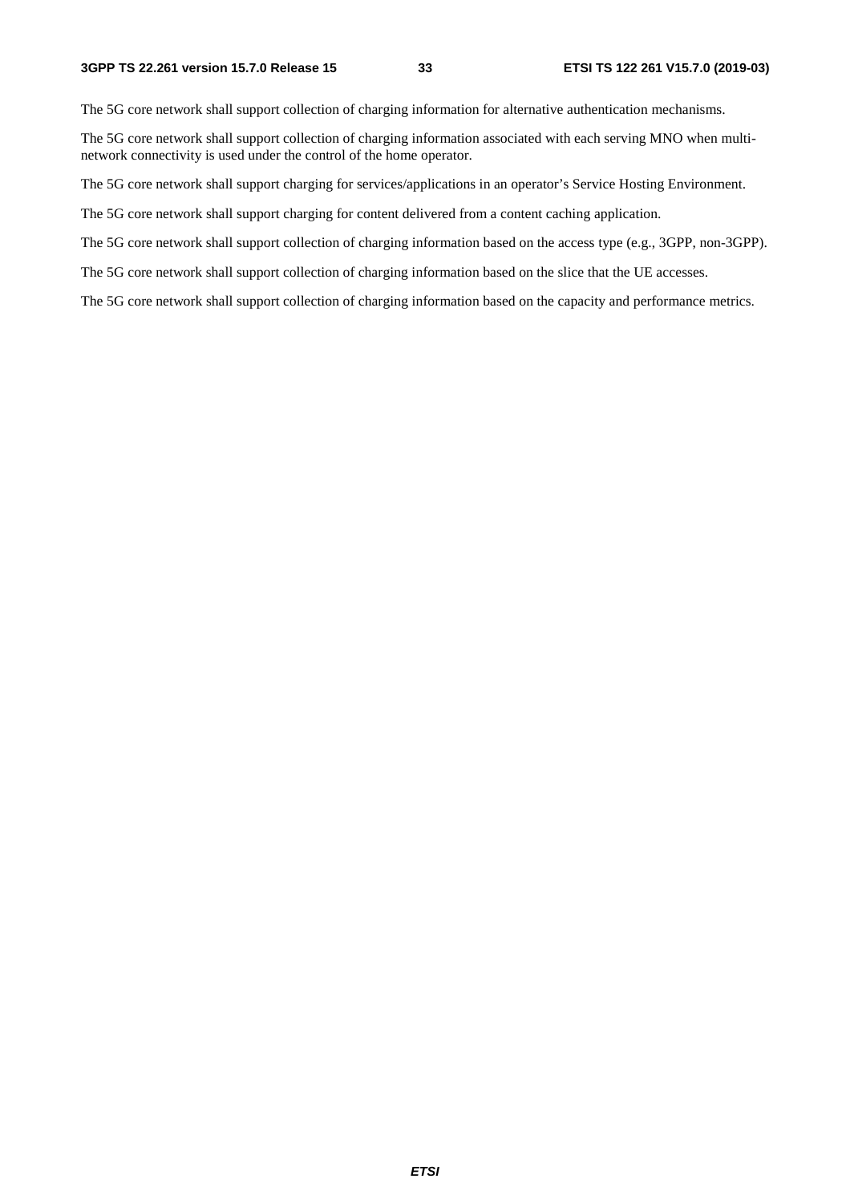The 5G core network shall support collection of charging information for alternative authentication mechanisms.

The 5G core network shall support collection of charging information associated with each serving MNO when multi-network connectivity is used under the control of the home operator.

The 5G core network shall support charging for services/applications in an operator's Service Hosting Environment.

The 5G core network shall support charging for content delivered from a content caching application.

The 5G core network shall support collection of charging information based on the access type (e.g., 3GPP, non-3GPP).

The 5G core network shall support collection of charging information based on the slice that the UE accesses.

The 5G core network shall support collection of charging information based on the capacity and performance metrics.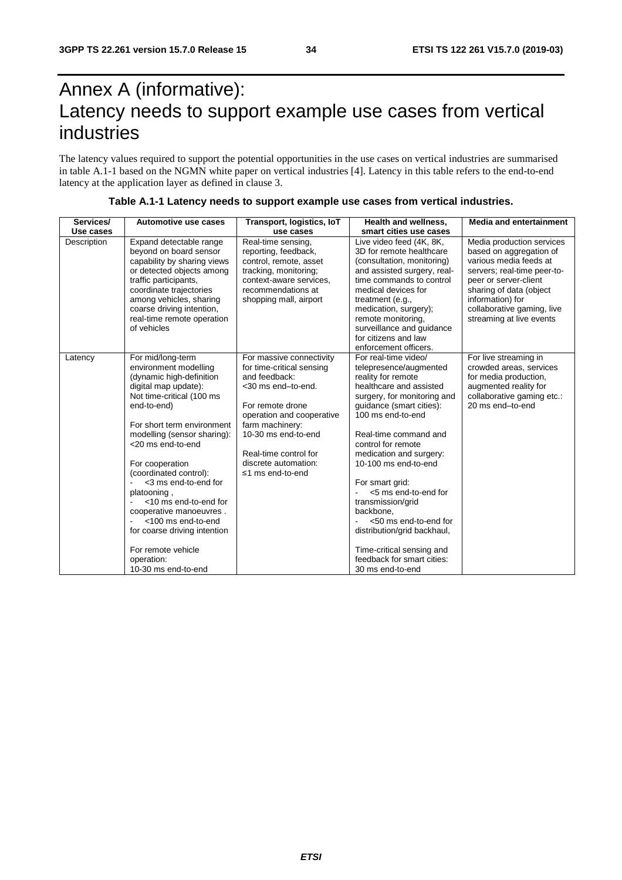# Annex A (informative): Latency needs to support example use cases from vertical industries

The latency values required to support the potential opportunities in the use cases on vertical industries are summarised in table A.1-1 based on the NGMN white paper on vertical industries [4]. Latency in this table refers to the end-to-end latency at the application layer as defined in clause 3.

**Table A.1-1 Latency needs to support example use cases from vertical industries.**

| Services/ Use cases | Automotive use cases | Transport, logistics, IoT use cases | Health and wellness, smart cities use cases | Media and entertainment |
|---|---|---|---|---|
| Description | Expand detectable range beyond on board sensor capability by sharing views or detected objects among traffic participants, coordinate trajectories among vehicles, sharing coarse driving intention, real-time remote operation of vehicles | Real-time sensing, reporting, feedback, control, remote, asset tracking, monitoring; context-aware services, recommendations at shopping mall, airport | Live video feed (4K, 8K, 3D for remote healthcare (consultation, monitoring) and assisted surgery, real-time commands to control medical devices for treatment (e.g., medication, surgery); remote monitoring, surveillance and guidance for citizens and law enforcement officers. | Media production services based on aggregation of various media feeds at servers; real-time peer-to-peer or server-client sharing of data (object information) for collaborative gaming, live streaming at live events |
| Latency | For mid/long-term environment modelling (dynamic high-definition digital map update): Not time-critical (100 ms end-to-end)<br><br>For short term environment modelling (sensor sharing): <20 ms end-to-end<br><br>For cooperation (coordinated control):<br>- <3 ms end-to-end for platooning ,<br>- <10 ms end-to-end for cooperative manoeuvres .<br>- <100 ms end-to-end for coarse driving intention<br><br>For remote vehicle operation:<br>10-30 ms end-to-end | For massive connectivity for time-critical sensing and feedback:<br><30 ms end–to-end.<br><br>For remote drone operation and cooperative farm machinery:<br>10-30 ms end-to-end<br><br>Real-time control for discrete automation:<br>≤1 ms end-to-end | For real-time video/ telepresence/augmented reality for remote healthcare and assisted surgery, for monitoring and guidance (smart cities):<br>100 ms end-to-end<br><br>Real-time command and control for remote medication and surgery:<br>10-100 ms end-to-end<br><br>For smart grid:<br>- <5 ms end-to-end for transmission/grid backbone,<br>- <50 ms end-to-end for distribution/grid backhaul,<br><br>Time-critical sensing and feedback for smart cities:<br>30 ms end-to-end | For live streaming in crowded areas, services for media production, augmented reality for collaborative gaming etc.:<br>20 ms end–to-end |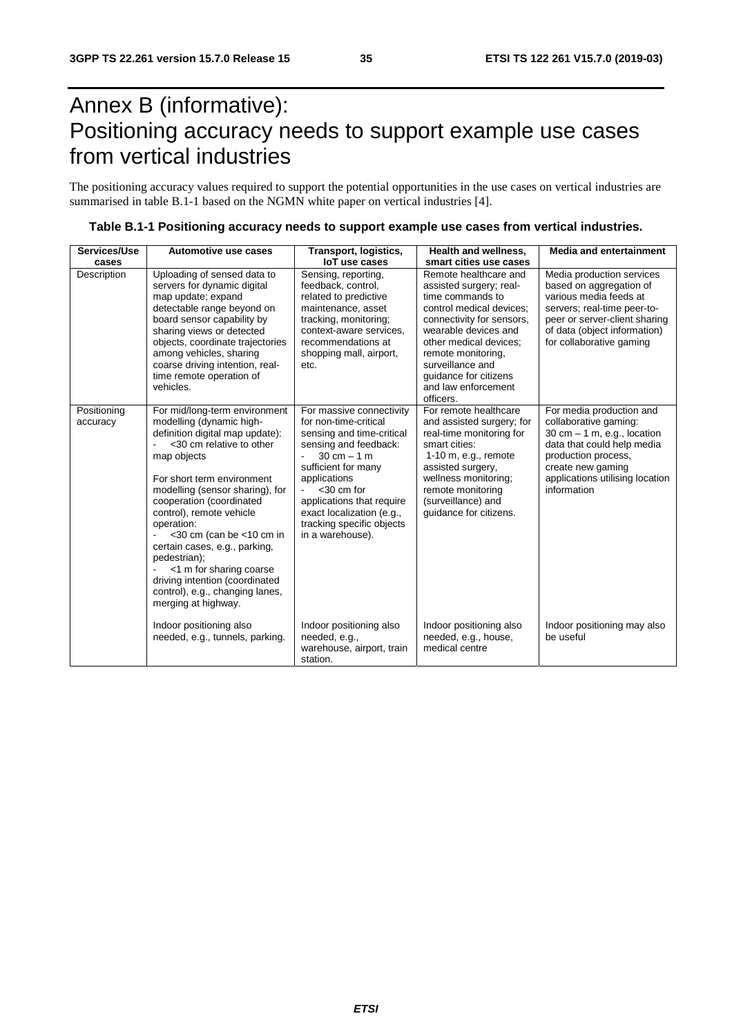# Annex B (informative): Positioning accuracy needs to support example use cases from vertical industries

The positioning accuracy values required to support the potential opportunities in the use cases on vertical industries are summarised in table B.1-1 based on the NGMN white paper on vertical industries [4].

**Table B.1-1 Positioning accuracy needs to support example use cases from vertical industries.**

| Services/Use cases | Automotive use cases | Transport, logistics, IoT use cases | Health and wellness, smart cities use cases | Media and entertainment |
|---|---|---|---|---|
| Description | Uploading of sensed data to servers for dynamic digital map update; expand detectable range beyond on board sensor capability by sharing views or detected objects, coordinate trajectories among vehicles, sharing coarse driving intention, real-time remote operation of vehicles. | Sensing, reporting, feedback, control, related to predictive maintenance, asset tracking, monitoring; context-aware services, recommendations at shopping mall, airport, etc. | Remote healthcare and assisted surgery; real-time commands to control medical devices; connectivity for sensors, wearable devices and other medical devices; remote monitoring, surveillance and guidance for citizens and law enforcement officers. | Media production services based on aggregation of various media feeds at servers; real-time peer-to-peer or server-client sharing of data (object information) for collaborative gaming |
| Positioning accuracy | For mid/long-term environment modelling (dynamic high-definition digital map update):<br>- <30 cm relative to other map objects<br><br>For short term environment modelling (sensor sharing), for cooperation (coordinated control), remote vehicle operation:<br>- <30 cm (can be <10 cm in certain cases, e.g., parking, pedestrian);<br>- <1 m for sharing coarse driving intention (coordinated control), e.g., changing lanes, merging at highway.<br><br>Indoor positioning also needed, e.g., tunnels, parking. | For massive connectivity for non-time-critical sensing and time-critical sensing and feedback:<br>- 30 cm – 1 m sufficient for many applications<br>- <30 cm for applications that require exact localization (e.g., tracking specific objects in a warehouse).<br><br>Indoor positioning also needed, e.g., warehouse, airport, train station. | For remote healthcare and assisted surgery; for real-time monitoring for smart cities:<br>1-10 m, e.g., remote assisted surgery, wellness monitoring; remote monitoring (surveillance) and guidance for citizens.<br><br>Indoor positioning also needed, e.g., house, medical centre | For media production and collaborative gaming:<br>30 cm – 1 m, e.g., location data that could help media production process, create new gaming applications utilising location information<br><br>Indoor positioning may also be useful |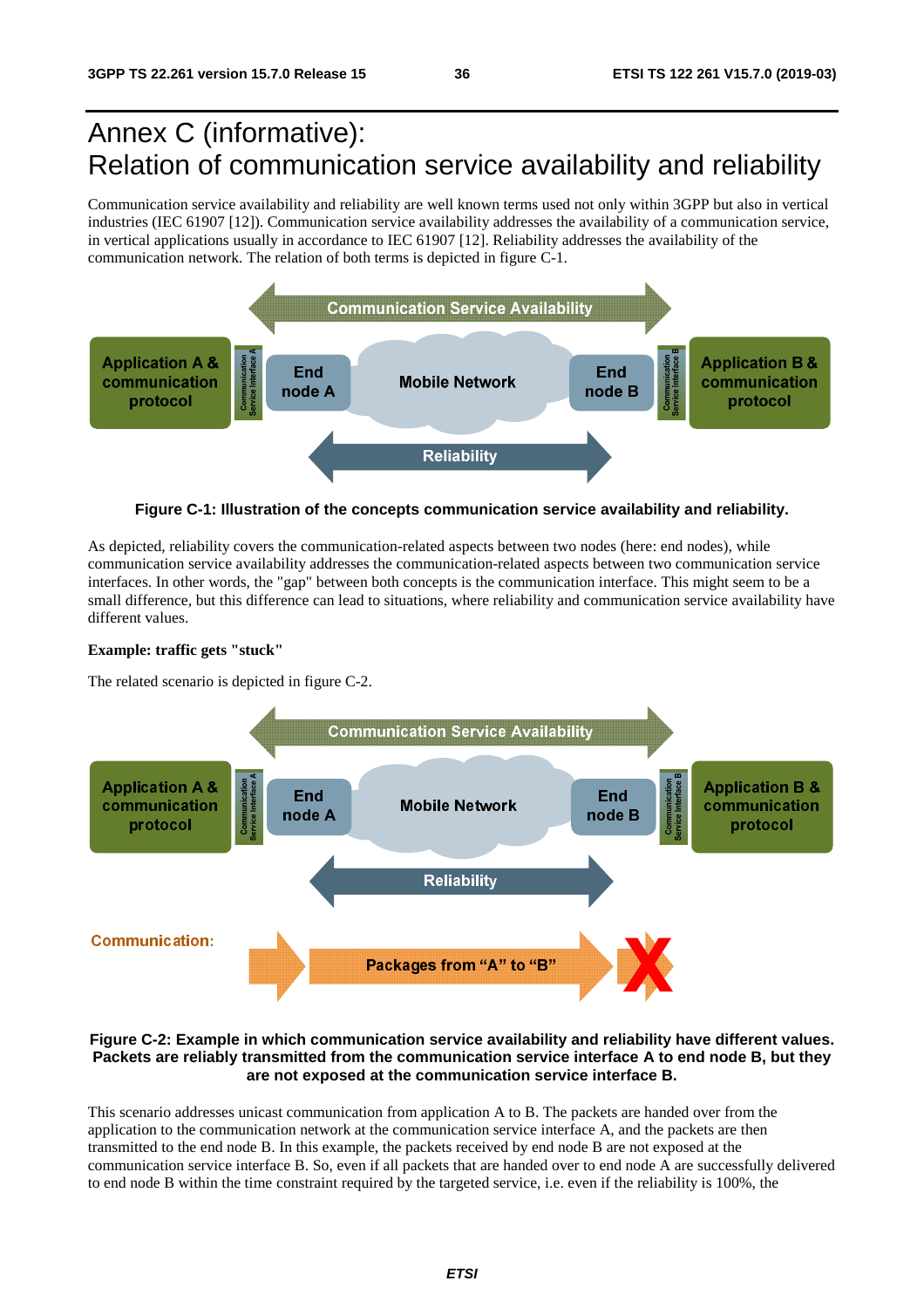# Annex C (informative): Relation of communication service availability and reliability

Communication service availability and reliability are well known terms used not only within 3GPP but also in vertical industries (IEC 61907 [12]). Communication service availability addresses the availability of a communication service, in vertical applications usually in accordance to IEC 61907 [12]. Reliability addresses the availability of the communication network. The relation of both terms is depicted in figure C-1.

**Figure C-1: Illustration of the concepts communication service availability and reliability.**

As depicted, reliability covers the communication-related aspects between two nodes (here: end nodes), while communication service availability addresses the communication-related aspects between two communication service interfaces. In other words, the "gap" between both concepts is the communication interface. This might seem to be a small difference, but this difference can lead to situations, where reliability and communication service availability have different values.

**Example: traffic gets "stuck"**

The related scenario is depicted in figure C-2.

**Figure C-2: Example in which communication service availability and reliability have different values. Packets are reliably transmitted from the communication service interface A to end node B, but they are not exposed at the communication service interface B.**

This scenario addresses unicast communication from application A to B. The packets are handed over from the application to the communication network at the communication service interface A, and the packets are then transmitted to the end node B. In this example, the packets received by end node B are not exposed at the communication service interface B. So, even if all packets that are handed over to end node A are successfully delivered to end node B within the time constraint required by the targeted service, i.e. even if the reliability is 100%, the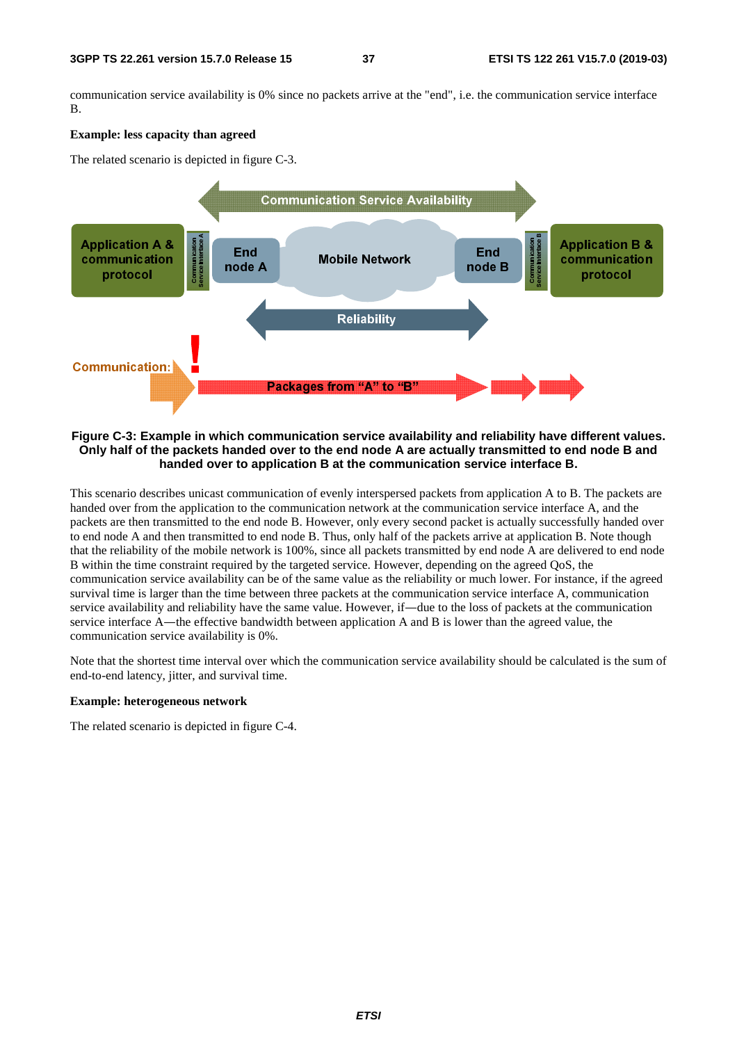communication service availability is 0% since no packets arrive at the "end", i.e. the communication service interface B.

**Example: less capacity than agreed**

The related scenario is depicted in figure C-3.

**Figure C-3: Example in which communication service availability and reliability have different values. Only half of the packets handed over to the end node A are actually transmitted to end node B and handed over to application B at the communication service interface B.**

This scenario describes unicast communication of evenly interspersed packets from application A to B. The packets are handed over from the application to the communication network at the communication service interface A, and the packets are then transmitted to the end node B. However, only every second packet is actually successfully handed over to end node A and then transmitted to end node B. Thus, only half of the packets arrive at application B. Note though that the reliability of the mobile network is 100%, since all packets transmitted by end node A are delivered to end node B within the time constraint required by the targeted service. However, depending on the agreed QoS, the communication service availability can be of the same value as the reliability or much lower. For instance, if the agreed survival time is larger than the time between three packets at the communication service interface A, communication service availability and reliability have the same value. However, if—due to the loss of packets at the communication service interface A—the effective bandwidth between application A and B is lower than the agreed value, the communication service availability is 0%.

Note that the shortest time interval over which the communication service availability should be calculated is the sum of end-to-end latency, jitter, and survival time.

**Example: heterogeneous network**

The related scenario is depicted in figure C-4.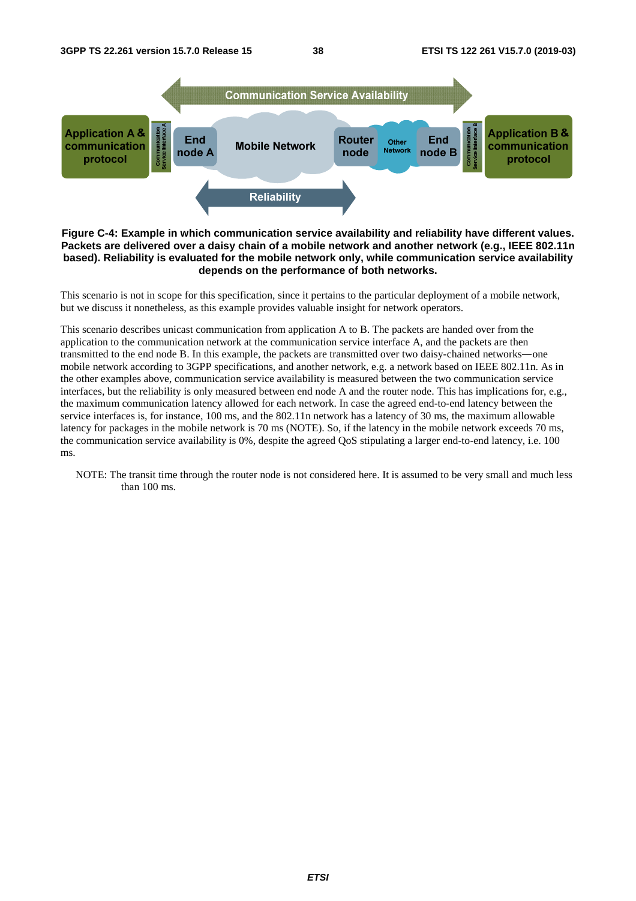**Figure C-4: Example in which communication service availability and reliability have different values. Packets are delivered over a daisy chain of a mobile network and another network (e.g., IEEE 802.11n based). Reliability is evaluated for the mobile network only, while communication service availability depends on the performance of both networks.**

This scenario is not in scope for this specification, since it pertains to the particular deployment of a mobile network, but we discuss it nonetheless, as this example provides valuable insight for network operators.

This scenario describes unicast communication from application A to B. The packets are handed over from the application to the communication network at the communication service interface A, and the packets are then transmitted to the end node B. In this example, the packets are transmitted over two daisy-chained networks—one mobile network according to 3GPP specifications, and another network, e.g. a network based on IEEE 802.11n. As in the other examples above, communication service availability is measured between the two communication service interfaces, but the reliability is only measured between end node A and the router node. This has implications for, e.g., the maximum communication latency allowed for each network. In case the agreed end-to-end latency between the service interfaces is, for instance, 100 ms, and the 802.11n network has a latency of 30 ms, the maximum allowable latency for packages in the mobile network is 70 ms (NOTE). So, if the latency in the mobile network exceeds 70 ms, the communication service availability is 0%, despite the agreed QoS stipulating a larger end-to-end latency, i.e. 100 ms.

NOTE: The transit time through the router node is not considered here. It is assumed to be very small and much less than 100 ms.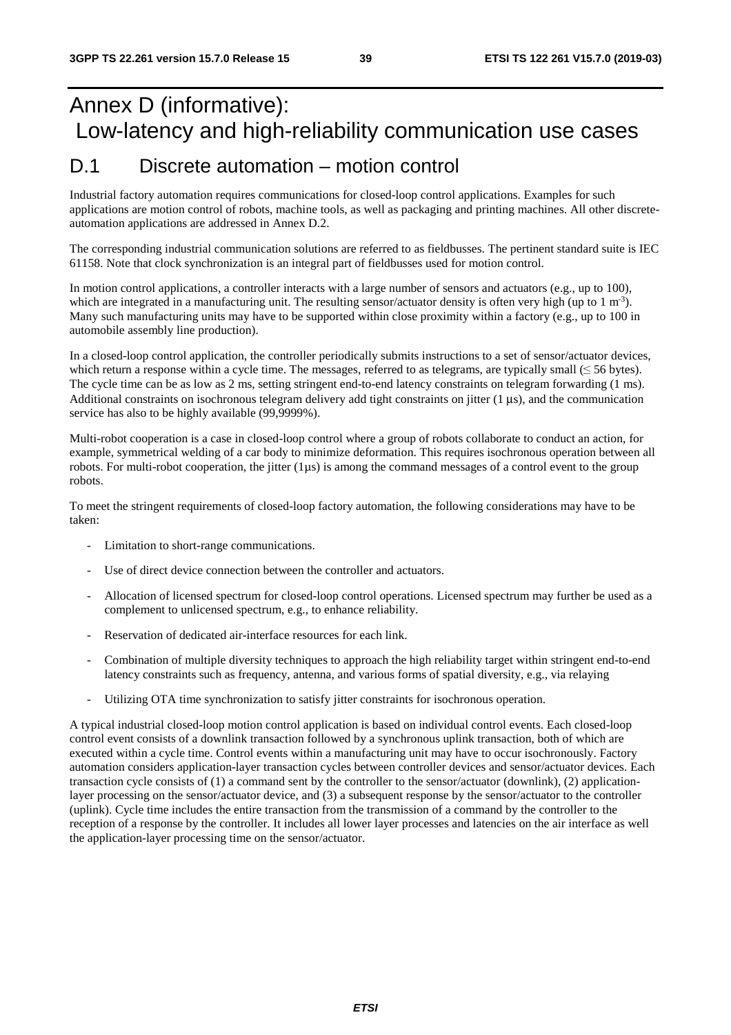# Annex D (informative): Low-latency and high-reliability communication use cases

## D.1 Discrete automation – motion control

Industrial factory automation requires communications for closed-loop control applications. Examples for such applications are motion control of robots, machine tools, as well as packaging and printing machines. All other discrete-automation applications are addressed in Annex D.2.

The corresponding industrial communication solutions are referred to as fieldbusses. The pertinent standard suite is IEC 61158. Note that clock synchronization is an integral part of fieldbusses used for motion control.

In motion control applications, a controller interacts with a large number of sensors and actuators (e.g., up to 100), which are integrated in a manufacturing unit. The resulting sensor/actuator density is often very high (up to 1 $m^{-3}$). Many such manufacturing units may have to be supported within close proximity within a factory (e.g., up to 100 in automobile assembly line production).

In a closed-loop control application, the controller periodically submits instructions to a set of sensor/actuator devices, which return a response within a cycle time. The messages, referred to as telegrams, are typically small (≤ 56 bytes). The cycle time can be as low as 2 ms, setting stringent end-to-end latency constraints on telegram forwarding (1 ms). Additional constraints on isochronous telegram delivery add tight constraints on jitter (1 µs), and the communication service has also to be highly available (99,9999%).

Multi-robot cooperation is a case in closed-loop control where a group of robots collaborate to conduct an action, for example, symmetrical welding of a car body to minimize deformation. This requires isochronous operation between all robots. For multi-robot cooperation, the jitter (1µs) is among the command messages of a control event to the group robots.

To meet the stringent requirements of closed-loop factory automation, the following considerations may have to be taken:

- Limitation to short-range communications.
- Use of direct device connection between the controller and actuators.
- Allocation of licensed spectrum for closed-loop control operations. Licensed spectrum may further be used as a complement to unlicensed spectrum, e.g., to enhance reliability.
- Reservation of dedicated air-interface resources for each link.
- Combination of multiple diversity techniques to approach the high reliability target within stringent end-to-end latency constraints such as frequency, antenna, and various forms of spatial diversity, e.g., via relaying
- Utilizing OTA time synchronization to satisfy jitter constraints for isochronous operation.

A typical industrial closed-loop motion control application is based on individual control events. Each closed-loop control event consists of a downlink transaction followed by a synchronous uplink transaction, both of which are executed within a cycle time. Control events within a manufacturing unit may have to occur isochronously. Factory automation considers application-layer transaction cycles between controller devices and sensor/actuator devices. Each transaction cycle consists of (1) a command sent by the controller to the sensor/actuator (downlink), (2) application-layer processing on the sensor/actuator device, and (3) a subsequent response by the sensor/actuator to the controller (uplink). Cycle time includes the entire transaction from the transmission of a command by the controller to the reception of a response by the controller. It includes all lower layer processes and latencies on the air interface as well the application-layer processing time on the sensor/actuator.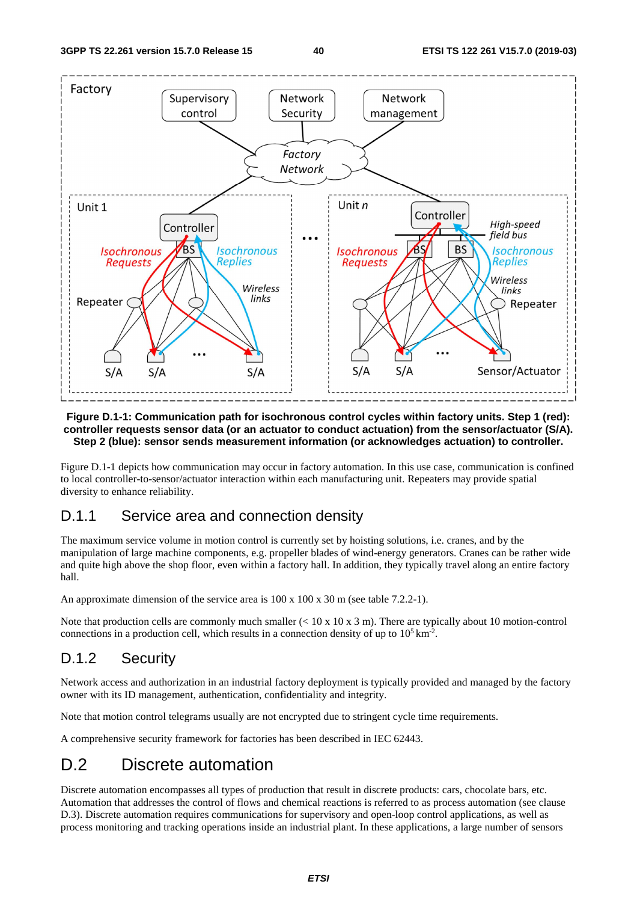**Figure D.1-1: Communication path for isochronous control cycles within factory units. Step 1 (red): controller requests sensor data (or an actuator to conduct actuation) from the sensor/actuator (S/A). Step 2 (blue): sensor sends measurement information (or acknowledges actuation) to controller.**

Figure D.1-1 depicts how communication may occur in factory automation. In this use case, communication is confined to local controller-to-sensor/actuator interaction within each manufacturing unit. Repeaters may provide spatial diversity to enhance reliability.

## D.1.1 Service area and connection density

The maximum service volume in motion control is currently set by hoisting solutions, i.e. cranes, and by the manipulation of large machine components, e.g. propeller blades of wind-energy generators. Cranes can be rather wide and quite high above the shop floor, even within a factory hall. In addition, they typically travel along an entire factory hall.

An approximate dimension of the service area is 100 x 100 x 30 m (see table 7.2.2-1).

Note that production cells are commonly much smaller (< 10 x 10 x 3 m). There are typically about 10 motion-control connections in a production cell, which results in a connection density of up to $10^5$ km$^{-2}$.

## D.1.2 Security

Network access and authorization in an industrial factory deployment is typically provided and managed by the factory owner with its ID management, authentication, confidentiality and integrity.

Note that motion control telegrams usually are not encrypted due to stringent cycle time requirements.

A comprehensive security framework for factories has been described in IEC 62443.

# D.2 Discrete automation

Discrete automation encompasses all types of production that result in discrete products: cars, chocolate bars, etc. Automation that addresses the control of flows and chemical reactions is referred to as process automation (see clause D.3). Discrete automation requires communications for supervisory and open-loop control applications, as well as process monitoring and tracking operations inside an industrial plant. In these applications, a large number of sensors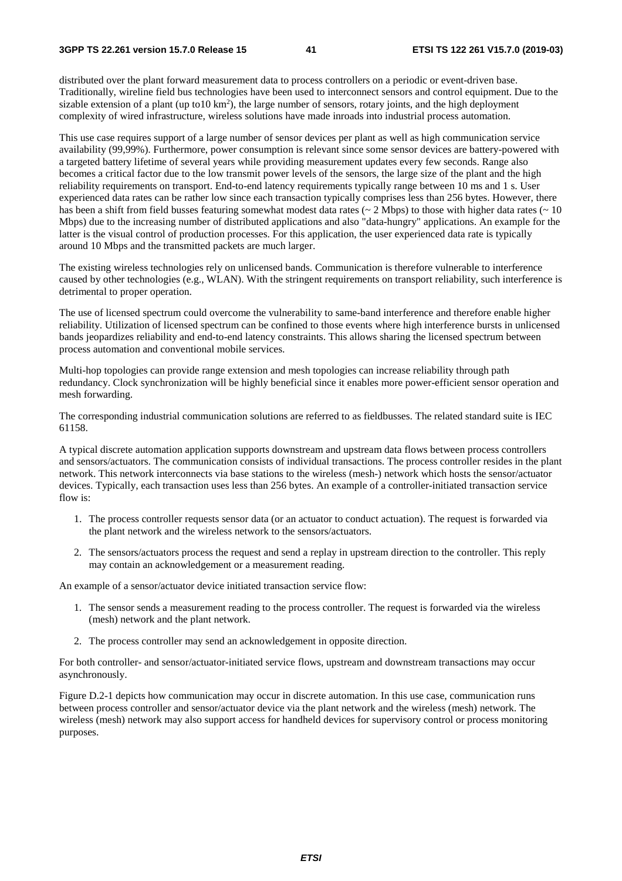distributed over the plant forward measurement data to process controllers on a periodic or event-driven base. Traditionally, wireline field bus technologies have been used to interconnect sensors and control equipment. Due to the sizable extension of a plant (up to10 km$^2$), the large number of sensors, rotary joints, and the high deployment complexity of wired infrastructure, wireless solutions have made inroads into industrial process automation.

This use case requires support of a large number of sensor devices per plant as well as high communication service availability (99,99%). Furthermore, power consumption is relevant since some sensor devices are battery-powered with a targeted battery lifetime of several years while providing measurement updates every few seconds. Range also becomes a critical factor due to the low transmit power levels of the sensors, the large size of the plant and the high reliability requirements on transport. End-to-end latency requirements typically range between 10 ms and 1 s. User experienced data rates can be rather low since each transaction typically comprises less than 256 bytes. However, there has been a shift from field busses featuring somewhat modest data rates (~ 2 Mbps) to those with higher data rates (~ 10 Mbps) due to the increasing number of distributed applications and also "data-hungry" applications. An example for the latter is the visual control of production processes. For this application, the user experienced data rate is typically around 10 Mbps and the transmitted packets are much larger.

The existing wireless technologies rely on unlicensed bands. Communication is therefore vulnerable to interference caused by other technologies (e.g., WLAN). With the stringent requirements on transport reliability, such interference is detrimental to proper operation.

The use of licensed spectrum could overcome the vulnerability to same-band interference and therefore enable higher reliability. Utilization of licensed spectrum can be confined to those events where high interference bursts in unlicensed bands jeopardizes reliability and end-to-end latency constraints. This allows sharing the licensed spectrum between process automation and conventional mobile services.

Multi-hop topologies can provide range extension and mesh topologies can increase reliability through path redundancy. Clock synchronization will be highly beneficial since it enables more power-efficient sensor operation and mesh forwarding.

The corresponding industrial communication solutions are referred to as fieldbusses. The related standard suite is IEC 61158.

A typical discrete automation application supports downstream and upstream data flows between process controllers and sensors/actuators. The communication consists of individual transactions. The process controller resides in the plant network. This network interconnects via base stations to the wireless (mesh-) network which hosts the sensor/actuator devices. Typically, each transaction uses less than 256 bytes. An example of a controller-initiated transaction service flow is:

1. The process controller requests sensor data (or an actuator to conduct actuation). The request is forwarded via the plant network and the wireless network to the sensors/actuators.
2. The sensors/actuators process the request and send a replay in upstream direction to the controller. This reply may contain an acknowledgement or a measurement reading.

An example of a sensor/actuator device initiated transaction service flow:

1. The sensor sends a measurement reading to the process controller. The request is forwarded via the wireless (mesh) network and the plant network.
2. The process controller may send an acknowledgement in opposite direction.

For both controller- and sensor/actuator-initiated service flows, upstream and downstream transactions may occur asynchronously.

Figure D.2-1 depicts how communication may occur in discrete automation. In this use case, communication runs between process controller and sensor/actuator device via the plant network and the wireless (mesh) network. The wireless (mesh) network may also support access for handheld devices for supervisory control or process monitoring purposes.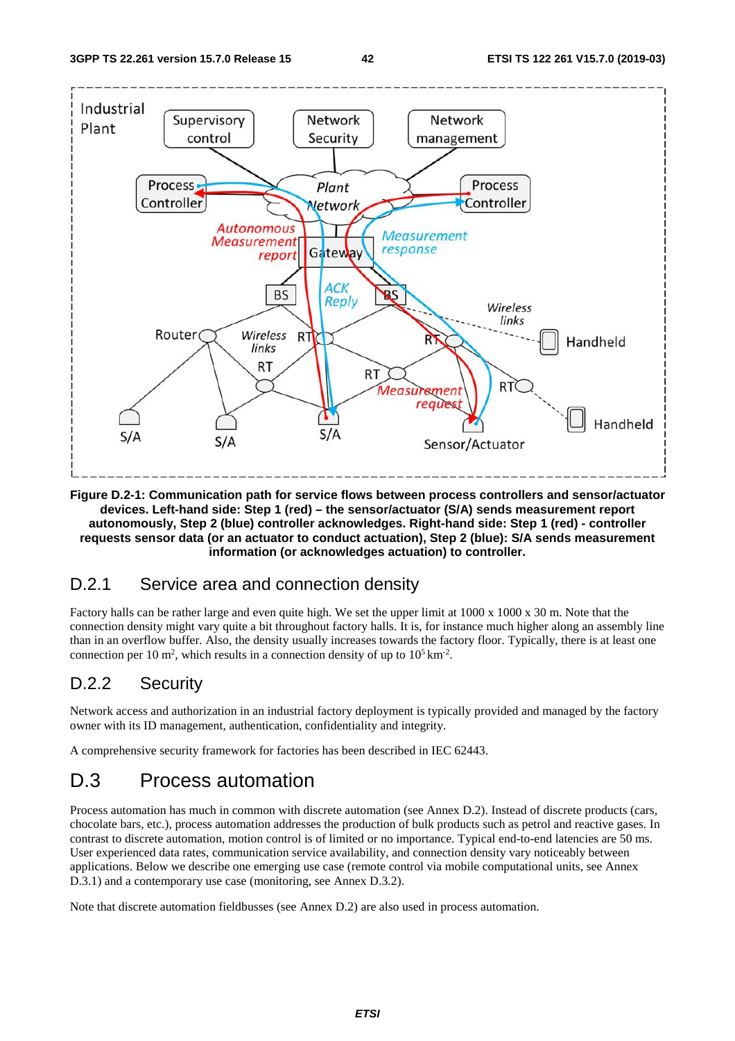**Figure D.2-1: Communication path for service flows between process controllers and sensor/actuator devices. Left-hand side: Step 1 (red) – the sensor/actuator (S/A) sends measurement report autonomously, Step 2 (blue) controller acknowledges. Right-hand side: Step 1 (red) - controller requests sensor data (or an actuator to conduct actuation), Step 2 (blue): S/A sends measurement information (or acknowledges actuation) to controller.**

## D.2.1 Service area and connection density

Factory halls can be rather large and even quite high. We set the upper limit at 1000 x 1000 x 30 m. Note that the connection density might vary quite a bit throughout factory halls. It is, for instance much higher along an assembly line than in an overflow buffer. Also, the density usually increases towards the factory floor. Typically, there is at least one connection per 10 $m^2$, which results in a connection density of up to $10^5$ $km^{-2}$.

## D.2.2 Security

Network access and authorization in an industrial factory deployment is typically provided and managed by the factory owner with its ID management, authentication, confidentiality and integrity.

A comprehensive security framework for factories has been described in IEC 62443.

# D.3 Process automation

Process automation has much in common with discrete automation (see Annex D.2). Instead of discrete products (cars, chocolate bars, etc.), process automation addresses the production of bulk products such as petrol and reactive gases. In contrast to discrete automation, motion control is of limited or no importance. Typical end-to-end latencies are 50 ms. User experienced data rates, communication service availability, and connection density vary noticeably between applications. Below we describe one emerging use case (remote control via mobile computational units, see Annex D.3.1) and a contemporary use case (monitoring, see Annex D.3.2).

Note that discrete automation fieldbusses (see Annex D.2) are also used in process automation.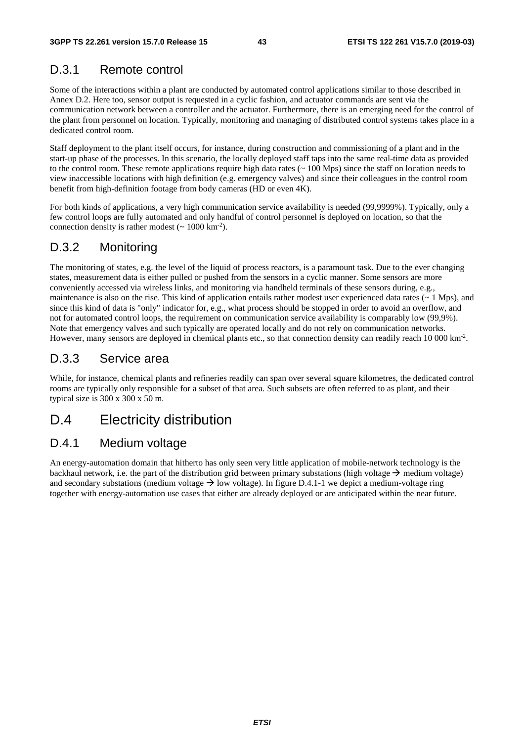## D.3.1 Remote control

Some of the interactions within a plant are conducted by automated control applications similar to those described in Annex D.2. Here too, sensor output is requested in a cyclic fashion, and actuator commands are sent via the communication network between a controller and the actuator. Furthermore, there is an emerging need for the control of the plant from personnel on location. Typically, monitoring and managing of distributed control systems takes place in a dedicated control room.

Staff deployment to the plant itself occurs, for instance, during construction and commissioning of a plant and in the start-up phase of the processes. In this scenario, the locally deployed staff taps into the same real-time data as provided to the control room. These remote applications require high data rates (~ 100 Mps) since the staff on location needs to view inaccessible locations with high definition (e.g. emergency valves) and since their colleagues in the control room benefit from high-definition footage from body cameras (HD or even 4K).

For both kinds of applications, a very high communication service availability is needed (99,9999%). Typically, only a few control loops are fully automated and only handful of control personnel is deployed on location, so that the connection density is rather modest (~ 1000 km$^{-2}$).

## D.3.2 Monitoring

The monitoring of states, e.g. the level of the liquid of process reactors, is a paramount task. Due to the ever changing states, measurement data is either pulled or pushed from the sensors in a cyclic manner. Some sensors are more conveniently accessed via wireless links, and monitoring via handheld terminals of these sensors during, e.g., maintenance is also on the rise. This kind of application entails rather modest user experienced data rates (~ 1 Mps), and since this kind of data is "only" indicator for, e.g., what process should be stopped in order to avoid an overflow, and not for automated control loops, the requirement on communication service availability is comparably low (99,9%). Note that emergency valves and such typically are operated locally and do not rely on communication networks. However, many sensors are deployed in chemical plants etc., so that connection density can readily reach 10 000 km$^{-2}$.

## D.3.3 Service area

While, for instance, chemical plants and refineries readily can span over several square kilometres, the dedicated control rooms are typically only responsible for a subset of that area. Such subsets are often referred to as plant, and their typical size is 300 x 300 x 50 m.

# D.4 Electricity distribution

## D.4.1 Medium voltage

An energy-automation domain that hitherto has only seen very little application of mobile-network technology is the backhaul network, i.e. the part of the distribution grid between primary substations (high voltage → medium voltage) and secondary substations (medium voltage → low voltage). In figure D.4.1-1 we depict a medium-voltage ring together with energy-automation use cases that either are already deployed or are anticipated within the near future.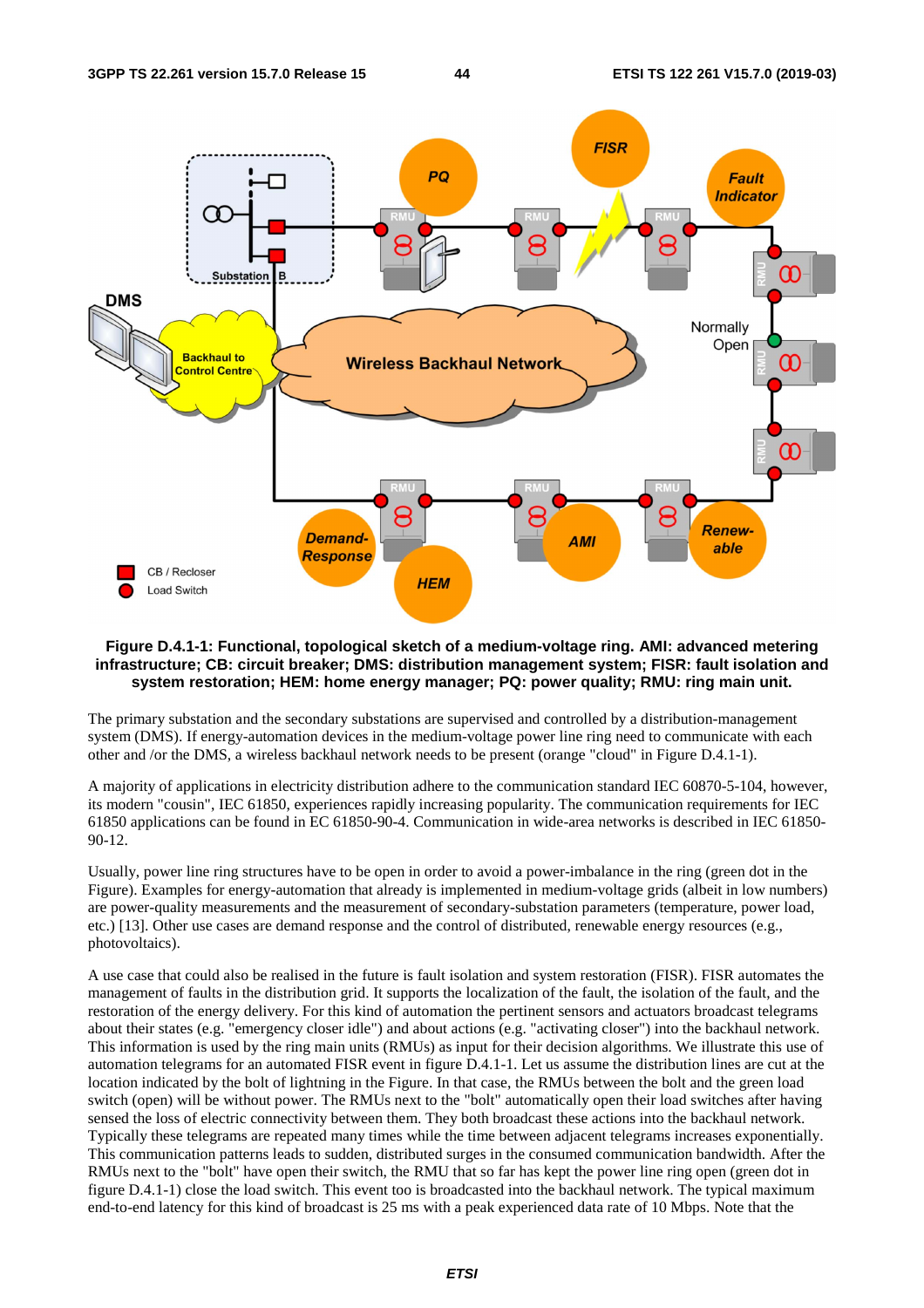**Figure D.4.1-1: Functional, topological sketch of a medium-voltage ring. AMI: advanced metering infrastructure; CB: circuit breaker; DMS: distribution management system; FISR: fault isolation and system restoration; HEM: home energy manager; PQ: power quality; RMU: ring main unit.**

The primary substation and the secondary substations are supervised and controlled by a distribution-management system (DMS). If energy-automation devices in the medium-voltage power line ring need to communicate with each other and /or the DMS, a wireless backhaul network needs to be present (orange "cloud" in Figure D.4.1-1).

A majority of applications in electricity distribution adhere to the communication standard IEC 60870-5-104, however, its modern "cousin", IEC 61850, experiences rapidly increasing popularity. The communication requirements for IEC 61850 applications can be found in EC 61850-90-4. Communication in wide-area networks is described in IEC 61850-90-12.

Usually, power line ring structures have to be open in order to avoid a power-imbalance in the ring (green dot in the Figure). Examples for energy-automation that already is implemented in medium-voltage grids (albeit in low numbers) are power-quality measurements and the measurement of secondary-substation parameters (temperature, power load, etc.) [13]. Other use cases are demand response and the control of distributed, renewable energy resources (e.g., photovoltaics).

A use case that could also be realised in the future is fault isolation and system restoration (FISR). FISR automates the management of faults in the distribution grid. It supports the localization of the fault, the isolation of the fault, and the restoration of the energy delivery. For this kind of automation the pertinent sensors and actuators broadcast telegrams about their states (e.g. "emergency closer idle") and about actions (e.g. "activating closer") into the backhaul network. This information is used by the ring main units (RMUs) as input for their decision algorithms. We illustrate this use of automation telegrams for an automated FISR event in figure D.4.1-1. Let us assume the distribution lines are cut at the location indicated by the bolt of lightning in the Figure. In that case, the RMUs between the bolt and the green load switch (open) will be without power. The RMUs next to the "bolt" automatically open their load switches after having sensed the loss of electric connectivity between them. They both broadcast these actions into the backhaul network. Typically these telegrams are repeated many times while the time between adjacent telegrams increases exponentially. This communication patterns leads to sudden, distributed surges in the consumed communication bandwidth. After the RMUs next to the "bolt" have open their switch, the RMU that so far has kept the power line ring open (green dot in figure D.4.1-1) close the load switch. This event too is broadcasted into the backhaul network. The typical maximum end-to-end latency for this kind of broadcast is 25 ms with a peak experienced data rate of 10 Mbps. Note that the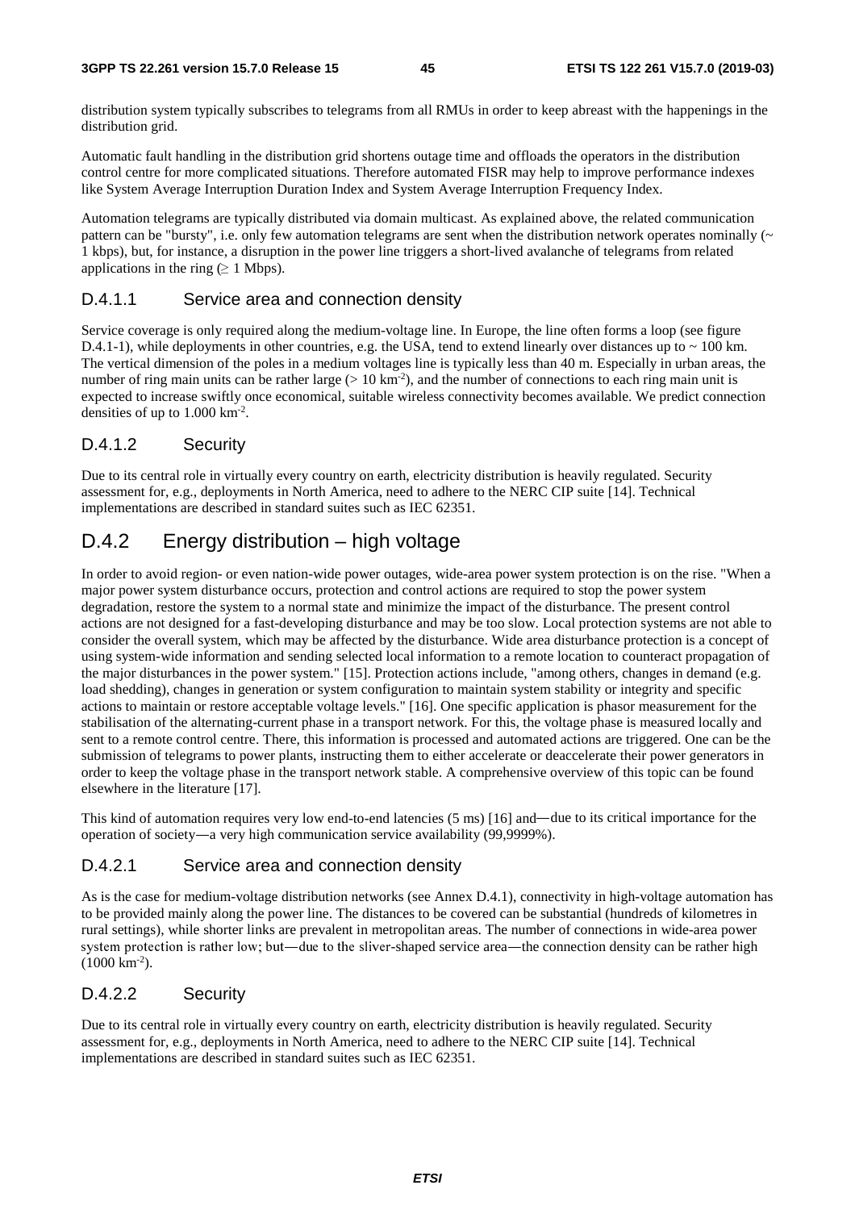distribution system typically subscribes to telegrams from all RMUs in order to keep abreast with the happenings in the distribution grid.

Automatic fault handling in the distribution grid shortens outage time and offloads the operators in the distribution control centre for more complicated situations. Therefore automated FISR may help to improve performance indexes like System Average Interruption Duration Index and System Average Interruption Frequency Index.

Automation telegrams are typically distributed via domain multicast. As explained above, the related communication pattern can be "bursty", i.e. only few automation telegrams are sent when the distribution network operates nominally (~ 1 kbps), but, for instance, a disruption in the power line triggers a short-lived avalanche of telegrams from related applications in the ring (≥ 1 Mbps).

### D.4.1.1 Service area and connection density

Service coverage is only required along the medium-voltage line. In Europe, the line often forms a loop (see figure D.4.1-1), while deployments in other countries, e.g. the USA, tend to extend linearly over distances up to ~ 100 km. The vertical dimension of the poles in a medium voltages line is typically less than 40 m. Especially in urban areas, the number of ring main units can be rather large (> 10 km$^{-2}$), and the number of connections to each ring main unit is expected to increase swiftly once economical, suitable wireless connectivity becomes available. We predict connection densities of up to 1.000 km$^{-2}$.

### D.4.1.2 Security

Due to its central role in virtually every country on earth, electricity distribution is heavily regulated. Security assessment for, e.g., deployments in North America, need to adhere to the NERC CIP suite [14]. Technical implementations are described in standard suites such as IEC 62351.

## D.4.2 Energy distribution – high voltage

In order to avoid region- or even nation-wide power outages, wide-area power system protection is on the rise. "When a major power system disturbance occurs, protection and control actions are required to stop the power system degradation, restore the system to a normal state and minimize the impact of the disturbance. The present control actions are not designed for a fast-developing disturbance and may be too slow. Local protection systems are not able to consider the overall system, which may be affected by the disturbance. Wide area disturbance protection is a concept of using system-wide information and sending selected local information to a remote location to counteract propagation of the major disturbances in the power system." [15]. Protection actions include, "among others, changes in demand (e.g. load shedding), changes in generation or system configuration to maintain system stability or integrity and specific actions to maintain or restore acceptable voltage levels." [16]. One specific application is phasor measurement for the stabilisation of the alternating-current phase in a transport network. For this, the voltage phase is measured locally and sent to a remote control centre. There, this information is processed and automated actions are triggered. One can be the submission of telegrams to power plants, instructing them to either accelerate or deaccelerate their power generators in order to keep the voltage phase in the transport network stable. A comprehensive overview of this topic can be found elsewhere in the literature [17].

This kind of automation requires very low end-to-end latencies (5 ms) [16] and—due to its critical importance for the operation of society—a very high communication service availability (99,9999%).

### D.4.2.1 Service area and connection density

As is the case for medium-voltage distribution networks (see Annex D.4.1), connectivity in high-voltage automation has to be provided mainly along the power line. The distances to be covered can be substantial (hundreds of kilometres in rural settings), while shorter links are prevalent in metropolitan areas. The number of connections in wide-area power system protection is rather low; but—due to the sliver-shaped service area—the connection density can be rather high (1000 km$^{-2}$).

### D.4.2.2 Security

Due to its central role in virtually every country on earth, electricity distribution is heavily regulated. Security assessment for, e.g., deployments in North America, need to adhere to the NERC CIP suite [14]. Technical implementations are described in standard suites such as IEC 62351.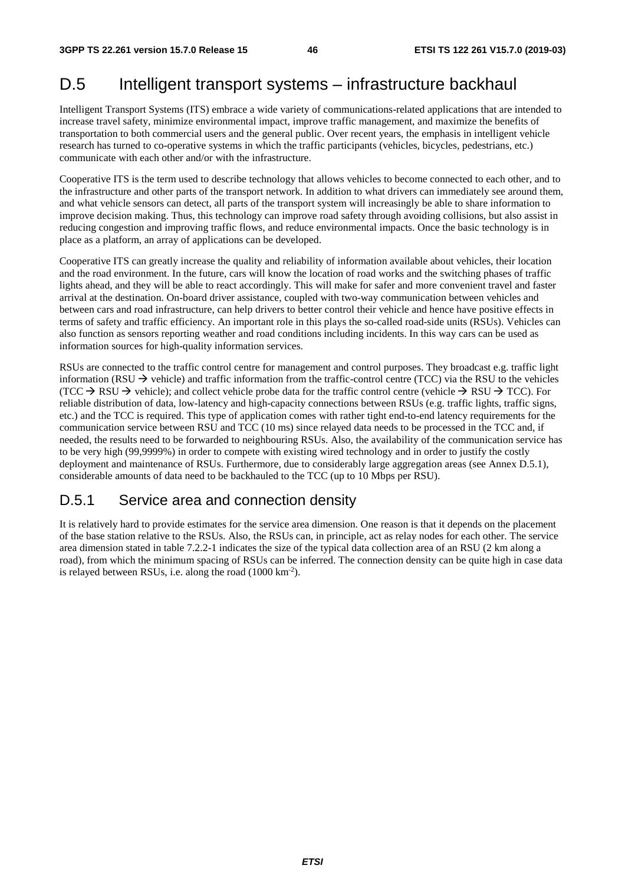# D.5 Intelligent transport systems – infrastructure backhaul

Intelligent Transport Systems (ITS) embrace a wide variety of communications-related applications that are intended to increase travel safety, minimize environmental impact, improve traffic management, and maximize the benefits of transportation to both commercial users and the general public. Over recent years, the emphasis in intelligent vehicle research has turned to co-operative systems in which the traffic participants (vehicles, bicycles, pedestrians, etc.) communicate with each other and/or with the infrastructure.

Cooperative ITS is the term used to describe technology that allows vehicles to become connected to each other, and to the infrastructure and other parts of the transport network. In addition to what drivers can immediately see around them, and what vehicle sensors can detect, all parts of the transport system will increasingly be able to share information to improve decision making. Thus, this technology can improve road safety through avoiding collisions, but also assist in reducing congestion and improving traffic flows, and reduce environmental impacts. Once the basic technology is in place as a platform, an array of applications can be developed.

Cooperative ITS can greatly increase the quality and reliability of information available about vehicles, their location and the road environment. In the future, cars will know the location of road works and the switching phases of traffic lights ahead, and they will be able to react accordingly. This will make for safer and more convenient travel and faster arrival at the destination. On-board driver assistance, coupled with two-way communication between vehicles and between cars and road infrastructure, can help drivers to better control their vehicle and hence have positive effects in terms of safety and traffic efficiency. An important role in this plays the so-called road-side units (RSUs). Vehicles can also function as sensors reporting weather and road conditions including incidents. In this way cars can be used as information sources for high-quality information services.

RSUs are connected to the traffic control centre for management and control purposes. They broadcast e.g. traffic light information (RSU → vehicle) and traffic information from the traffic-control centre (TCC) via the RSU to the vehicles (TCC → RSU → vehicle); and collect vehicle probe data for the traffic control centre (vehicle → RSU → TCC). For reliable distribution of data, low-latency and high-capacity connections between RSUs (e.g. traffic lights, traffic signs, etc.) and the TCC is required. This type of application comes with rather tight end-to-end latency requirements for the communication service between RSU and TCC (10 ms) since relayed data needs to be processed in the TCC and, if needed, the results need to be forwarded to neighbouring RSUs. Also, the availability of the communication service has to be very high (99,9999%) in order to compete with existing wired technology and in order to justify the costly deployment and maintenance of RSUs. Furthermore, due to considerably large aggregation areas (see Annex D.5.1), considerable amounts of data need to be backhauled to the TCC (up to 10 Mbps per RSU).

## D.5.1 Service area and connection density

It is relatively hard to provide estimates for the service area dimension. One reason is that it depends on the placement of the base station relative to the RSUs. Also, the RSUs can, in principle, act as relay nodes for each other. The service area dimension stated in table 7.2.2-1 indicates the size of the typical data collection area of an RSU (2 km along a road), from which the minimum spacing of RSUs can be inferred. The connection density can be quite high in case data is relayed between RSUs, i.e. along the road (1000 $km^{-2}$).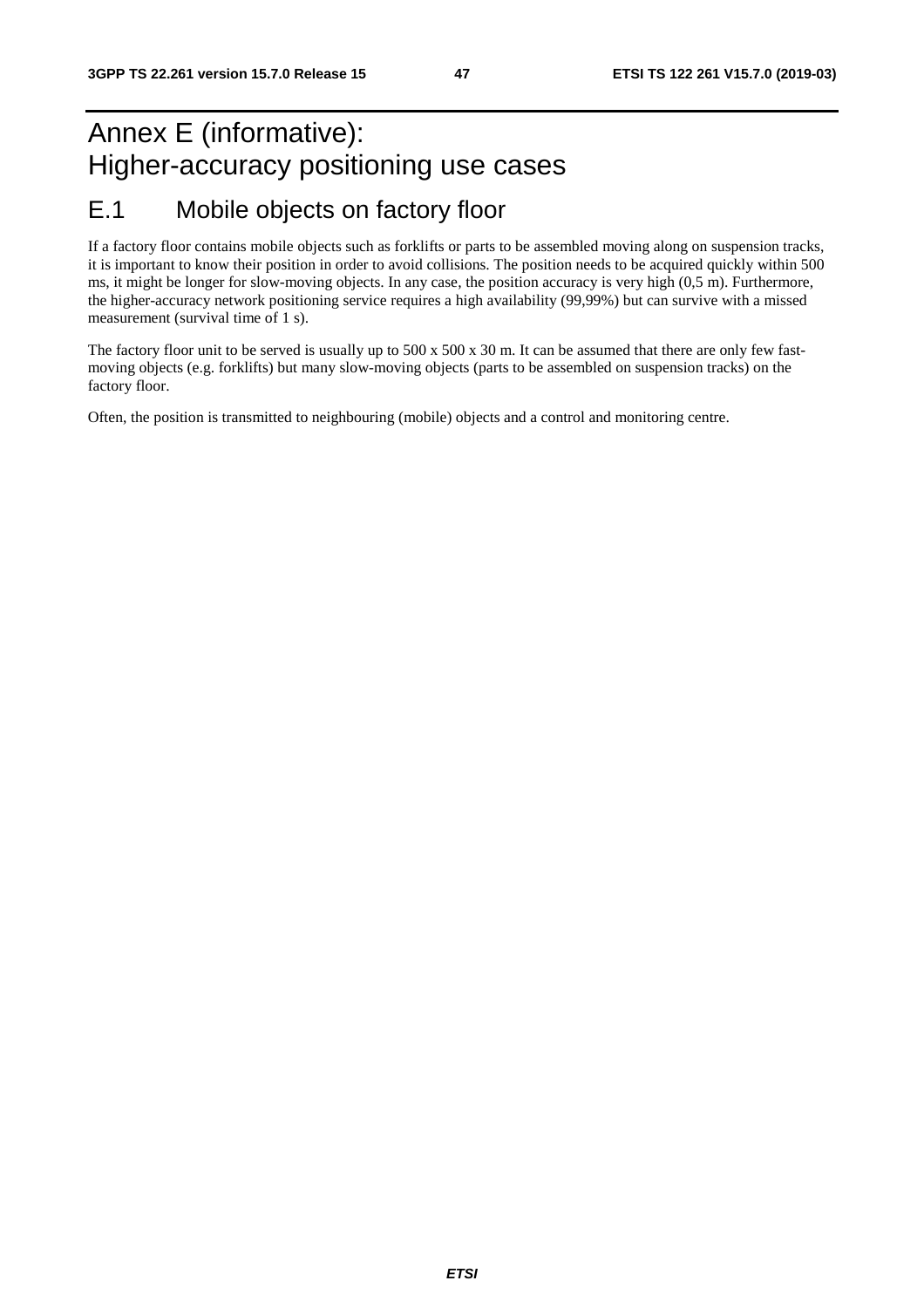# Annex E (informative): Higher-accuracy positioning use cases

## E.1 Mobile objects on factory floor

If a factory floor contains mobile objects such as forklifts or parts to be assembled moving along on suspension tracks, it is important to know their position in order to avoid collisions. The position needs to be acquired quickly within 500 ms, it might be longer for slow-moving objects. In any case, the position accuracy is very high (0,5 m). Furthermore, the higher-accuracy network positioning service requires a high availability (99,99%) but can survive with a missed measurement (survival time of 1 s).

The factory floor unit to be served is usually up to 500 x 500 x 30 m. It can be assumed that there are only few fast-moving objects (e.g. forklifts) but many slow-moving objects (parts to be assembled on suspension tracks) on the factory floor.

Often, the position is transmitted to neighbouring (mobile) objects and a control and monitoring centre.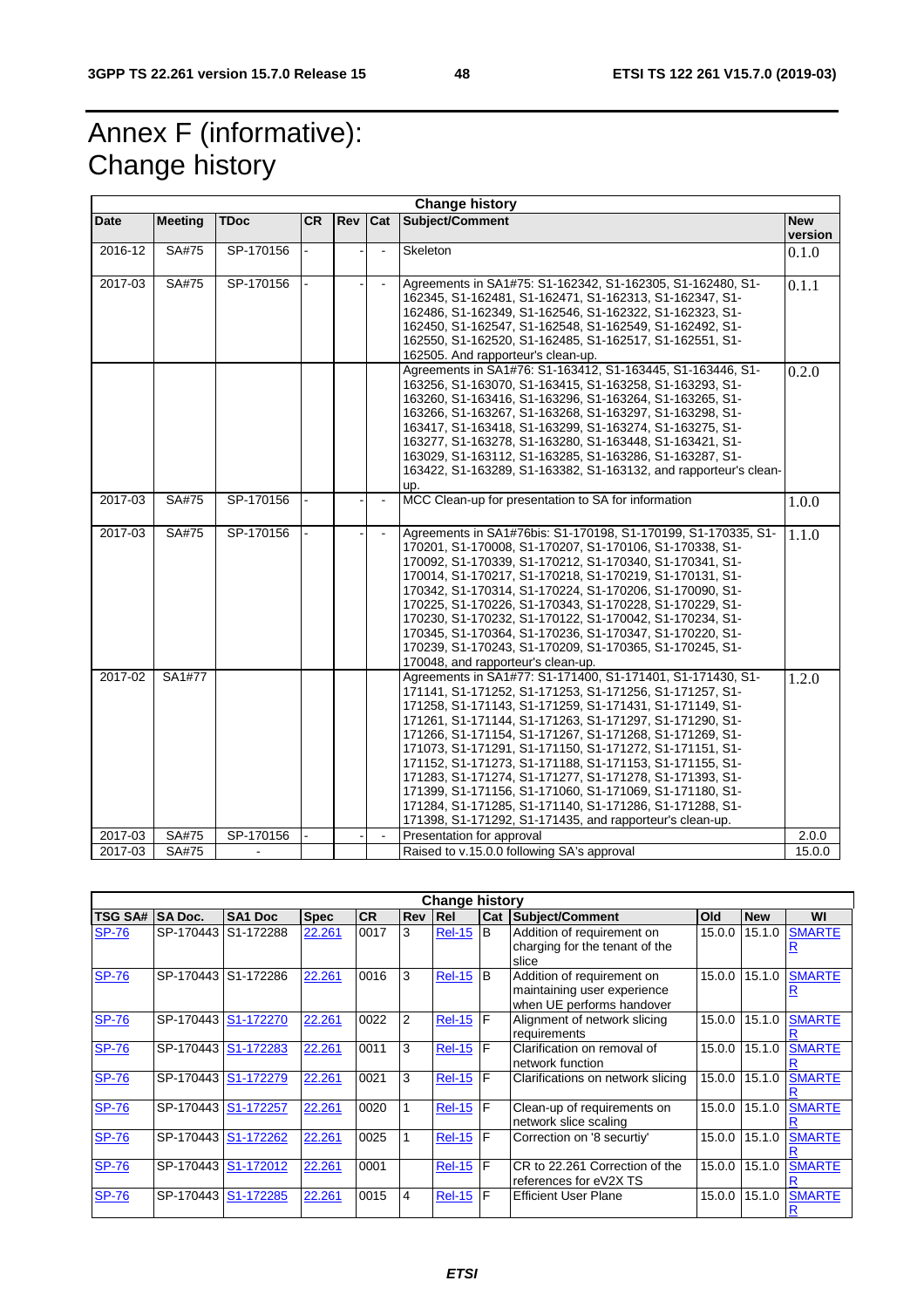# Annex F (informative): Change history

| Change history | | | | | | | |
|---|---|---|---|---|---|---|---|
| **Date** | **Meeting** | **TDoc** | **CR** | **Rev** | **Cat** | **Subject/Comment** | **New version** |
| 2016-12 | SA#75 | SP-170156 | - | - | - | Skeleton | 0.1.0 |
| 2017-03 | SA#75 | SP-170156 | - | - | - | Agreements in SA1#75: S1-162342, S1-162305, S1-162480, S1-162345, S1-162481, S1-162471, S1-162313, S1-162347, S1-162486, S1-162349, S1-162546, S1-162322, S1-162323, S1-162450, S1-162547, S1-162548, S1-162549, S1-162492, S1-162550, S1-162520, S1-162485, S1-162517, S1-162551, S1-162505. And rapporteur's clean-up. | 0.1.1 |
| | | | | | | Agreements in SA1#76: S1-163412, S1-163445, S1-163446, S1-163256, S1-163070, S1-163415, S1-163258, S1-163293, S1-163260, S1-163416, S1-163296, S1-163264, S1-163265, S1-163266, S1-163267, S1-163268, S1-163297, S1-163298, S1-163417, S1-163418, S1-163299, S1-163274, S1-163275, S1-163277, S1-163278, S1-163280, S1-163448, S1-163421, S1-163029, S1-163112, S1-163285, S1-163286, S1-163287, S1-163422, S1-163289, S1-163382, S1-163132, and rapporteur's clean-up. | 0.2.0 |
| 2017-03 | SA#75 | SP-170156 | - | - | - | MCC Clean-up for presentation to SA for information | 1.0.0 |
| 2017-03 | SA#75 | SP-170156 | - | - | - | Agreements in SA1#76bis: S1-170198, S1-170199, S1-170335, S1-170201, S1-170008, S1-170207, S1-170106, S1-170338, S1-170092, S1-170339, S1-170212, S1-170340, S1-170341, S1-170014, S1-170217, S1-170218, S1-170219, S1-170131, S1-170342, S1-170314, S1-170224, S1-170206, S1-170090, S1-170225, S1-170226, S1-170343, S1-170228, S1-170229, S1-170230, S1-170232, S1-170122, S1-170042, S1-170234, S1-170345, S1-170364, S1-170236, S1-170347, S1-170220, S1-170239, S1-170243, S1-170209, S1-170365, S1-170245, S1-170048, and rapporteur's clean-up. | 1.1.0 |
| 2017-02 | SA1#77 | | | | | Agreements in SA1#77: S1-171400, S1-171401, S1-171430, S1-171141, S1-171252, S1-171253, S1-171256, S1-171257, S1-171258, S1-171143, S1-171259, S1-171431, S1-171149, S1-171261, S1-171144, S1-171263, S1-171297, S1-171290, S1-171266, S1-171154, S1-171267, S1-171268, S1-171269, S1-171073, S1-171291, S1-171150, S1-171272, S1-171151, S1-171152, S1-171273, S1-171188, S1-171153, S1-171155, S1-171283, S1-171274, S1-171277, S1-171278, S1-171393, S1-171399, S1-171156, S1-171060, S1-171069, S1-171180, S1-171284, S1-171285, S1-171140, S1-171286, S1-171288, S1-171398, S1-171292, S1-171435, and rapporteur's clean-up. | 1.2.0 |
| 2017-03 | SA#75 | SP-170156 | - | - | - | Presentation for approval | 2.0.0 |
| 2017-03 | SA#75 | - | | | | Raised to v.15.0.0 following SA's approval | 15.0.0 |

| Change history | | | | | | | | | | | |
|---|---|---|---|---|---|---|---|---|---|---|---|
| **TSG SA#** | **SA Doc.** | **SA1 Doc** | **Spec** | **CR** | **Rev** | **Rel** | **Cat** | **Subject/Comment** | **Old** | **New** | **WI** |
| SP-76 | SP-170443 | S1-172288 | 22.261 | 0017 | 3 | Rel-15 | B | Addition of requirement on charging for the tenant of the slice | 15.0.0 | 15.1.0 | SMARTER |
| SP-76 | SP-170443 | S1-172286 | 22.261 | 0016 | 3 | Rel-15 | B | Addition of requirement on maintaining user experience when UE performs handover | 15.0.0 | 15.1.0 | SMARTER |
| SP-76 | SP-170443 | S1-172270 | 22.261 | 0022 | 2 | Rel-15 | F | Alignment of network slicing requirements | 15.0.0 | 15.1.0 | SMARTER |
| SP-76 | SP-170443 | S1-172283 | 22.261 | 0011 | 3 | Rel-15 | F | Clarification on removal of network function | 15.0.0 | 15.1.0 | SMARTER |
| SP-76 | SP-170443 | S1-172279 | 22.261 | 0021 | 3 | Rel-15 | F | Clarifications on network slicing | 15.0.0 | 15.1.0 | SMARTER |
| SP-76 | SP-170443 | S1-172257 | 22.261 | 0020 | 1 | Rel-15 | F | Clean-up of requirements on network slice scaling | 15.0.0 | 15.1.0 | SMARTER |
| SP-76 | SP-170443 | S1-172262 | 22.261 | 0025 | 1 | Rel-15 | F | Correction on '8 securtiy' | 15.0.0 | 15.1.0 | SMARTER |
| SP-76 | SP-170443 | S1-172012 | 22.261 | 0001 | | Rel-15 | F | CR to 22.261 Correction of the references for eV2X TS | 15.0.0 | 15.1.0 | SMARTER |
| SP-76 | SP-170443 | S1-172285 | 22.261 | 0015 | 4 | Rel-15 | F | Efficient User Plane | 15.0.0 | 15.1.0 | SMARTER |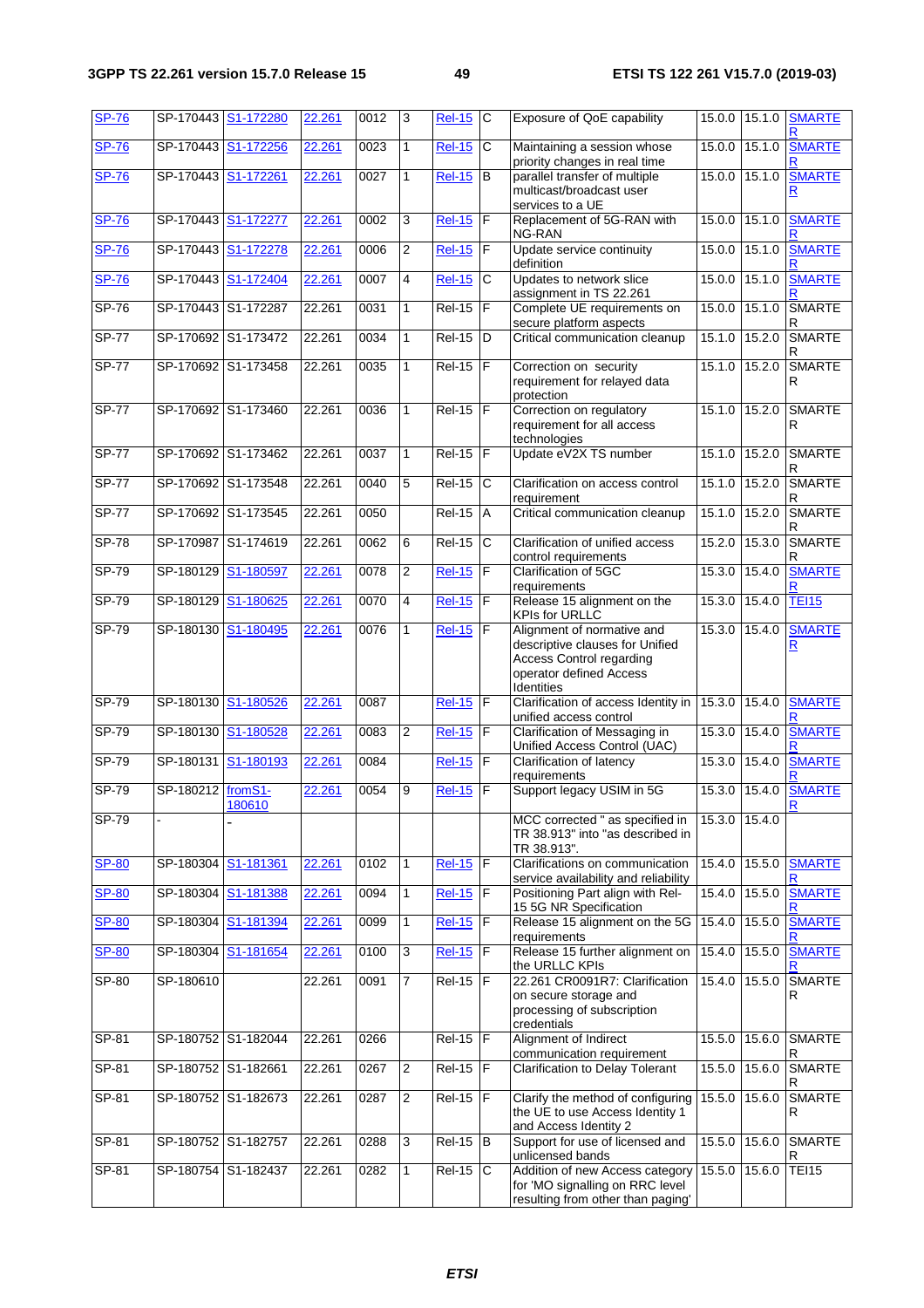| SP-76 | SP-170443 | S1-172280 | 22.261 | 0012 | 3 | Rel-15 | C | Exposure of QoE capability | 15.0.0 | 15.1.0 | SMARTER |
|---|---|---|---|---|---|---|---|---|---|---|---|
| SP-76 | SP-170443 | S1-172256 | 22.261 | 0023 | 1 | Rel-15 | C | Maintaining a session whose priority changes in real time | 15.0.0 | 15.1.0 | SMARTER |
| SP-76 | SP-170443 | S1-172261 | 22.261 | 0027 | 1 | Rel-15 | B | parallel transfer of multiple multicast/broadcast user services to a UE | 15.0.0 | 15.1.0 | SMARTER |
| SP-76 | SP-170443 | S1-172277 | 22.261 | 0002 | 3 | Rel-15 | F | Replacement of 5G-RAN with NG-RAN | 15.0.0 | 15.1.0 | SMARTER |
| SP-76 | SP-170443 | S1-172278 | 22.261 | 0006 | 2 | Rel-15 | F | Update service continuity definition | 15.0.0 | 15.1.0 | SMARTER |
| SP-76 | SP-170443 | S1-172404 | 22.261 | 0007 | 4 | Rel-15 | C | Updates to network slice assignment in TS 22.261 | 15.0.0 | 15.1.0 | SMARTER |
| SP-76 | SP-170443 | S1-172287 | 22.261 | 0031 | 1 | Rel-15 | F | Complete UE requirements on secure platform aspects | 15.0.0 | 15.1.0 | SMARTER |
| SP-77 | SP-170692 | S1-173472 | 22.261 | 0034 | 1 | Rel-15 | D | Critical communication cleanup | 15.1.0 | 15.2.0 | SMARTER |
| SP-77 | SP-170692 | S1-173458 | 22.261 | 0035 | 1 | Rel-15 | F | Correction on security requirement for relayed data protection | 15.1.0 | 15.2.0 | SMARTER |
| SP-77 | SP-170692 | S1-173460 | 22.261 | 0036 | 1 | Rel-15 | F | Correction on regulatory requirement for all access technologies | 15.1.0 | 15.2.0 | SMARTER |
| SP-77 | SP-170692 | S1-173462 | 22.261 | 0037 | 1 | Rel-15 | F | Update eV2X TS number | 15.1.0 | 15.2.0 | SMARTER |
| SP-77 | SP-170692 | S1-173548 | 22.261 | 0040 | 5 | Rel-15 | C | Clarification on access control requirement | 15.1.0 | 15.2.0 | SMARTER |
| SP-77 | SP-170692 | S1-173545 | 22.261 | 0050 | | Rel-15 | A | Critical communication cleanup | 15.1.0 | 15.2.0 | SMARTER |
| SP-78 | SP-170987 | S1-174619 | 22.261 | 0062 | 6 | Rel-15 | C | Clarification of unified access control requirements | 15.2.0 | 15.3.0 | SMARTER |
| SP-79 | SP-180129 | S1-180597 | 22.261 | 0078 | 2 | Rel-15 | F | Clarification of 5GC requirements | 15.3.0 | 15.4.0 | SMARTER |
| SP-79 | SP-180129 | S1-180625 | 22.261 | 0070 | 4 | Rel-15 | F | Release 15 alignment on the KPIs for URLLC | 15.3.0 | 15.4.0 | TEI15 |
| SP-79 | SP-180130 | S1-180495 | 22.261 | 0076 | 1 | Rel-15 | F | Alignment of normative and descriptive clauses for Unified Access Control regarding operator defined Access Identities | 15.3.0 | 15.4.0 | SMARTER |
| SP-79 | SP-180130 | S1-180526 | 22.261 | 0087 | | Rel-15 | F | Clarification of access Identity in unified access control | 15.3.0 | 15.4.0 | SMARTER |
| SP-79 | SP-180130 | S1-180528 | 22.261 | 0083 | 2 | Rel-15 | F | Clarification of Messaging in Unified Access Control (UAC) | 15.3.0 | 15.4.0 | SMARTER |
| SP-79 | SP-180131 | S1-180193 | 22.261 | 0084 | | Rel-15 | F | Clarification of latency requirements | 15.3.0 | 15.4.0 | SMARTER |
| SP-79 | SP-180212 | fromS1-180610 | 22.261 | 0054 | 9 | Rel-15 | F | Support legacy USIM in 5G | 15.3.0 | 15.4.0 | SMARTER |
| SP-79 | - | - | | | | | | MCC corrected " as specified in TR 38.913" into "as described in TR 38.913". | 15.3.0 | 15.4.0 | |
| SP-80 | SP-180304 | S1-181361 | 22.261 | 0102 | 1 | Rel-15 | F | Clarifications on communication service availability and reliability | 15.4.0 | 15.5.0 | SMARTER |
| SP-80 | SP-180304 | S1-181388 | 22.261 | 0094 | 1 | Rel-15 | F | Positioning Part align with Rel-15 5G NR Specification | 15.4.0 | 15.5.0 | SMARTER |
| SP-80 | SP-180304 | S1-181394 | 22.261 | 0099 | 1 | Rel-15 | F | Release 15 alignment on the 5G requirements | 15.4.0 | 15.5.0 | SMARTER |
| SP-80 | SP-180304 | S1-181654 | 22.261 | 0100 | 3 | Rel-15 | F | Release 15 further alignment on the URLLC KPIs | 15.4.0 | 15.5.0 | SMARTER |
| SP-80 | SP-180610 | | 22.261 | 0091 | 7 | Rel-15 | F | 22.261 CR0091R7: Clarification on secure storage and processing of subscription credentials | 15.4.0 | 15.5.0 | SMARTER |
| SP-81 | SP-180752 | S1-182044 | 22.261 | 0266 | | Rel-15 | F | Alignment of Indirect communication requirement | 15.5.0 | 15.6.0 | SMARTER |
| SP-81 | SP-180752 | S1-182661 | 22.261 | 0267 | 2 | Rel-15 | F | Clarification to Delay Tolerant | 15.5.0 | 15.6.0 | SMARTER |
| SP-81 | SP-180752 | S1-182673 | 22.261 | 0287 | 2 | Rel-15 | F | Clarify the method of configuring the UE to use Access Identity 1 and Access Identity 2 | 15.5.0 | 15.6.0 | SMARTER |
| SP-81 | SP-180752 | S1-182757 | 22.261 | 0288 | 3 | Rel-15 | B | Support for use of licensed and unlicensed bands | 15.5.0 | 15.6.0 | SMARTER |
| SP-81 | SP-180754 | S1-182437 | 22.261 | 0282 | 1 | Rel-15 | C | Addition of new Access category for 'MO signalling on RRC level resulting from other than paging' | 15.5.0 | 15.6.0 | TEI15 |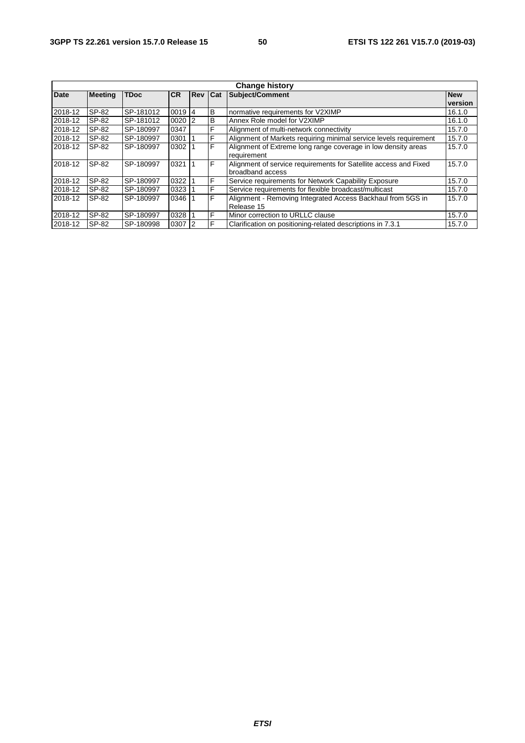| Change history | | | | | | | |
|---|---|---|---|---|---|---|---|
| **Date** | **Meeting** | **TDoc** | **CR** | **Rev** | **Cat** | **Subject/Comment** | **New version** |
| 2018-12 | SP-82 | SP-181012 | 0019 | 4 | B | normative requirements for V2XIMP | 16.1.0 |
| 2018-12 | SP-82 | SP-181012 | 0020 | 2 | B | Annex Role model for V2XIMP | 16.1.0 |
| 2018-12 | SP-82 | SP-180997 | 0347 | | F | Alignment of multi-network connectivity | 15.7.0 |
| 2018-12 | SP-82 | SP-180997 | 0301 | 1 | F | Alignment of Markets requiring minimal service levels requirement | 15.7.0 |
| 2018-12 | SP-82 | SP-180997 | 0302 | 1 | F | Alignment of Extreme long range coverage in low density areas requirement | 15.7.0 |
| 2018-12 | SP-82 | SP-180997 | 0321 | 1 | F | Alignment of service requirements for Satellite access and Fixed broadband access | 15.7.0 |
| 2018-12 | SP-82 | SP-180997 | 0322 | 1 | F | Service requirements for Network Capability Exposure | 15.7.0 |
| 2018-12 | SP-82 | SP-180997 | 0323 | 1 | F | Service requirements for flexible broadcast/multicast | 15.7.0 |
| 2018-12 | SP-82 | SP-180997 | 0346 | 1 | F | Alignment - Removing Integrated Access Backhaul from 5GS in Release 15 | 15.7.0 |
| 2018-12 | SP-82 | SP-180997 | 0328 | 1 | F | Minor correction to URLLC clause | 15.7.0 |
| 2018-12 | SP-82 | SP-180998 | 0307 | 2 | F | Clarification on positioning-related descriptions in 7.3.1 | 15.7.0 |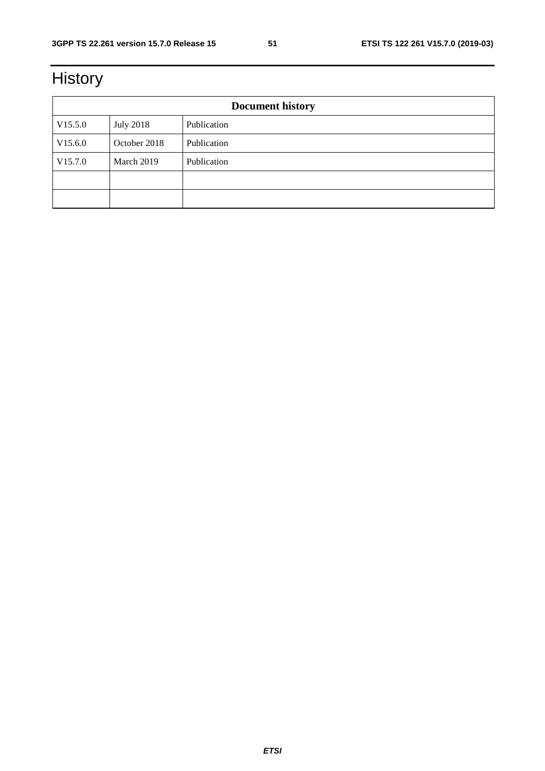# History

| Document history | | |
|---|---|---|
| V15.5.0 | July 2018 | Publication |
| V15.6.0 | October 2018 | Publication |
| V15.7.0 | March 2019 | Publication |
| | | |
| | | |